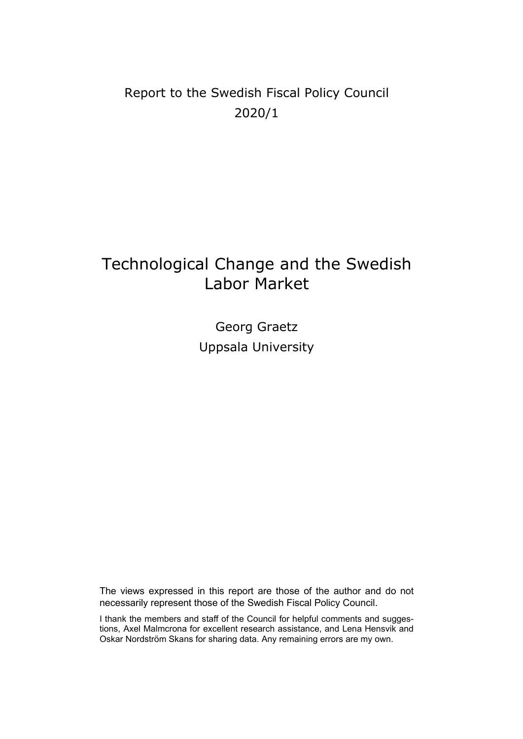Report to the Swedish Fiscal Policy Council
2020/1

# Technological Change and the Swedish Labor Market

Georg Graetz
Uppsala University

The views expressed in this report are those of the author and do not necessarily represent those of the Swedish Fiscal Policy Council.

I thank the members and staff of the Council for helpful comments and suggestions, Axel Malmcrona for excellent research assistance, and Lena Hensvik and Oskar Nordström Skans for sharing data. Any remaining errors are my own.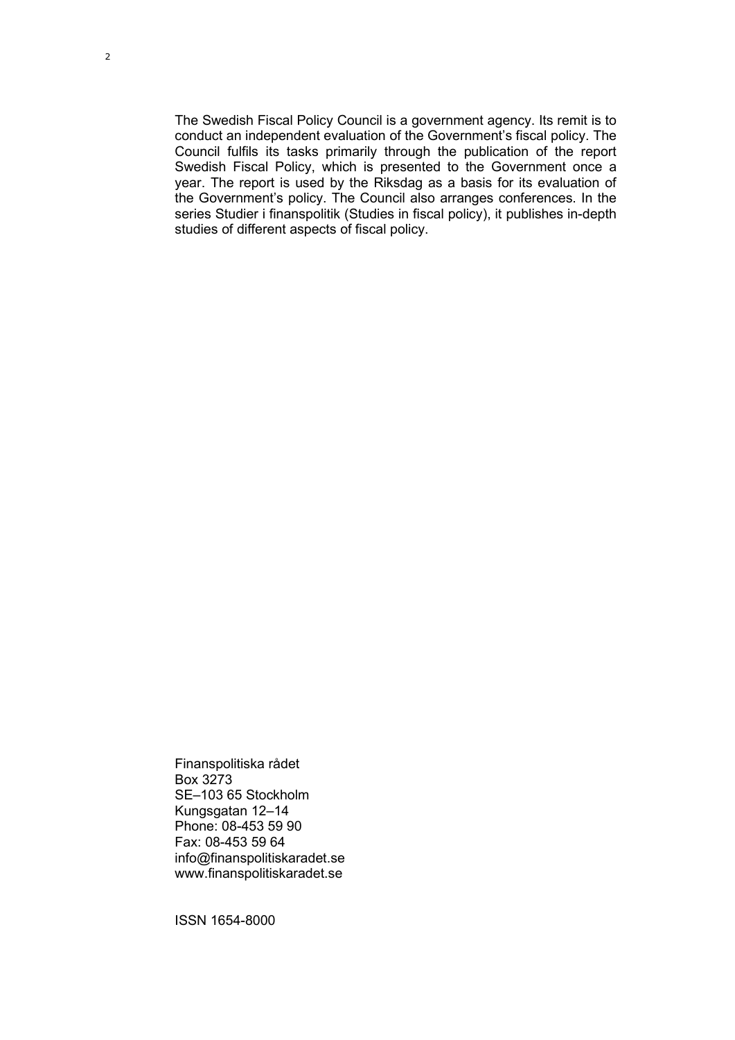The Swedish Fiscal Policy Council is a government agency. Its remit is to conduct an independent evaluation of the Government's fiscal policy. The Council fulfils its tasks primarily through the publication of the report Swedish Fiscal Policy, which is presented to the Government once a year. The report is used by the Riksdag as a basis for its evaluation of the Government's policy. The Council also arranges conferences. In the series Studier i finanspolitik (Studies in fiscal policy), it publishes in-depth studies of different aspects of fiscal policy.

Finanspolitiska rådet
Box 3273
SE–103 65 Stockholm
Kungsgatan 12–14
Phone: 08-453 59 90
Fax: 08-453 59 64
info@finanspolitiskaradet.se
www.finanspolitiskaradet.se

ISSN 1654-8000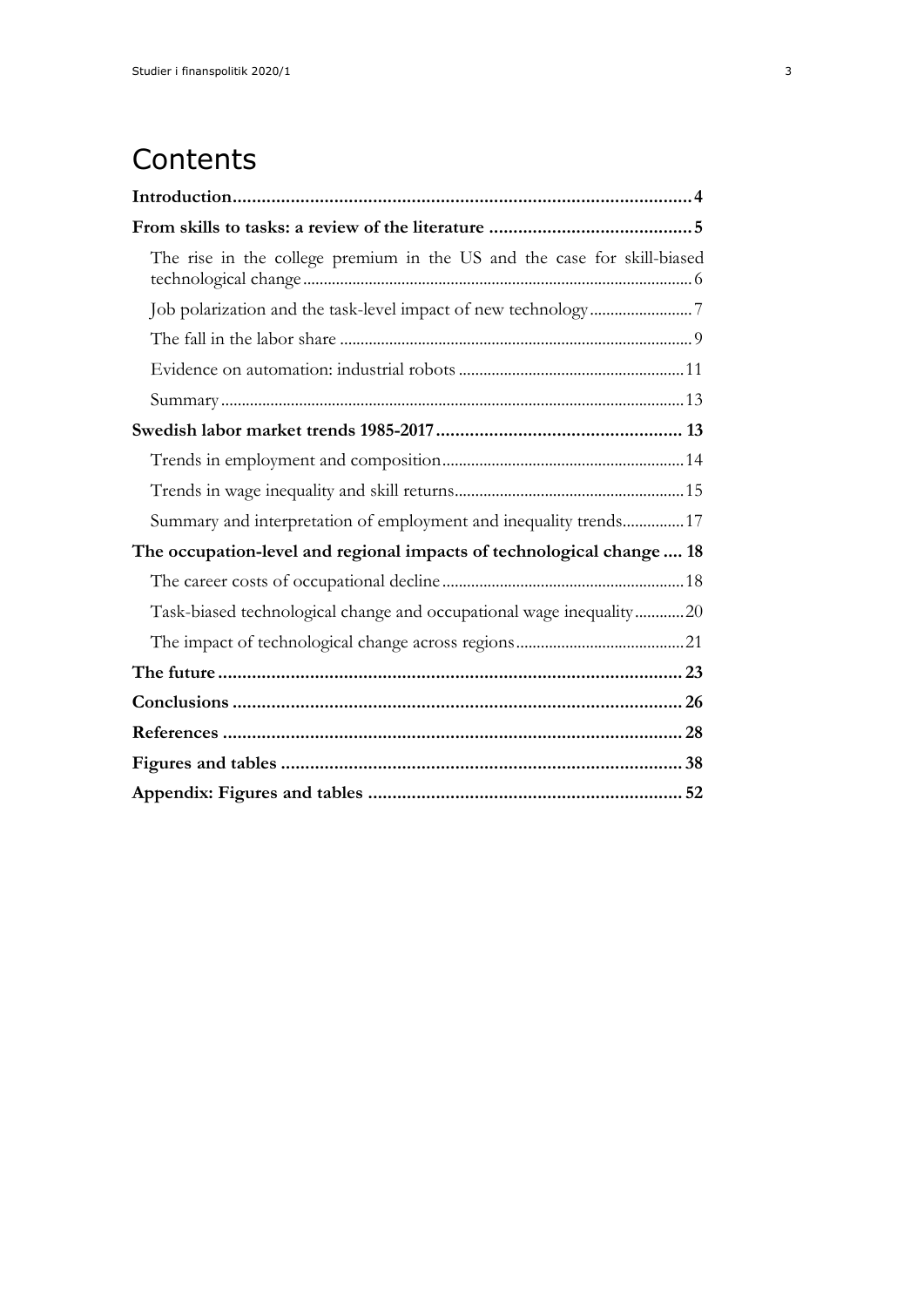# Contents

**Introduction** .......... 4

**From skills to tasks: a review of the literature** .......... 5

- The rise in the college premium in the US and the case for skill-biased technological change .......... 6
- Job polarization and the task-level impact of new technology .......... 7
- The fall in the labor share .......... 9
- Evidence on automation: industrial robots .......... 11
- Summary .......... 13

**Swedish labor market trends 1985-2017** .......... 13

- Trends in employment and composition .......... 14
- Trends in wage inequality and skill returns .......... 15
- Summary and interpretation of employment and inequality trends .......... 17

**The occupation-level and regional impacts of technological change** .......... 18

- The career costs of occupational decline .......... 18
- Task-biased technological change and occupational wage inequality .......... 20
- The impact of technological change across regions .......... 21

**The future** .......... 23

**Conclusions** .......... 26

**References** .......... 28

**Figures and tables** .......... 38

**Appendix: Figures and tables** .......... 52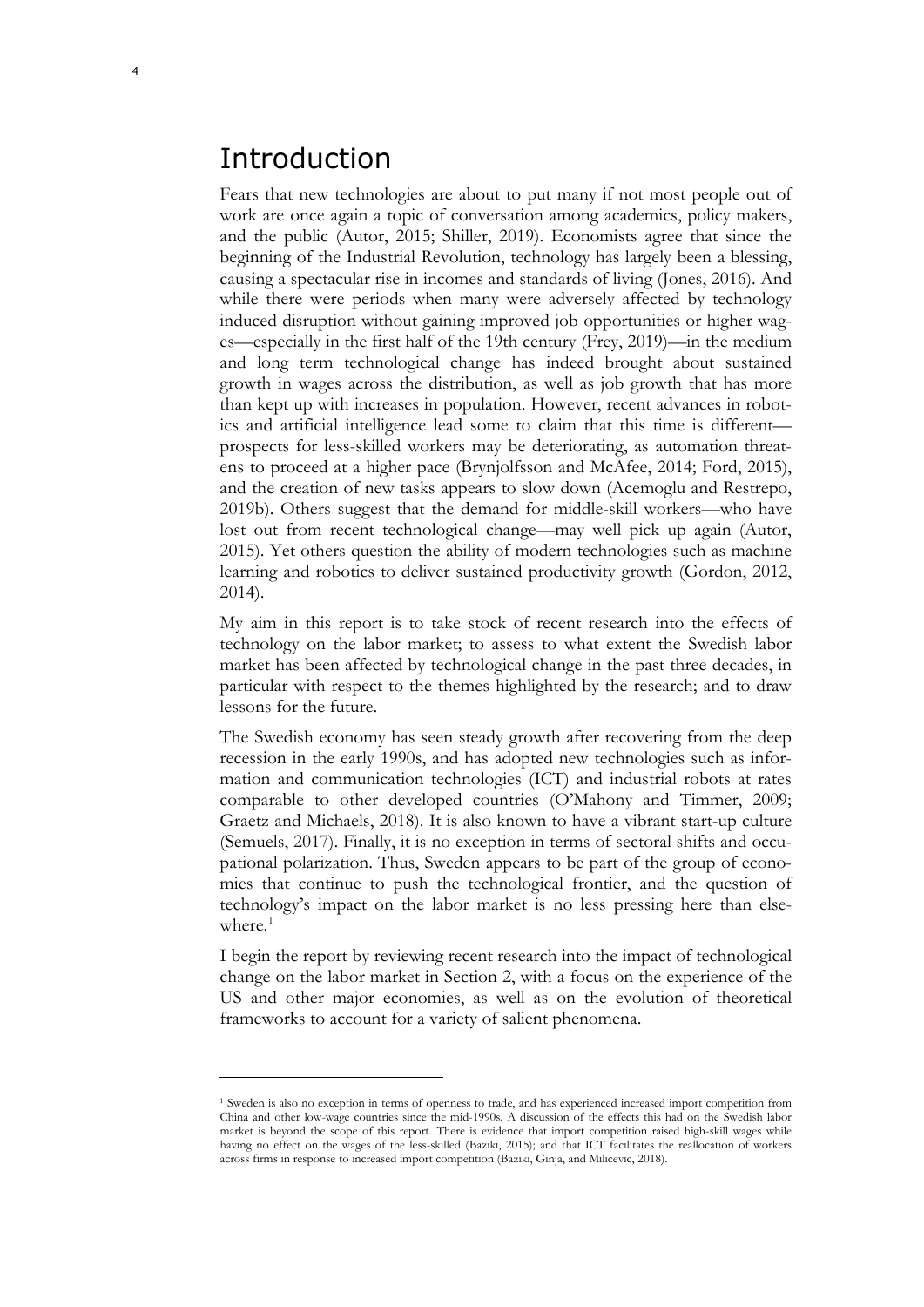# Introduction

Fears that new technologies are about to put many if not most people out of work are once again a topic of conversation among academics, policy makers, and the public (Autor, 2015; Shiller, 2019). Economists agree that since the beginning of the Industrial Revolution, technology has largely been a blessing, causing a spectacular rise in incomes and standards of living (Jones, 2016). And while there were periods when many were adversely affected by technology induced disruption without gaining improved job opportunities or higher wages—especially in the first half of the 19th century (Frey, 2019)—in the medium and long term technological change has indeed brought about sustained growth in wages across the distribution, as well as job growth that has more than kept up with increases in population. However, recent advances in robotics and artificial intelligence lead some to claim that this time is different—prospects for less-skilled workers may be deteriorating, as automation threatens to proceed at a higher pace (Brynjolfsson and McAfee, 2014; Ford, 2015), and the creation of new tasks appears to slow down (Acemoglu and Restrepo, 2019b). Others suggest that the demand for middle-skill workers—who have lost out from recent technological change—may well pick up again (Autor, 2015). Yet others question the ability of modern technologies such as machine learning and robotics to deliver sustained productivity growth (Gordon, 2012, 2014).

My aim in this report is to take stock of recent research into the effects of technology on the labor market; to assess to what extent the Swedish labor market has been affected by technological change in the past three decades, in particular with respect to the themes highlighted by the research; and to draw lessons for the future.

The Swedish economy has seen steady growth after recovering from the deep recession in the early 1990s, and has adopted new technologies such as information and communication technologies (ICT) and industrial robots at rates comparable to other developed countries (O'Mahony and Timmer, 2009; Graetz and Michaels, 2018). It is also known to have a vibrant start-up culture (Semuels, 2017). Finally, it is no exception in terms of sectoral shifts and occupational polarization. Thus, Sweden appears to be part of the group of economies that continue to push the technological frontier, and the question of technology's impact on the labor market is no less pressing here than elsewhere.[1]

I begin the report by reviewing recent research into the impact of technological change on the labor market in Section 2, with a focus on the experience of the US and other major economies, as well as on the evolution of theoretical frameworks to account for a variety of salient phenomena.

[1] Sweden is also no exception in terms of openness to trade, and has experienced increased import competition from China and other low-wage countries since the mid-1990s. A discussion of the effects this had on the Swedish labor market is beyond the scope of this report. There is evidence that import competition raised high-skill wages while having no effect on the wages of the less-skilled (Baziki, 2015); and that ICT facilitates the reallocation of workers across firms in response to increased import competition (Baziki, Ginja, and Milicevic, 2018).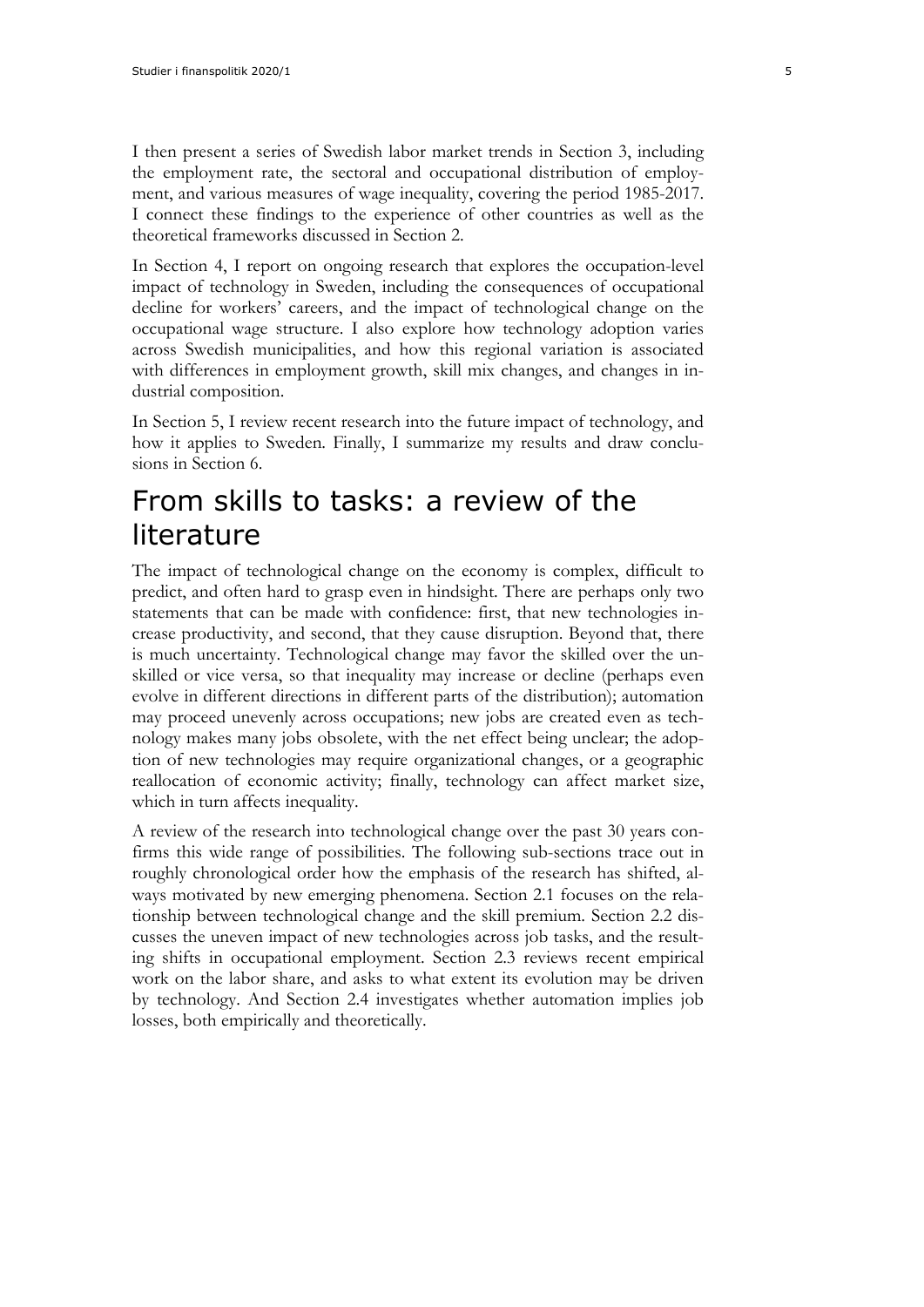I then present a series of Swedish labor market trends in Section 3, including the employment rate, the sectoral and occupational distribution of employment, and various measures of wage inequality, covering the period 1985-2017. I connect these findings to the experience of other countries as well as the theoretical frameworks discussed in Section 2.

In Section 4, I report on ongoing research that explores the occupation-level impact of technology in Sweden, including the consequences of occupational decline for workers' careers, and the impact of technological change on the occupational wage structure. I also explore how technology adoption varies across Swedish municipalities, and how this regional variation is associated with differences in employment growth, skill mix changes, and changes in industrial composition.

In Section 5, I review recent research into the future impact of technology, and how it applies to Sweden. Finally, I summarize my results and draw conclusions in Section 6.

# From skills to tasks: a review of the literature

The impact of technological change on the economy is complex, difficult to predict, and often hard to grasp even in hindsight. There are perhaps only two statements that can be made with confidence: first, that new technologies increase productivity, and second, that they cause disruption. Beyond that, there is much uncertainty. Technological change may favor the skilled over the unskilled or vice versa, so that inequality may increase or decline (perhaps even evolve in different directions in different parts of the distribution); automation may proceed unevenly across occupations; new jobs are created even as technology makes many jobs obsolete, with the net effect being unclear; the adoption of new technologies may require organizational changes, or a geographic reallocation of economic activity; finally, technology can affect market size, which in turn affects inequality.

A review of the research into technological change over the past 30 years confirms this wide range of possibilities. The following sub-sections trace out in roughly chronological order how the emphasis of the research has shifted, always motivated by new emerging phenomena. Section 2.1 focuses on the relationship between technological change and the skill premium. Section 2.2 discusses the uneven impact of new technologies across job tasks, and the resulting shifts in occupational employment. Section 2.3 reviews recent empirical work on the labor share, and asks to what extent its evolution may be driven by technology. And Section 2.4 investigates whether automation implies job losses, both empirically and theoretically.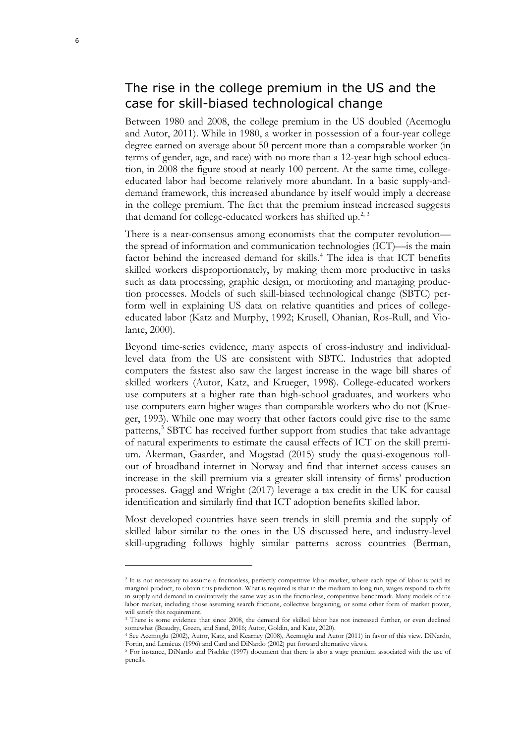## The rise in the college premium in the US and the case for skill-biased technological change

Between 1980 and 2008, the college premium in the US doubled (Acemoglu and Autor, 2011). While in 1980, a worker in possession of a four-year college degree earned on average about 50 percent more than a comparable worker (in terms of gender, age, and race) with no more than a 12-year high school education, in 2008 the figure stood at nearly 100 percent. At the same time, college-educated labor had become relatively more abundant. In a basic supply-and-demand framework, this increased abundance by itself would imply a decrease in the college premium. The fact that the premium instead increased suggests that demand for college-educated workers has shifted up.[2, 3]

There is a near-consensus among economists that the computer revolution—the spread of information and communication technologies (ICT)—is the main factor behind the increased demand for skills.[4] The idea is that ICT benefits skilled workers disproportionately, by making them more productive in tasks such as data processing, graphic design, or monitoring and managing production processes. Models of such skill-biased technological change (SBTC) perform well in explaining US data on relative quantities and prices of college-educated labor (Katz and Murphy, 1992; Krusell, Ohanian, Ros-Rull, and Violante, 2000).

Beyond time-series evidence, many aspects of cross-industry and individual-level data from the US are consistent with SBTC. Industries that adopted computers the fastest also saw the largest increase in the wage bill shares of skilled workers (Autor, Katz, and Krueger, 1998). College-educated workers use computers at a higher rate than high-school graduates, and workers who use computers earn higher wages than comparable workers who do not (Krueger, 1993). While one may worry that other factors could give rise to the same patterns,[5] SBTC has received further support from studies that take advantage of natural experiments to estimate the causal effects of ICT on the skill premium. Akerman, Gaarder, and Mogstad (2015) study the quasi-exogenous rollout of broadband internet in Norway and find that internet access causes an increase in the skill premium via a greater skill intensity of firms' production processes. Gaggl and Wright (2017) leverage a tax credit in the UK for causal identification and similarly find that ICT adoption benefits skilled labor.

Most developed countries have seen trends in skill premia and the supply of skilled labor similar to the ones in the US discussed here, and industry-level skill-upgrading follows highly similar patterns across countries (Berman,

---

[2] It is not necessary to assume a frictionless, perfectly competitive labor market, where each type of labor is paid its marginal product, to obtain this prediction. What is required is that in the medium to long run, wages respond to shifts in supply and demand in qualitatively the same way as in the frictionless, competitive benchmark. Many models of the labor market, including those assuming search frictions, collective bargaining, or some other form of market power, will satisfy this requirement.

[3] There is some evidence that since 2008, the demand for skilled labor has not increased further, or even declined somewhat (Beaudry, Green, and Sand, 2016; Autor, Goldin, and Katz, 2020).

[4] See Acemoglu (2002), Autor, Katz, and Kearney (2008), Acemoglu and Autor (2011) in favor of this view. DiNardo, Fortin, and Lemieux (1996) and Card and DiNardo (2002) put forward alternative views.

[5] For instance, DiNardo and Pischke (1997) document that there is also a wage premium associated with the use of pencils.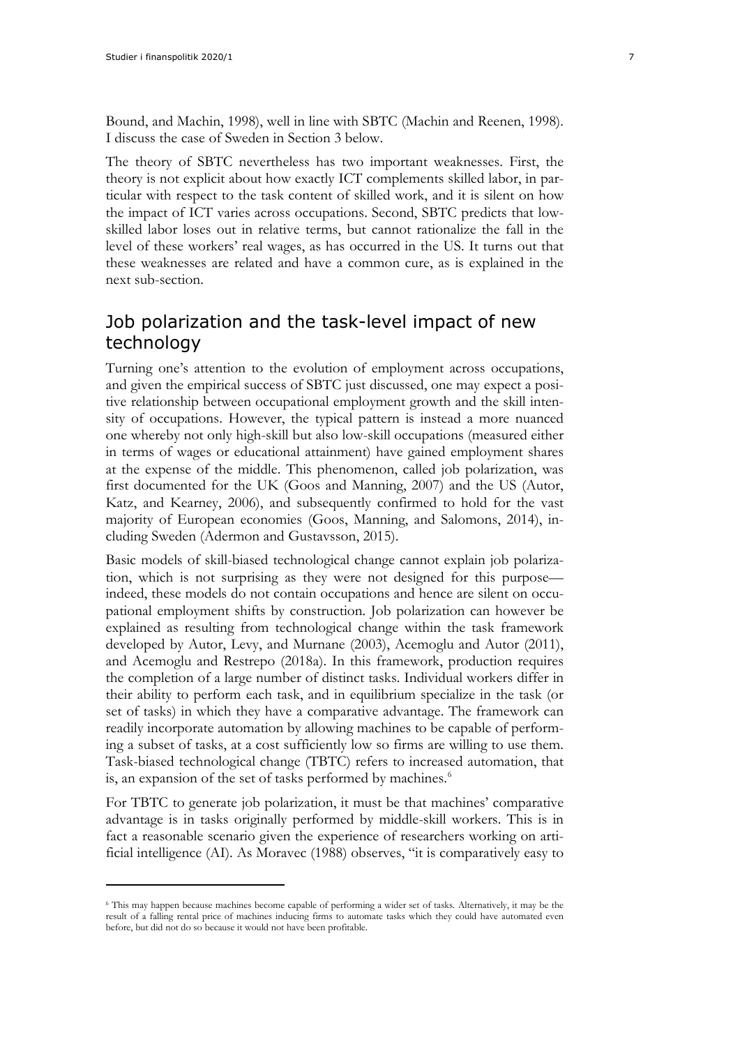Bound, and Machin, 1998), well in line with SBTC (Machin and Reenen, 1998). I discuss the case of Sweden in Section 3 below.

The theory of SBTC nevertheless has two important weaknesses. First, the theory is not explicit about how exactly ICT complements skilled labor, in particular with respect to the task content of skilled work, and it is silent on how the impact of ICT varies across occupations. Second, SBTC predicts that low-skilled labor loses out in relative terms, but cannot rationalize the fall in the level of these workers' real wages, as has occurred in the US. It turns out that these weaknesses are related and have a common cure, as is explained in the next sub-section.

## Job polarization and the task-level impact of new technology

Turning one's attention to the evolution of employment across occupations, and given the empirical success of SBTC just discussed, one may expect a positive relationship between occupational employment growth and the skill intensity of occupations. However, the typical pattern is instead a more nuanced one whereby not only high-skill but also low-skill occupations (measured either in terms of wages or educational attainment) have gained employment shares at the expense of the middle. This phenomenon, called job polarization, was first documented for the UK (Goos and Manning, 2007) and the US (Autor, Katz, and Kearney, 2006), and subsequently confirmed to hold for the vast majority of European economies (Goos, Manning, and Salomons, 2014), including Sweden (Adermon and Gustavsson, 2015).

Basic models of skill-biased technological change cannot explain job polarization, which is not surprising as they were not designed for this purpose—indeed, these models do not contain occupations and hence are silent on occupational employment shifts by construction. Job polarization can however be explained as resulting from technological change within the task framework developed by Autor, Levy, and Murnane (2003), Acemoglu and Autor (2011), and Acemoglu and Restrepo (2018a). In this framework, production requires the completion of a large number of distinct tasks. Individual workers differ in their ability to perform each task, and in equilibrium specialize in the task (or set of tasks) in which they have a comparative advantage. The framework can readily incorporate automation by allowing machines to be capable of performing a subset of tasks, at a cost sufficiently low so firms are willing to use them. Task-biased technological change (TBTC) refers to increased automation, that is, an expansion of the set of tasks performed by machines.[6]

For TBTC to generate job polarization, it must be that machines' comparative advantage is in tasks originally performed by middle-skill workers. This is in fact a reasonable scenario given the experience of researchers working on artificial intelligence (AI). As Moravec (1988) observes, "it is comparatively easy to

---

[6] This may happen because machines become capable of performing a wider set of tasks. Alternatively, it may be the result of a falling rental price of machines inducing firms to automate tasks which they could have automated even before, but did not do so because it would not have been profitable.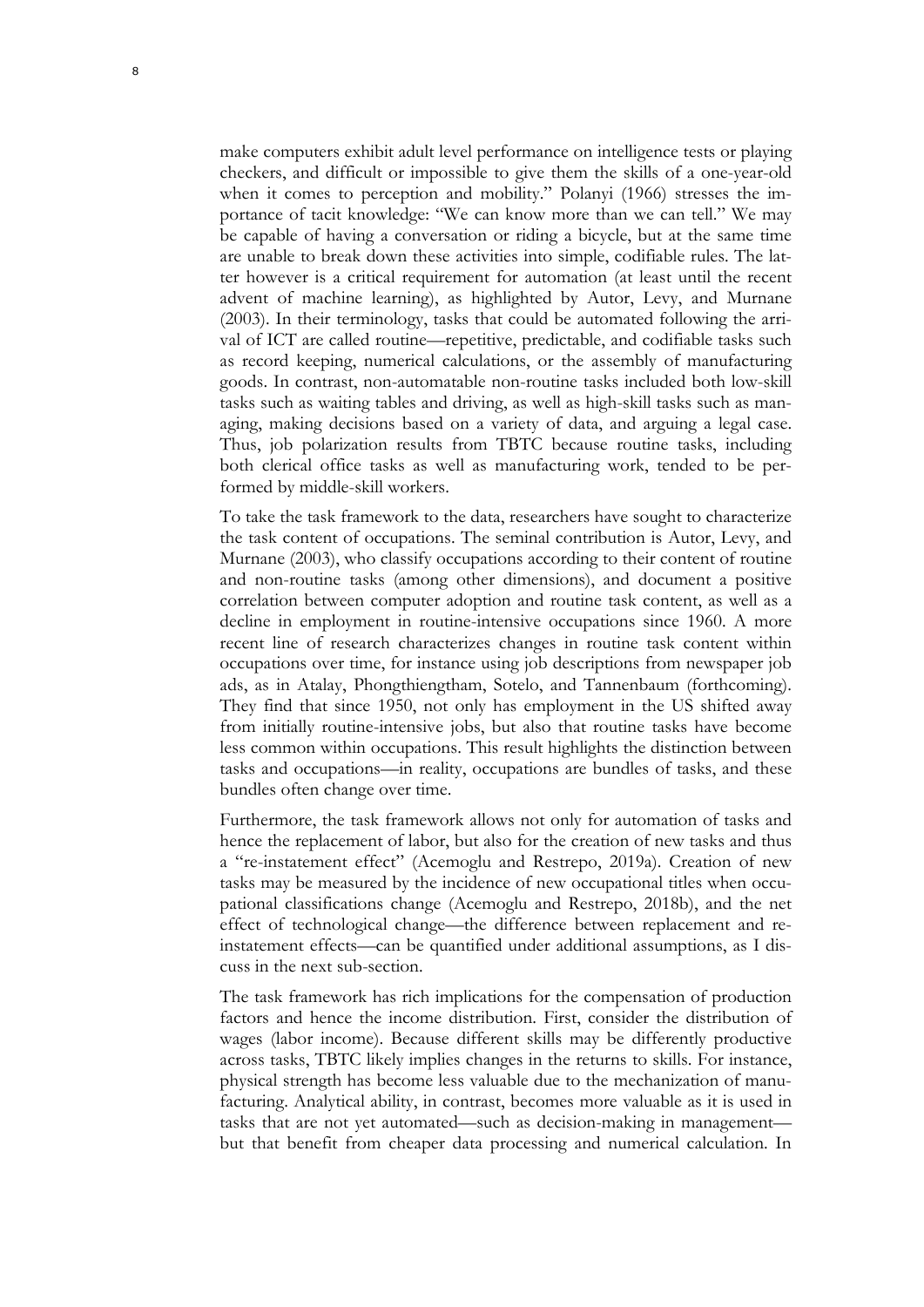make computers exhibit adult level performance on intelligence tests or playing checkers, and difficult or impossible to give them the skills of a one-year-old when it comes to perception and mobility." Polanyi (1966) stresses the importance of tacit knowledge: "We can know more than we can tell." We may be capable of having a conversation or riding a bicycle, but at the same time are unable to break down these activities into simple, codifiable rules. The latter however is a critical requirement for automation (at least until the recent advent of machine learning), as highlighted by Autor, Levy, and Murnane (2003). In their terminology, tasks that could be automated following the arrival of ICT are called routine—repetitive, predictable, and codifiable tasks such as record keeping, numerical calculations, or the assembly of manufacturing goods. In contrast, non-automatable non-routine tasks included both low-skill tasks such as waiting tables and driving, as well as high-skill tasks such as managing, making decisions based on a variety of data, and arguing a legal case. Thus, job polarization results from TBTC because routine tasks, including both clerical office tasks as well as manufacturing work, tended to be performed by middle-skill workers.

To take the task framework to the data, researchers have sought to characterize the task content of occupations. The seminal contribution is Autor, Levy, and Murnane (2003), who classify occupations according to their content of routine and non-routine tasks (among other dimensions), and document a positive correlation between computer adoption and routine task content, as well as a decline in employment in routine-intensive occupations since 1960. A more recent line of research characterizes changes in routine task content within occupations over time, for instance using job descriptions from newspaper job ads, as in Atalay, Phongthiengtham, Sotelo, and Tannenbaum (forthcoming). They find that since 1950, not only has employment in the US shifted away from initially routine-intensive jobs, but also that routine tasks have become less common within occupations. This result highlights the distinction between tasks and occupations—in reality, occupations are bundles of tasks, and these bundles often change over time.

Furthermore, the task framework allows not only for automation of tasks and hence the replacement of labor, but also for the creation of new tasks and thus a "re-instatement effect" (Acemoglu and Restrepo, 2019a). Creation of new tasks may be measured by the incidence of new occupational titles when occupational classifications change (Acemoglu and Restrepo, 2018b), and the net effect of technological change—the difference between replacement and re-instatement effects—can be quantified under additional assumptions, as I discuss in the next sub-section.

The task framework has rich implications for the compensation of production factors and hence the income distribution. First, consider the distribution of wages (labor income). Because different skills may be differently productive across tasks, TBTC likely implies changes in the returns to skills. For instance, physical strength has become less valuable due to the mechanization of manufacturing. Analytical ability, in contrast, becomes more valuable as it is used in tasks that are not yet automated—such as decision-making in management—but that benefit from cheaper data processing and numerical calculation. In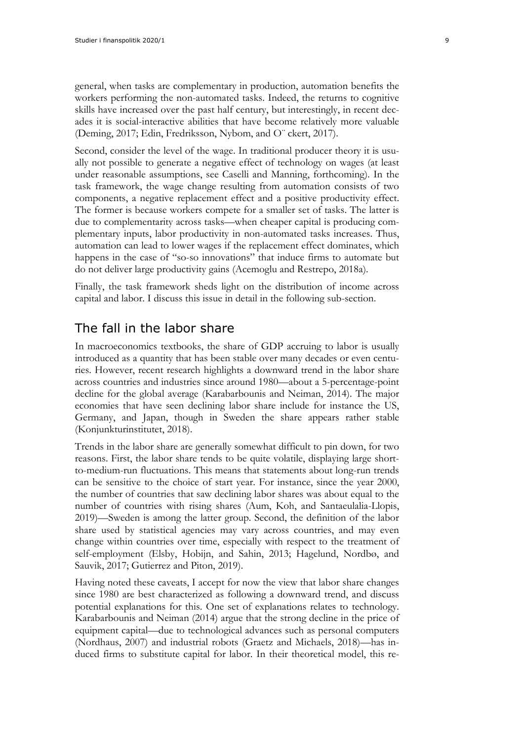general, when tasks are complementary in production, automation benefits the workers performing the non-automated tasks. Indeed, the returns to cognitive skills have increased over the past half century, but interestingly, in recent decades it is social-interactive abilities that have become relatively more valuable (Deming, 2017; Edin, Fredriksson, Nybom, and O¨ckert, 2017).

Second, consider the level of the wage. In traditional producer theory it is usually not possible to generate a negative effect of technology on wages (at least under reasonable assumptions, see Caselli and Manning, forthcoming). In the task framework, the wage change resulting from automation consists of two components, a negative replacement effect and a positive productivity effect. The former is because workers compete for a smaller set of tasks. The latter is due to complementarity across tasks—when cheaper capital is producing complementary inputs, labor productivity in non-automated tasks increases. Thus, automation can lead to lower wages if the replacement effect dominates, which happens in the case of "so-so innovations" that induce firms to automate but do not deliver large productivity gains (Acemoglu and Restrepo, 2018a).

Finally, the task framework sheds light on the distribution of income across capital and labor. I discuss this issue in detail in the following sub-section.

## The fall in the labor share

In macroeconomics textbooks, the share of GDP accruing to labor is usually introduced as a quantity that has been stable over many decades or even centuries. However, recent research highlights a downward trend in the labor share across countries and industries since around 1980—about a 5-percentage-point decline for the global average (Karabarbounis and Neiman, 2014). The major economies that have seen declining labor share include for instance the US, Germany, and Japan, though in Sweden the share appears rather stable (Konjunkturinstitutet, 2018).

Trends in the labor share are generally somewhat difficult to pin down, for two reasons. First, the labor share tends to be quite volatile, displaying large short-to-medium-run fluctuations. This means that statements about long-run trends can be sensitive to the choice of start year. For instance, since the year 2000, the number of countries that saw declining labor shares was about equal to the number of countries with rising shares (Aum, Koh, and Santaeulalia-Llopis, 2019)—Sweden is among the latter group. Second, the definition of the labor share used by statistical agencies may vary across countries, and may even change within countries over time, especially with respect to the treatment of self-employment (Elsby, Hobijn, and Sahin, 2013; Hagelund, Nordbø, and Sauvik, 2017; Gutierrez and Piton, 2019).

Having noted these caveats, I accept for now the view that labor share changes since 1980 are best characterized as following a downward trend, and discuss potential explanations for this. One set of explanations relates to technology. Karabarbounis and Neiman (2014) argue that the strong decline in the price of equipment capital—due to technological advances such as personal computers (Nordhaus, 2007) and industrial robots (Graetz and Michaels, 2018)—has induced firms to substitute capital for labor. In their theoretical model, this re-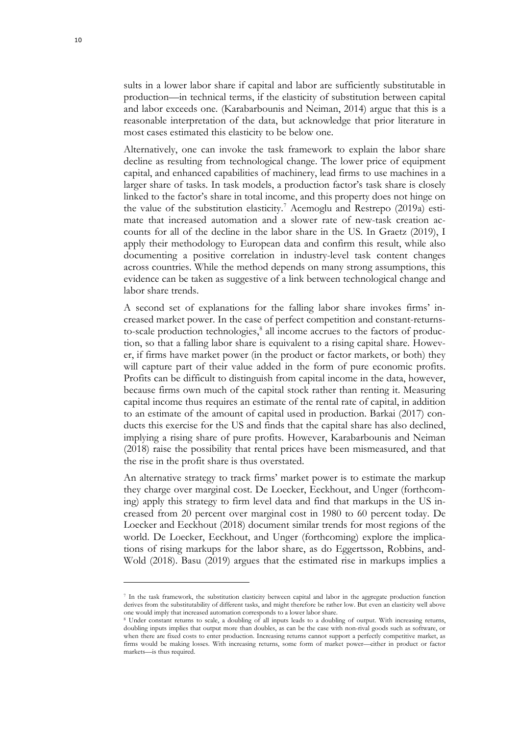sults in a lower labor share if capital and labor are sufficiently substitutable in production—in technical terms, if the elasticity of substitution between capital and labor exceeds one. (Karabarbounis and Neiman, 2014) argue that this is a reasonable interpretation of the data, but acknowledge that prior literature in most cases estimated this elasticity to be below one.

Alternatively, one can invoke the task framework to explain the labor share decline as resulting from technological change. The lower price of equipment capital, and enhanced capabilities of machinery, lead firms to use machines in a larger share of tasks. In task models, a production factor's task share is closely linked to the factor's share in total income, and this property does not hinge on the value of the substitution elasticity.[7] Acemoglu and Restrepo (2019a) estimate that increased automation and a slower rate of new-task creation accounts for all of the decline in the labor share in the US. In Graetz (2019), I apply their methodology to European data and confirm this result, while also documenting a positive correlation in industry-level task content changes across countries. While the method depends on many strong assumptions, this evidence can be taken as suggestive of a link between technological change and labor share trends.

A second set of explanations for the falling labor share invokes firms' increased market power. In the case of perfect competition and constant-returns-to-scale production technologies,[8] all income accrues to the factors of production, so that a falling labor share is equivalent to a rising capital share. However, if firms have market power (in the product or factor markets, or both) they will capture part of their value added in the form of pure economic profits. Profits can be difficult to distinguish from capital income in the data, however, because firms own much of the capital stock rather than renting it. Measuring capital income thus requires an estimate of the rental rate of capital, in addition to an estimate of the amount of capital used in production. Barkai (2017) conducts this exercise for the US and finds that the capital share has also declined, implying a rising share of pure profits. However, Karabarbounis and Neiman (2018) raise the possibility that rental prices have been mismeasured, and that the rise in the profit share is thus overstated.

An alternative strategy to track firms' market power is to estimate the markup they charge over marginal cost. De Loecker, Eeckhout, and Unger (forthcoming) apply this strategy to firm level data and find that markups in the US increased from 20 percent over marginal cost in 1980 to 60 percent today. De Loecker and Eeckhout (2018) document similar trends for most regions of the world. De Loecker, Eeckhout, and Unger (forthcoming) explore the implications of rising markups for the labor share, as do Eggertsson, Robbins, and-Wold (2018). Basu (2019) argues that the estimated rise in markups implies a

---

[7] In the task framework, the substitution elasticity between capital and labor in the aggregate production function derives from the substitutability of different tasks, and might therefore be rather low. But even an elasticity well above one would imply that increased automation corresponds to a lower labor share.

[8] Under constant returns to scale, a doubling of all inputs leads to a doubling of output. With increasing returns, doubling inputs implies that output more than doubles, as can be the case with non-rival goods such as software, or when there are fixed costs to enter production. Increasing returns cannot support a perfectly competitive market, as firms would be making losses. With increasing returns, some form of market power—either in product or factor markets—is thus required.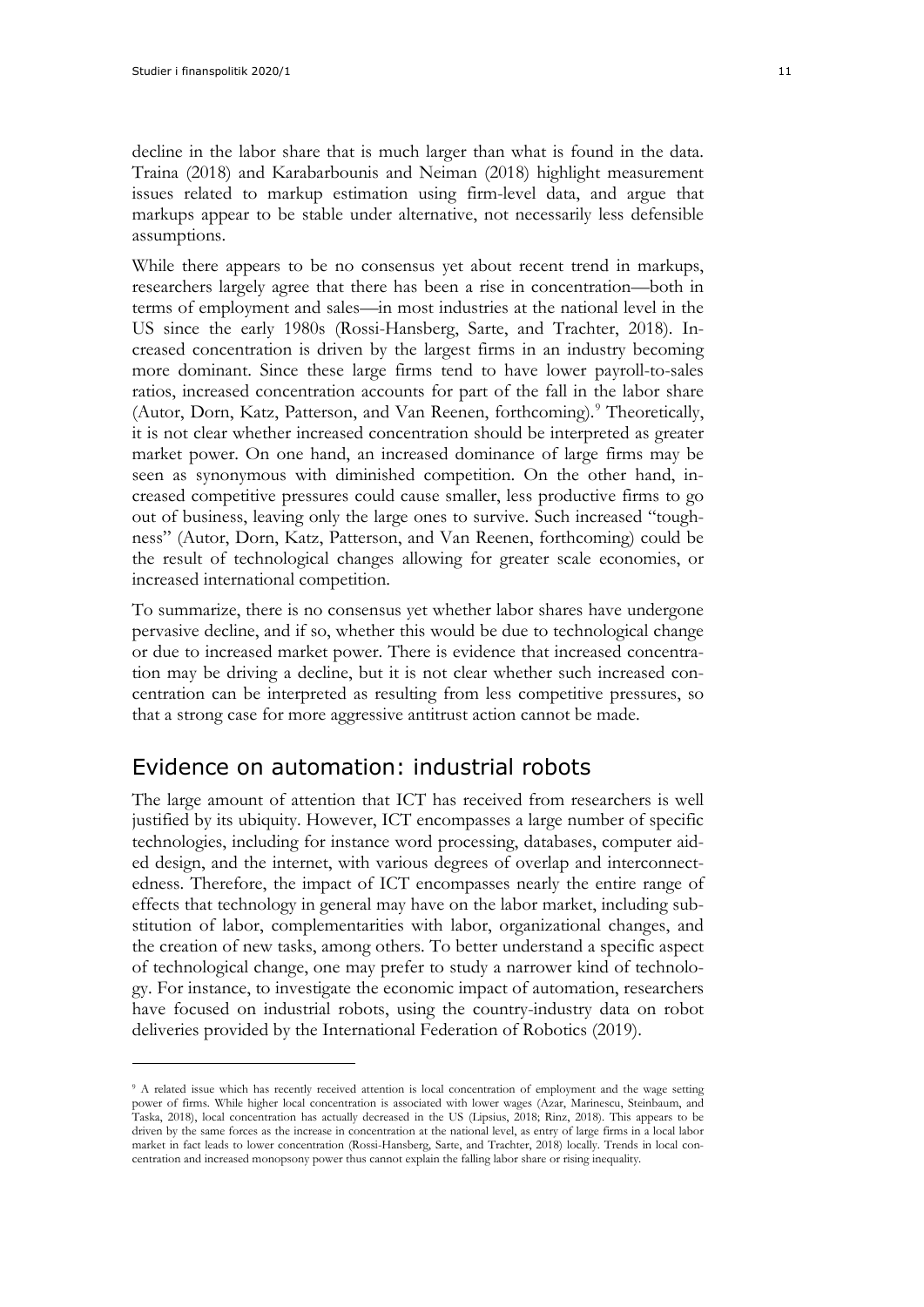decline in the labor share that is much larger than what is found in the data. Traina (2018) and Karabarbounis and Neiman (2018) highlight measurement issues related to markup estimation using firm-level data, and argue that markups appear to be stable under alternative, not necessarily less defensible assumptions.

While there appears to be no consensus yet about recent trend in markups, researchers largely agree that there has been a rise in concentration—both in terms of employment and sales—in most industries at the national level in the US since the early 1980s (Rossi-Hansberg, Sarte, and Trachter, 2018). Increased concentration is driven by the largest firms in an industry becoming more dominant. Since these large firms tend to have lower payroll-to-sales ratios, increased concentration accounts for part of the fall in the labor share (Autor, Dorn, Katz, Patterson, and Van Reenen, forthcoming).[9] Theoretically, it is not clear whether increased concentration should be interpreted as greater market power. On one hand, an increased dominance of large firms may be seen as synonymous with diminished competition. On the other hand, increased competitive pressures could cause smaller, less productive firms to go out of business, leaving only the large ones to survive. Such increased "toughness" (Autor, Dorn, Katz, Patterson, and Van Reenen, forthcoming) could be the result of technological changes allowing for greater scale economies, or increased international competition.

To summarize, there is no consensus yet whether labor shares have undergone pervasive decline, and if so, whether this would be due to technological change or due to increased market power. There is evidence that increased concentration may be driving a decline, but it is not clear whether such increased concentration can be interpreted as resulting from less competitive pressures, so that a strong case for more aggressive antitrust action cannot be made.

## Evidence on automation: industrial robots

The large amount of attention that ICT has received from researchers is well justified by its ubiquity. However, ICT encompasses a large number of specific technologies, including for instance word processing, databases, computer aided design, and the internet, with various degrees of overlap and interconnectedness. Therefore, the impact of ICT encompasses nearly the entire range of effects that technology in general may have on the labor market, including substitution of labor, complementarities with labor, organizational changes, and the creation of new tasks, among others. To better understand a specific aspect of technological change, one may prefer to study a narrower kind of technology. For instance, to investigate the economic impact of automation, researchers have focused on industrial robots, using the country-industry data on robot deliveries provided by the International Federation of Robotics (2019).

---

[9] A related issue which has recently received attention is local concentration of employment and the wage setting power of firms. While higher local concentration is associated with lower wages (Azar, Marinescu, Steinbaum, and Taska, 2018), local concentration has actually decreased in the US (Lipsius, 2018; Rinz, 2018). This appears to be driven by the same forces as the increase in concentration at the national level, as entry of large firms in a local labor market in fact leads to lower concentration (Rossi-Hansberg, Sarte, and Trachter, 2018) locally. Trends in local concentration and increased monopsony power thus cannot explain the falling labor share or rising inequality.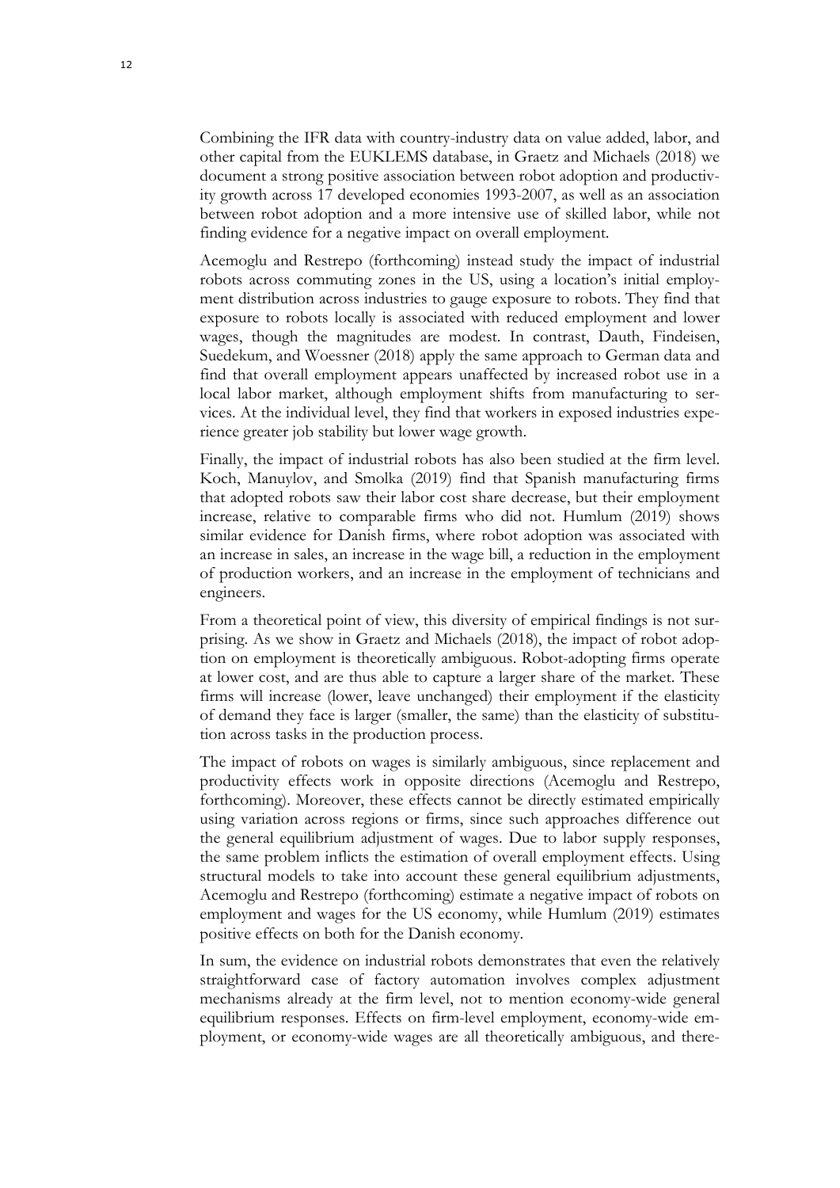Combining the IFR data with country-industry data on value added, labor, and other capital from the EUKLEMS database, in Graetz and Michaels (2018) we document a strong positive association between robot adoption and productivity growth across 17 developed economies 1993-2007, as well as an association between robot adoption and a more intensive use of skilled labor, while not finding evidence for a negative impact on overall employment.

Acemoglu and Restrepo (forthcoming) instead study the impact of industrial robots across commuting zones in the US, using a location's initial employment distribution across industries to gauge exposure to robots. They find that exposure to robots locally is associated with reduced employment and lower wages, though the magnitudes are modest. In contrast, Dauth, Findeisen, Suedekum, and Woessner (2018) apply the same approach to German data and find that overall employment appears unaffected by increased robot use in a local labor market, although employment shifts from manufacturing to services. At the individual level, they find that workers in exposed industries experience greater job stability but lower wage growth.

Finally, the impact of industrial robots has also been studied at the firm level. Koch, Manuylov, and Smolka (2019) find that Spanish manufacturing firms that adopted robots saw their labor cost share decrease, but their employment increase, relative to comparable firms who did not. Humlum (2019) shows similar evidence for Danish firms, where robot adoption was associated with an increase in sales, an increase in the wage bill, a reduction in the employment of production workers, and an increase in the employment of technicians and engineers.

From a theoretical point of view, this diversity of empirical findings is not surprising. As we show in Graetz and Michaels (2018), the impact of robot adoption on employment is theoretically ambiguous. Robot-adopting firms operate at lower cost, and are thus able to capture a larger share of the market. These firms will increase (lower, leave unchanged) their employment if the elasticity of demand they face is larger (smaller, the same) than the elasticity of substitution across tasks in the production process.

The impact of robots on wages is similarly ambiguous, since replacement and productivity effects work in opposite directions (Acemoglu and Restrepo, forthcoming). Moreover, these effects cannot be directly estimated empirically using variation across regions or firms, since such approaches difference out the general equilibrium adjustment of wages. Due to labor supply responses, the same problem inflicts the estimation of overall employment effects. Using structural models to take into account these general equilibrium adjustments, Acemoglu and Restrepo (forthcoming) estimate a negative impact of robots on employment and wages for the US economy, while Humlum (2019) estimates positive effects on both for the Danish economy.

In sum, the evidence on industrial robots demonstrates that even the relatively straightforward case of factory automation involves complex adjustment mechanisms already at the firm level, not to mention economy-wide general equilibrium responses. Effects on firm-level employment, economy-wide employment, or economy-wide wages are all theoretically ambiguous, and there-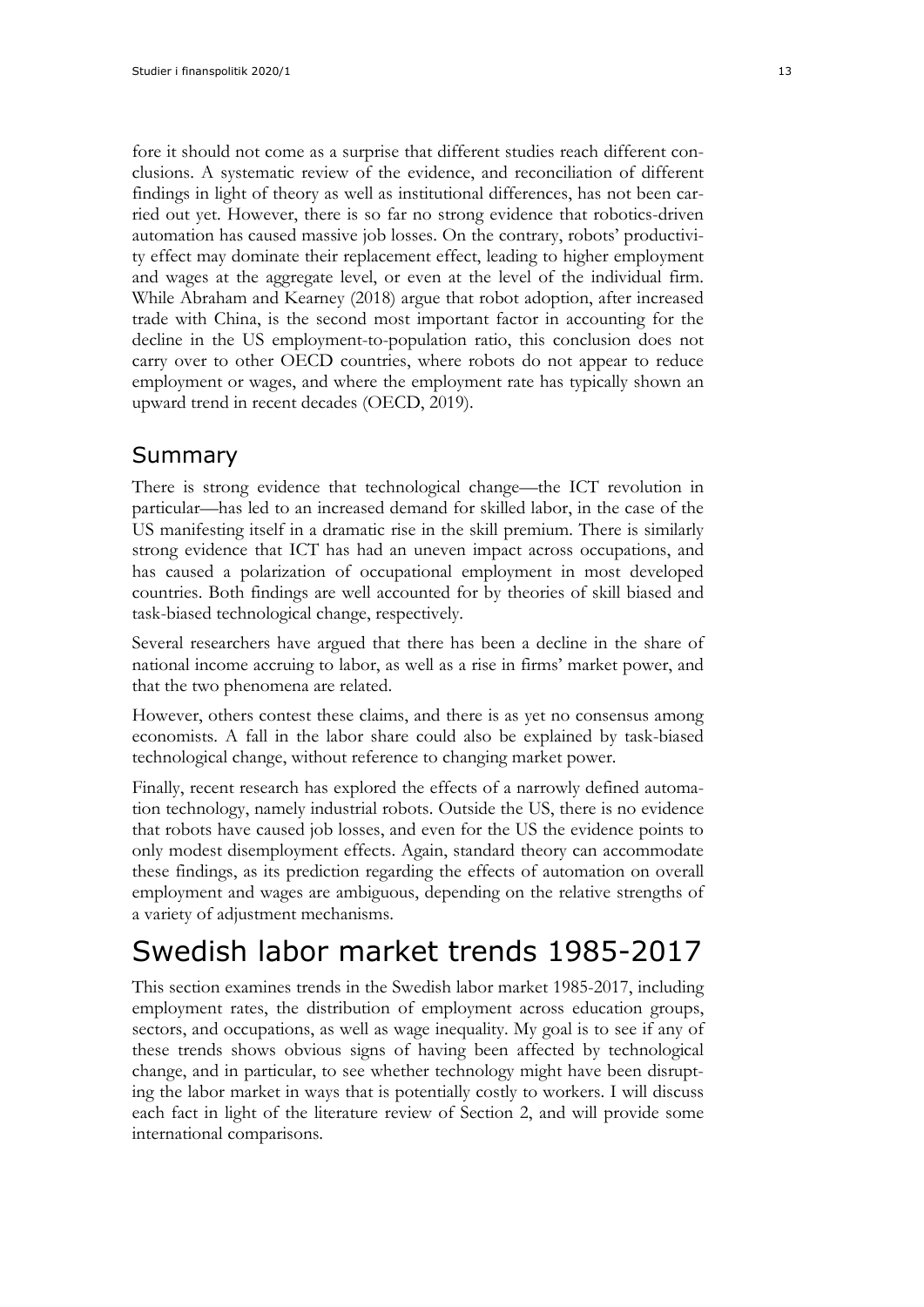fore it should not come as a surprise that different studies reach different conclusions. A systematic review of the evidence, and reconciliation of different findings in light of theory as well as institutional differences, has not been carried out yet. However, there is so far no strong evidence that robotics-driven automation has caused massive job losses. On the contrary, robots' productivity effect may dominate their replacement effect, leading to higher employment and wages at the aggregate level, or even at the level of the individual firm. While Abraham and Kearney (2018) argue that robot adoption, after increased trade with China, is the second most important factor in accounting for the decline in the US employment-to-population ratio, this conclusion does not carry over to other OECD countries, where robots do not appear to reduce employment or wages, and where the employment rate has typically shown an upward trend in recent decades (OECD, 2019).

## Summary

There is strong evidence that technological change—the ICT revolution in particular—has led to an increased demand for skilled labor, in the case of the US manifesting itself in a dramatic rise in the skill premium. There is similarly strong evidence that ICT has had an uneven impact across occupations, and has caused a polarization of occupational employment in most developed countries. Both findings are well accounted for by theories of skill biased and task-biased technological change, respectively.

Several researchers have argued that there has been a decline in the share of national income accruing to labor, as well as a rise in firms' market power, and that the two phenomena are related.

However, others contest these claims, and there is as yet no consensus among economists. A fall in the labor share could also be explained by task-biased technological change, without reference to changing market power.

Finally, recent research has explored the effects of a narrowly defined automation technology, namely industrial robots. Outside the US, there is no evidence that robots have caused job losses, and even for the US the evidence points to only modest disemployment effects. Again, standard theory can accommodate these findings, as its prediction regarding the effects of automation on overall employment and wages are ambiguous, depending on the relative strengths of a variety of adjustment mechanisms.

# Swedish labor market trends 1985-2017

This section examines trends in the Swedish labor market 1985-2017, including employment rates, the distribution of employment across education groups, sectors, and occupations, as well as wage inequality. My goal is to see if any of these trends shows obvious signs of having been affected by technological change, and in particular, to see whether technology might have been disrupting the labor market in ways that is potentially costly to workers. I will discuss each fact in light of the literature review of Section 2, and will provide some international comparisons.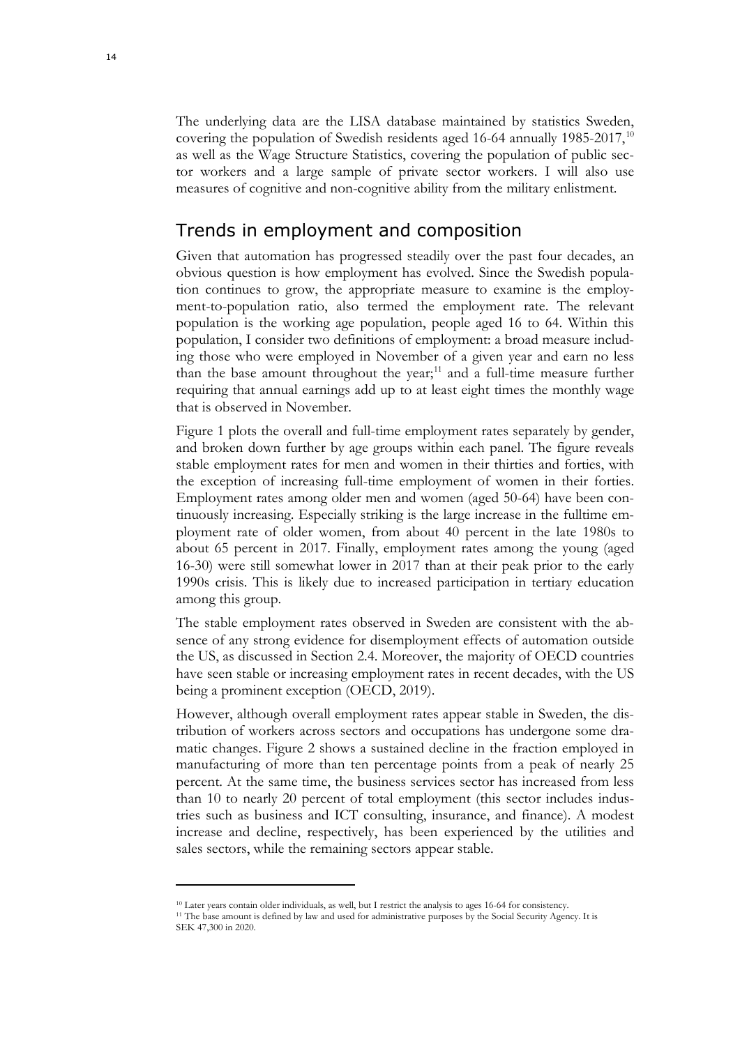The underlying data are the LISA database maintained by statistics Sweden, covering the population of Swedish residents aged 16-64 annually 1985-2017,[10] as well as the Wage Structure Statistics, covering the population of public sector workers and a large sample of private sector workers. I will also use measures of cognitive and non-cognitive ability from the military enlistment.

## Trends in employment and composition

Given that automation has progressed steadily over the past four decades, an obvious question is how employment has evolved. Since the Swedish population continues to grow, the appropriate measure to examine is the employment-to-population ratio, also termed the employment rate. The relevant population is the working age population, people aged 16 to 64. Within this population, I consider two definitions of employment: a broad measure including those who were employed in November of a given year and earn no less than the base amount throughout the year;[11] and a full-time measure further requiring that annual earnings add up to at least eight times the monthly wage that is observed in November.

Figure 1 plots the overall and full-time employment rates separately by gender, and broken down further by age groups within each panel. The figure reveals stable employment rates for men and women in their thirties and forties, with the exception of increasing full-time employment of women in their forties. Employment rates among older men and women (aged 50-64) have been continuously increasing. Especially striking is the large increase in the fulltime employment rate of older women, from about 40 percent in the late 1980s to about 65 percent in 2017. Finally, employment rates among the young (aged 16-30) were still somewhat lower in 2017 than at their peak prior to the early 1990s crisis. This is likely due to increased participation in tertiary education among this group.

The stable employment rates observed in Sweden are consistent with the absence of any strong evidence for disemployment effects of automation outside the US, as discussed in Section 2.4. Moreover, the majority of OECD countries have seen stable or increasing employment rates in recent decades, with the US being a prominent exception (OECD, 2019).

However, although overall employment rates appear stable in Sweden, the distribution of workers across sectors and occupations has undergone some dramatic changes. Figure 2 shows a sustained decline in the fraction employed in manufacturing of more than ten percentage points from a peak of nearly 25 percent. At the same time, the business services sector has increased from less than 10 to nearly 20 percent of total employment (this sector includes industries such as business and ICT consulting, insurance, and finance). A modest increase and decline, respectively, has been experienced by the utilities and sales sectors, while the remaining sectors appear stable.

[10] Later years contain older individuals, as well, but I restrict the analysis to ages 16-64 for consistency.

[11] The base amount is defined by law and used for administrative purposes by the Social Security Agency. It is SEK 47,300 in 2020.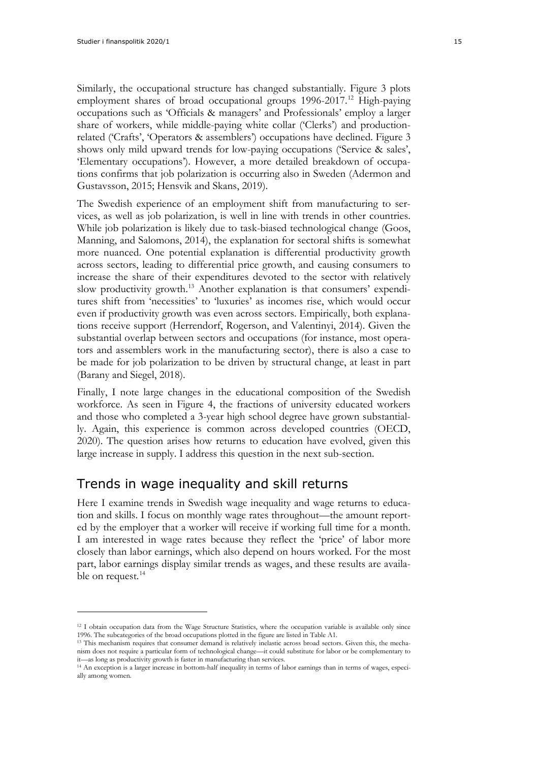Similarly, the occupational structure has changed substantially. Figure 3 plots employment shares of broad occupational groups 1996-2017.[12] High-paying occupations such as 'Officials & managers' and Professionals' employ a larger share of workers, while middle-paying white collar ('Clerks') and production-related ('Crafts', 'Operators & assemblers') occupations have declined. Figure 3 shows only mild upward trends for low-paying occupations ('Service & sales', 'Elementary occupations'). However, a more detailed breakdown of occupations confirms that job polarization is occurring also in Sweden (Adermon and Gustavsson, 2015; Hensvik and Skans, 2019).

The Swedish experience of an employment shift from manufacturing to services, as well as job polarization, is well in line with trends in other countries. While job polarization is likely due to task-biased technological change (Goos, Manning, and Salomons, 2014), the explanation for sectoral shifts is somewhat more nuanced. One potential explanation is differential productivity growth across sectors, leading to differential price growth, and causing consumers to increase the share of their expenditures devoted to the sector with relatively slow productivity growth.[13] Another explanation is that consumers' expenditures shift from 'necessities' to 'luxuries' as incomes rise, which would occur even if productivity growth was even across sectors. Empirically, both explanations receive support (Herrendorf, Rogerson, and Valentinyi, 2014). Given the substantial overlap between sectors and occupations (for instance, most operators and assemblers work in the manufacturing sector), there is also a case to be made for job polarization to be driven by structural change, at least in part (Barany and Siegel, 2018).

Finally, I note large changes in the educational composition of the Swedish workforce. As seen in Figure 4, the fractions of university educated workers and those who completed a 3-year high school degree have grown substantially. Again, this experience is common across developed countries (OECD, 2020). The question arises how returns to education have evolved, given this large increase in supply. I address this question in the next sub-section.

## Trends in wage inequality and skill returns

Here I examine trends in Swedish wage inequality and wage returns to education and skills. I focus on monthly wage rates throughout—the amount reported by the employer that a worker will receive if working full time for a month. I am interested in wage rates because they reflect the 'price' of labor more closely than labor earnings, which also depend on hours worked. For the most part, labor earnings display similar trends as wages, and these results are available on request.[14]

---

[12] I obtain occupation data from the Wage Structure Statistics, where the occupation variable is available only since 1996. The subcategories of the broad occupations plotted in the figure are listed in Table A1.

[13] This mechanism requires that consumer demand is relatively inelastic across broad sectors. Given this, the mechanism does not require a particular form of technological change—it could substitute for labor or be complementary to it—as long as productivity growth is faster in manufacturing than services.

[14] An exception is a larger increase in bottom-half inequality in terms of labor earnings than in terms of wages, especially among women.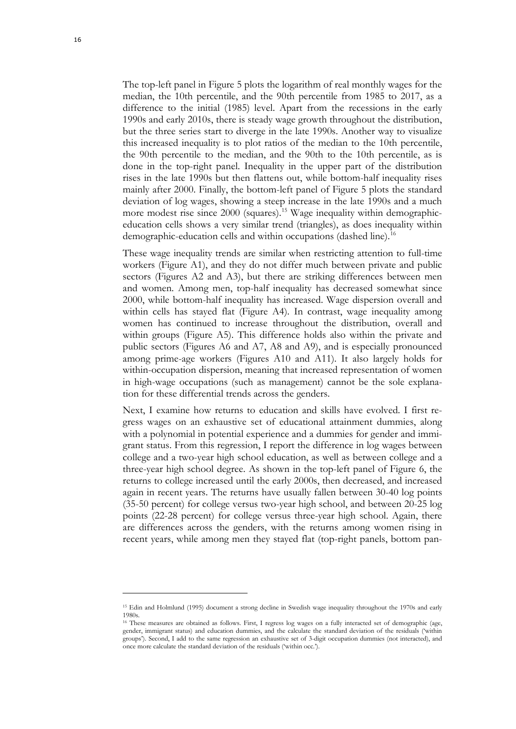The top-left panel in Figure 5 plots the logarithm of real monthly wages for the median, the 10th percentile, and the 90th percentile from 1985 to 2017, as a difference to the initial (1985) level. Apart from the recessions in the early 1990s and early 2010s, there is steady wage growth throughout the distribution, but the three series start to diverge in the late 1990s. Another way to visualize this increased inequality is to plot ratios of the median to the 10th percentile, the 90th percentile to the median, and the 90th to the 10th percentile, as is done in the top-right panel. Inequality in the upper part of the distribution rises in the late 1990s but then flattens out, while bottom-half inequality rises mainly after 2000. Finally, the bottom-left panel of Figure 5 plots the standard deviation of log wages, showing a steep increase in the late 1990s and a much more modest rise since 2000 (squares).[15] Wage inequality within demographic-education cells shows a very similar trend (triangles), as does inequality within demographic-education cells and within occupations (dashed line).[16]

These wage inequality trends are similar when restricting attention to full-time workers (Figure A1), and they do not differ much between private and public sectors (Figures A2 and A3), but there are striking differences between men and women. Among men, top-half inequality has decreased somewhat since 2000, while bottom-half inequality has increased. Wage dispersion overall and within cells has stayed flat (Figure A4). In contrast, wage inequality among women has continued to increase throughout the distribution, overall and within groups (Figure A5). This difference holds also within the private and public sectors (Figures A6 and A7, A8 and A9), and is especially pronounced among prime-age workers (Figures A10 and A11). It also largely holds for within-occupation dispersion, meaning that increased representation of women in high-wage occupations (such as management) cannot be the sole explanation for these differential trends across the genders.

Next, I examine how returns to education and skills have evolved. I first regress wages on an exhaustive set of educational attainment dummies, along with a polynomial in potential experience and a dummies for gender and immigrant status. From this regression, I report the difference in log wages between college and a two-year high school education, as well as between college and a three-year high school degree. As shown in the top-left panel of Figure 6, the returns to college increased until the early 2000s, then decreased, and increased again in recent years. The returns have usually fallen between 30-40 log points (35-50 percent) for college versus two-year high school, and between 20-25 log points (22-28 percent) for college versus three-year high school. Again, there are differences across the genders, with the returns among women rising in recent years, while among men they stayed flat (top-right panels, bottom pan-

---

[15] Edin and Holmlund (1995) document a strong decline in Swedish wage inequality throughout the 1970s and early 1980s.

[16] These measures are obtained as follows. First, I regress log wages on a fully interacted set of demographic (age, gender, immigrant status) and education dummies, and the calculate the standard deviation of the residuals ('within groups'). Second, I add to the same regression an exhaustive set of 3-digit occupation dummies (not interacted), and once more calculate the standard deviation of the residuals ('within occ.').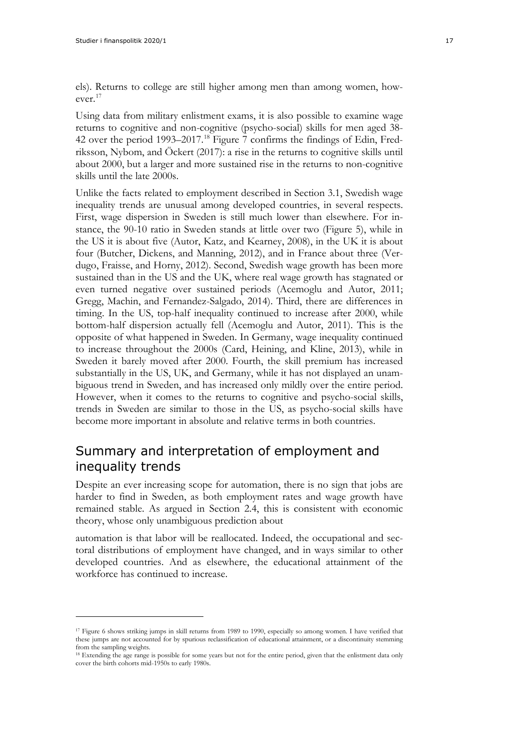els). Returns to college are still higher among men than among women, however.[17]

Using data from military enlistment exams, it is also possible to examine wage returns to cognitive and non-cognitive (psycho-social) skills for men aged 38-42 over the period 1993–2017.[18] Figure 7 confirms the findings of Edin, Fredriksson, Nybom, and Öckert (2017): a rise in the returns to cognitive skills until about 2000, but a larger and more sustained rise in the returns to non-cognitive skills until the late 2000s.

Unlike the facts related to employment described in Section 3.1, Swedish wage inequality trends are unusual among developed countries, in several respects. First, wage dispersion in Sweden is still much lower than elsewhere. For instance, the 90-10 ratio in Sweden stands at little over two (Figure 5), while in the US it is about five (Autor, Katz, and Kearney, 2008), in the UK it is about four (Butcher, Dickens, and Manning, 2012), and in France about three (Verdugo, Fraisse, and Horny, 2012). Second, Swedish wage growth has been more sustained than in the US and the UK, where real wage growth has stagnated or even turned negative over sustained periods (Acemoglu and Autor, 2011; Gregg, Machin, and Fernandez-Salgado, 2014). Third, there are differences in timing. In the US, top-half inequality continued to increase after 2000, while bottom-half dispersion actually fell (Acemoglu and Autor, 2011). This is the opposite of what happened in Sweden. In Germany, wage inequality continued to increase throughout the 2000s (Card, Heining, and Kline, 2013), while in Sweden it barely moved after 2000. Fourth, the skill premium has increased substantially in the US, UK, and Germany, while it has not displayed an unambiguous trend in Sweden, and has increased only mildly over the entire period. However, when it comes to the returns to cognitive and psycho-social skills, trends in Sweden are similar to those in the US, as psycho-social skills have become more important in absolute and relative terms in both countries.

## Summary and interpretation of employment and inequality trends

Despite an ever increasing scope for automation, there is no sign that jobs are harder to find in Sweden, as both employment rates and wage growth have remained stable. As argued in Section 2.4, this is consistent with economic theory, whose only unambiguous prediction about

automation is that labor will be reallocated. Indeed, the occupational and sectoral distributions of employment have changed, and in ways similar to other developed countries. And as elsewhere, the educational attainment of the workforce has continued to increase.

[17] Figure 6 shows striking jumps in skill returns from 1989 to 1990, especially so among women. I have verified that these jumps are not accounted for by spurious reclassification of educational attainment, or a discontinuity stemming from the sampling weights.

[18] Extending the age range is possible for some years but not for the entire period, given that the enlistment data only cover the birth cohorts mid-1950s to early 1980s.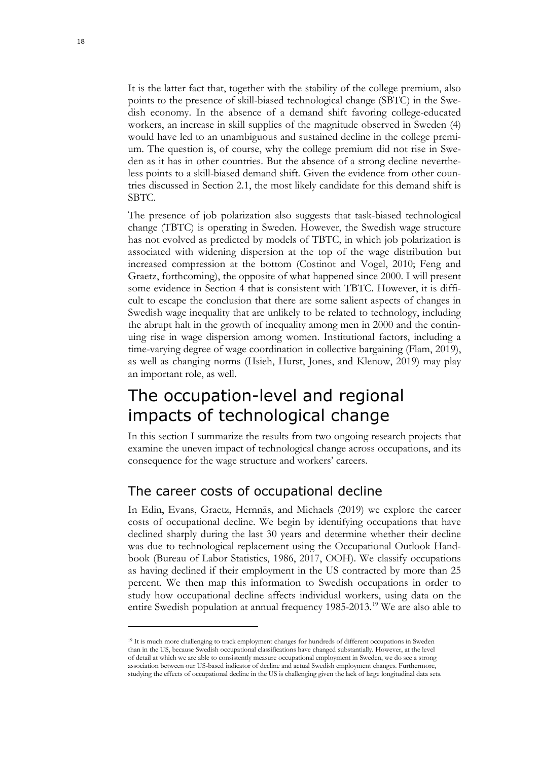It is the latter fact that, together with the stability of the college premium, also points to the presence of skill-biased technological change (SBTC) in the Swedish economy. In the absence of a demand shift favoring college-educated workers, an increase in skill supplies of the magnitude observed in Sweden (4) would have led to an unambiguous and sustained decline in the college premium. The question is, of course, why the college premium did not rise in Sweden as it has in other countries. But the absence of a strong decline nevertheless points to a skill-biased demand shift. Given the evidence from other countries discussed in Section 2.1, the most likely candidate for this demand shift is SBTC.

The presence of job polarization also suggests that task-biased technological change (TBTC) is operating in Sweden. However, the Swedish wage structure has not evolved as predicted by models of TBTC, in which job polarization is associated with widening dispersion at the top of the wage distribution but increased compression at the bottom (Costinot and Vogel, 2010; Feng and Graetz, forthcoming), the opposite of what happened since 2000. I will present some evidence in Section 4 that is consistent with TBTC. However, it is difficult to escape the conclusion that there are some salient aspects of changes in Swedish wage inequality that are unlikely to be related to technology, including the abrupt halt in the growth of inequality among men in 2000 and the continuing rise in wage dispersion among women. Institutional factors, including a time-varying degree of wage coordination in collective bargaining (Flam, 2019), as well as changing norms (Hsieh, Hurst, Jones, and Klenow, 2019) may play an important role, as well.

# The occupation-level and regional impacts of technological change

In this section I summarize the results from two ongoing research projects that examine the uneven impact of technological change across occupations, and its consequence for the wage structure and workers' careers.

## The career costs of occupational decline

In Edin, Evans, Graetz, Hernnäs, and Michaels (2019) we explore the career costs of occupational decline. We begin by identifying occupations that have declined sharply during the last 30 years and determine whether their decline was due to technological replacement using the Occupational Outlook Handbook (Bureau of Labor Statistics, 1986, 2017, OOH). We classify occupations as having declined if their employment in the US contracted by more than 25 percent. We then map this information to Swedish occupations in order to study how occupational decline affects individual workers, using data on the entire Swedish population at annual frequency 1985-2013.[19] We are also able to

[19] It is much more challenging to track employment changes for hundreds of different occupations in Sweden than in the US, because Swedish occupational classifications have changed substantially. However, at the level of detail at which we are able to consistently measure occupational employment in Sweden, we do see a strong association between our US-based indicator of decline and actual Swedish employment changes. Furthermore, studying the effects of occupational decline in the US is challenging given the lack of large longitudinal data sets.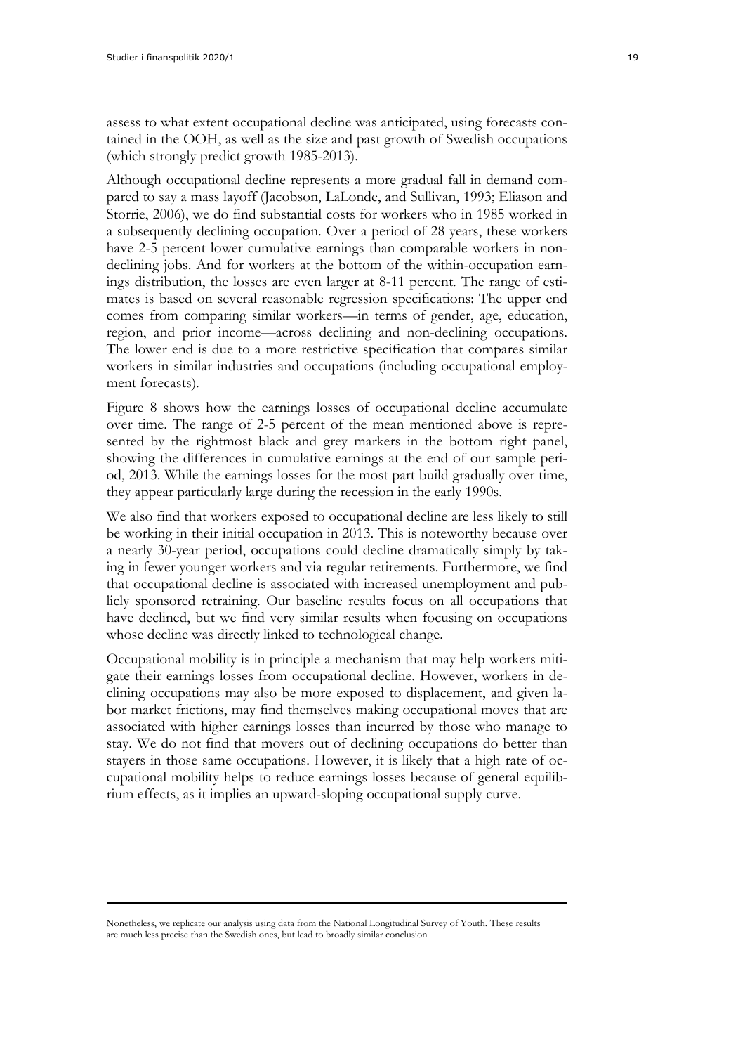assess to what extent occupational decline was anticipated, using forecasts contained in the OOH, as well as the size and past growth of Swedish occupations (which strongly predict growth 1985-2013).

Although occupational decline represents a more gradual fall in demand compared to say a mass layoff (Jacobson, LaLonde, and Sullivan, 1993; Eliason and Storrie, 2006), we do find substantial costs for workers who in 1985 worked in a subsequently declining occupation. Over a period of 28 years, these workers have 2-5 percent lower cumulative earnings than comparable workers in non-declining jobs. And for workers at the bottom of the within-occupation earnings distribution, the losses are even larger at 8-11 percent. The range of estimates is based on several reasonable regression specifications: The upper end comes from comparing similar workers—in terms of gender, age, education, region, and prior income—across declining and non-declining occupations. The lower end is due to a more restrictive specification that compares similar workers in similar industries and occupations (including occupational employment forecasts).

Figure 8 shows how the earnings losses of occupational decline accumulate over time. The range of 2-5 percent of the mean mentioned above is represented by the rightmost black and grey markers in the bottom right panel, showing the differences in cumulative earnings at the end of our sample period, 2013. While the earnings losses for the most part build gradually over time, they appear particularly large during the recession in the early 1990s.

We also find that workers exposed to occupational decline are less likely to still be working in their initial occupation in 2013. This is noteworthy because over a nearly 30-year period, occupations could decline dramatically simply by taking in fewer younger workers and via regular retirements. Furthermore, we find that occupational decline is associated with increased unemployment and publicly sponsored retraining. Our baseline results focus on all occupations that have declined, but we find very similar results when focusing on occupations whose decline was directly linked to technological change.

Occupational mobility is in principle a mechanism that may help workers mitigate their earnings losses from occupational decline. However, workers in declining occupations may also be more exposed to displacement, and given labor market frictions, may find themselves making occupational moves that are associated with higher earnings losses than incurred by those who manage to stay. We do not find that movers out of declining occupations do better than stayers in those same occupations. However, it is likely that a high rate of occupational mobility helps to reduce earnings losses because of general equilibrium effects, as it implies an upward-sloping occupational supply curve.

---

Nonetheless, we replicate our analysis using data from the National Longitudinal Survey of Youth. These results are much less precise than the Swedish ones, but lead to broadly similar conclusion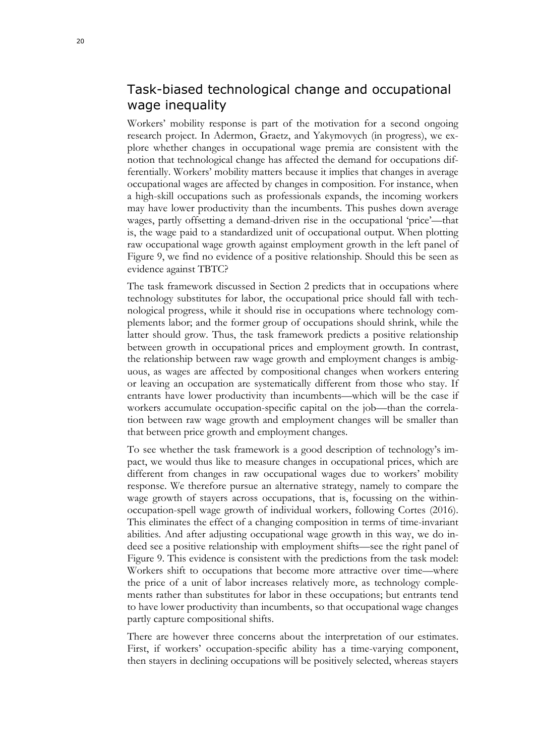## Task-biased technological change and occupational wage inequality

Workers' mobility response is part of the motivation for a second ongoing research project. In Adermon, Graetz, and Yakymovych (in progress), we explore whether changes in occupational wage premia are consistent with the notion that technological change has affected the demand for occupations differentially. Workers' mobility matters because it implies that changes in average occupational wages are affected by changes in composition. For instance, when a high-skill occupations such as professionals expands, the incoming workers may have lower productivity than the incumbents. This pushes down average wages, partly offsetting a demand-driven rise in the occupational 'price'—that is, the wage paid to a standardized unit of occupational output. When plotting raw occupational wage growth against employment growth in the left panel of Figure 9, we find no evidence of a positive relationship. Should this be seen as evidence against TBTC?

The task framework discussed in Section 2 predicts that in occupations where technology substitutes for labor, the occupational price should fall with technological progress, while it should rise in occupations where technology complements labor; and the former group of occupations should shrink, while the latter should grow. Thus, the task framework predicts a positive relationship between growth in occupational prices and employment growth. In contrast, the relationship between raw wage growth and employment changes is ambiguous, as wages are affected by compositional changes when workers entering or leaving an occupation are systematically different from those who stay. If entrants have lower productivity than incumbents—which will be the case if workers accumulate occupation-specific capital on the job—than the correlation between raw wage growth and employment changes will be smaller than that between price growth and employment changes.

To see whether the task framework is a good description of technology's impact, we would thus like to measure changes in occupational prices, which are different from changes in raw occupational wages due to workers' mobility response. We therefore pursue an alternative strategy, namely to compare the wage growth of stayers across occupations, that is, focussing on the within-occupation-spell wage growth of individual workers, following Cortes (2016). This eliminates the effect of a changing composition in terms of time-invariant abilities. And after adjusting occupational wage growth in this way, we do indeed see a positive relationship with employment shifts—see the right panel of Figure 9. This evidence is consistent with the predictions from the task model: Workers shift to occupations that become more attractive over time—where the price of a unit of labor increases relatively more, as technology complements rather than substitutes for labor in these occupations; but entrants tend to have lower productivity than incumbents, so that occupational wage changes partly capture compositional shifts.

There are however three concerns about the interpretation of our estimates. First, if workers' occupation-specific ability has a time-varying component, then stayers in declining occupations will be positively selected, whereas stayers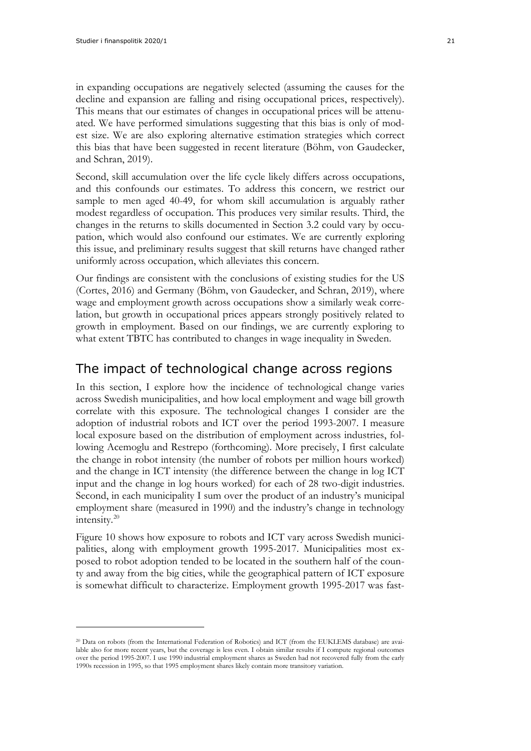in expanding occupations are negatively selected (assuming the causes for the decline and expansion are falling and rising occupational prices, respectively). This means that our estimates of changes in occupational prices will be attenuated. We have performed simulations suggesting that this bias is only of modest size. We are also exploring alternative estimation strategies which correct this bias that have been suggested in recent literature (Böhm, von Gaudecker, and Schran, 2019).

Second, skill accumulation over the life cycle likely differs across occupations, and this confounds our estimates. To address this concern, we restrict our sample to men aged 40-49, for whom skill accumulation is arguably rather modest regardless of occupation. This produces very similar results. Third, the changes in the returns to skills documented in Section 3.2 could vary by occupation, which would also confound our estimates. We are currently exploring this issue, and preliminary results suggest that skill returns have changed rather uniformly across occupation, which alleviates this concern.

Our findings are consistent with the conclusions of existing studies for the US (Cortes, 2016) and Germany (Böhm, von Gaudecker, and Schran, 2019), where wage and employment growth across occupations show a similarly weak correlation, but growth in occupational prices appears strongly positively related to growth in employment. Based on our findings, we are currently exploring to what extent TBTC has contributed to changes in wage inequality in Sweden.

## The impact of technological change across regions

In this section, I explore how the incidence of technological change varies across Swedish municipalities, and how local employment and wage bill growth correlate with this exposure. The technological changes I consider are the adoption of industrial robots and ICT over the period 1993-2007. I measure local exposure based on the distribution of employment across industries, following Acemoglu and Restrepo (forthcoming). More precisely, I first calculate the change in robot intensity (the number of robots per million hours worked) and the change in ICT intensity (the difference between the change in log ICT input and the change in log hours worked) for each of 28 two-digit industries. Second, in each municipality I sum over the product of an industry's municipal employment share (measured in 1990) and the industry's change in technology intensity.[20]

Figure 10 shows how exposure to robots and ICT vary across Swedish municipalities, along with employment growth 1995-2017. Municipalities most exposed to robot adoption tended to be located in the southern half of the county and away from the big cities, while the geographical pattern of ICT exposure is somewhat difficult to characterize. Employment growth 1995-2017 was fast-

[20] Data on robots (from the International Federation of Robotics) and ICT (from the EUKLEMS database) are available also for more recent years, but the coverage is less even. I obtain similar results if I compute regional outcomes over the period 1995-2007. I use 1990 industrial employment shares as Sweden had not recovered fully from the early 1990s recession in 1995, so that 1995 employment shares likely contain more transitory variation.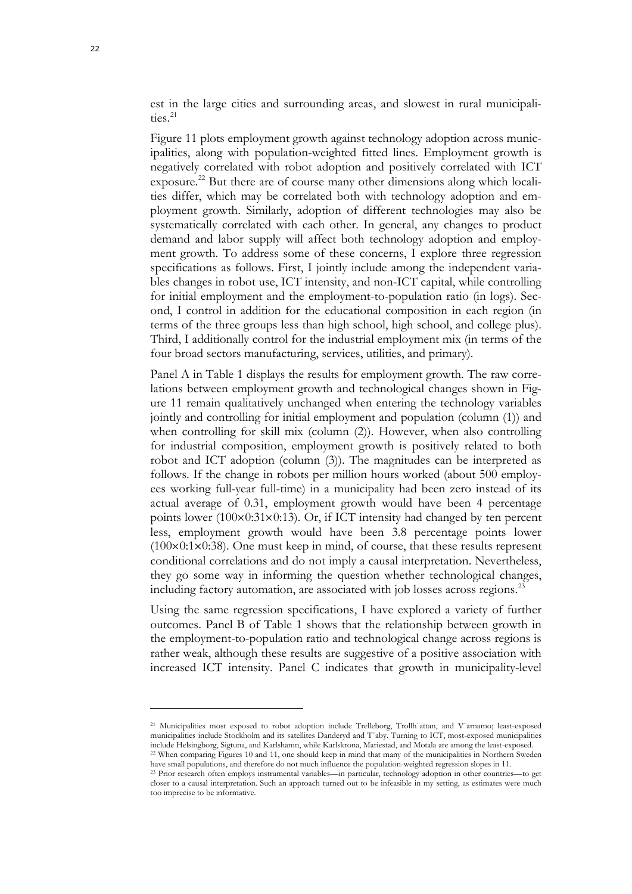est in the large cities and surrounding areas, and slowest in rural municipalities.[21]

Figure 11 plots employment growth against technology adoption across municipalities, along with population-weighted fitted lines. Employment growth is negatively correlated with robot adoption and positively correlated with ICT exposure.[22] But there are of course many other dimensions along which localities differ, which may be correlated both with technology adoption and employment growth. Similarly, adoption of different technologies may also be systematically correlated with each other. In general, any changes to product demand and labor supply will affect both technology adoption and employment growth. To address some of these concerns, I explore three regression specifications as follows. First, I jointly include among the independent variables changes in robot use, ICT intensity, and non-ICT capital, while controlling for initial employment and the employment-to-population ratio (in logs). Second, I control in addition for the educational composition in each region (in terms of the three groups less than high school, high school, and college plus). Third, I additionally control for the industrial employment mix (in terms of the four broad sectors manufacturing, services, utilities, and primary).

Panel A in Table 1 displays the results for employment growth. The raw correlations between employment growth and technological changes shown in Figure 11 remain qualitatively unchanged when entering the technology variables jointly and controlling for initial employment and population (column (1)) and when controlling for skill mix (column (2)). However, when also controlling for industrial composition, employment growth is positively related to both robot and ICT adoption (column (3)). The magnitudes can be interpreted as follows. If the change in robots per million hours worked (about 500 employees working full-year full-time) in a municipality had been zero instead of its actual average of 0.31, employment growth would have been 4 percentage points lower ($100 \times 0.31 \times 0.13$). Or, if ICT intensity had changed by ten percent less, employment growth would have been 3.8 percentage points lower ($100 \times 0.1 \times 0.38$). One must keep in mind, of course, that these results represent conditional correlations and do not imply a causal interpretation. Nevertheless, they go some way in informing the question whether technological changes, including factory automation, are associated with job losses across regions.[23]

Using the same regression specifications, I have explored a variety of further outcomes. Panel B of Table 1 shows that the relationship between growth in the employment-to-population ratio and technological change across regions is rather weak, although these results are suggestive of a positive association with increased ICT intensity. Panel C indicates that growth in municipality-level

---

[21] Municipalities most exposed to robot adoption include Trelleborg, Trollhättan, and Värnamo; least-exposed municipalities include Stockholm and its satellites Danderyd and Täby. Turning to ICT, most-exposed municipalities include Helsingborg, Sigtuna, and Karlshamn, while Karlskrona, Mariestad, and Motala are among the least-exposed.

[22] When comparing Figures 10 and 11, one should keep in mind that many of the municipalities in Northern Sweden have small populations, and therefore do not much influence the population-weighted regression slopes in 11.

[23] Prior research often employs instrumental variables—in particular, technology adoption in other countries—to get closer to a causal interpretation. Such an approach turned out to be infeasible in my setting, as estimates were much too imprecise to be informative.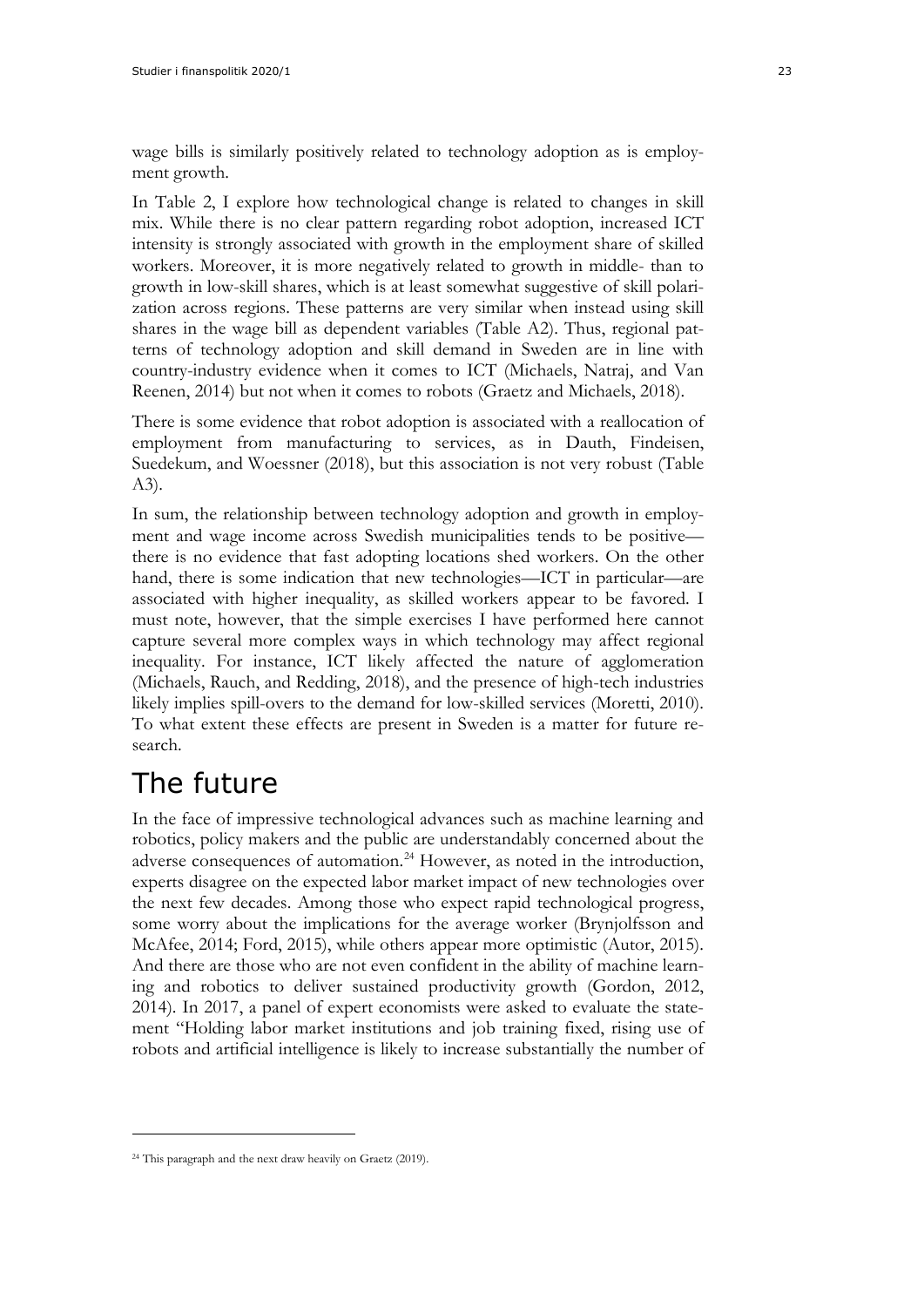wage bills is similarly positively related to technology adoption as is employment growth.

In Table 2, I explore how technological change is related to changes in skill mix. While there is no clear pattern regarding robot adoption, increased ICT intensity is strongly associated with growth in the employment share of skilled workers. Moreover, it is more negatively related to growth in middle- than to growth in low-skill shares, which is at least somewhat suggestive of skill polarization across regions. These patterns are very similar when instead using skill shares in the wage bill as dependent variables (Table A2). Thus, regional patterns of technology adoption and skill demand in Sweden are in line with country-industry evidence when it comes to ICT (Michaels, Natraj, and Van Reenen, 2014) but not when it comes to robots (Graetz and Michaels, 2018).

There is some evidence that robot adoption is associated with a reallocation of employment from manufacturing to services, as in Dauth, Findeisen, Suedekum, and Woessner (2018), but this association is not very robust (Table A3).

In sum, the relationship between technology adoption and growth in employment and wage income across Swedish municipalities tends to be positive—there is no evidence that fast adopting locations shed workers. On the other hand, there is some indication that new technologies—ICT in particular—are associated with higher inequality, as skilled workers appear to be favored. I must note, however, that the simple exercises I have performed here cannot capture several more complex ways in which technology may affect regional inequality. For instance, ICT likely affected the nature of agglomeration (Michaels, Rauch, and Redding, 2018), and the presence of high-tech industries likely implies spill-overs to the demand for low-skilled services (Moretti, 2010). To what extent these effects are present in Sweden is a matter for future research.

# The future

In the face of impressive technological advances such as machine learning and robotics, policy makers and the public are understandably concerned about the adverse consequences of automation.[24] However, as noted in the introduction, experts disagree on the expected labor market impact of new technologies over the next few decades. Among those who expect rapid technological progress, some worry about the implications for the average worker (Brynjolfsson and McAfee, 2014; Ford, 2015), while others appear more optimistic (Autor, 2015). And there are those who are not even confident in the ability of machine learning and robotics to deliver sustained productivity growth (Gordon, 2012, 2014). In 2017, a panel of expert economists were asked to evaluate the statement "Holding labor market institutions and job training fixed, rising use of robots and artificial intelligence is likely to increase substantially the number of

---

[24] This paragraph and the next draw heavily on Graetz (2019).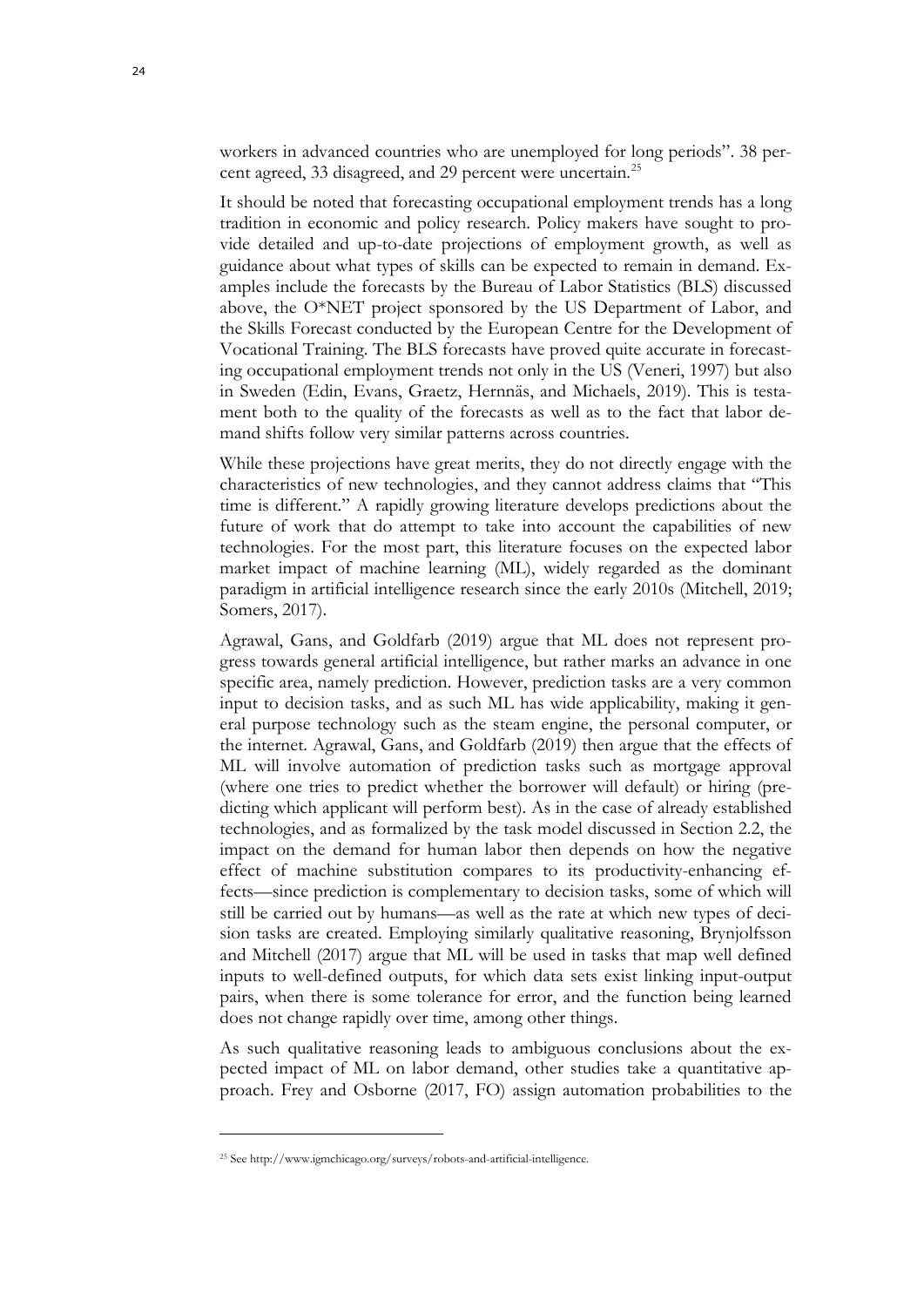workers in advanced countries who are unemployed for long periods". 38 percent agreed, 33 disagreed, and 29 percent were uncertain.[25]

It should be noted that forecasting occupational employment trends has a long tradition in economic and policy research. Policy makers have sought to provide detailed and up-to-date projections of employment growth, as well as guidance about what types of skills can be expected to remain in demand. Examples include the forecasts by the Bureau of Labor Statistics (BLS) discussed above, the O*NET project sponsored by the US Department of Labor, and the Skills Forecast conducted by the European Centre for the Development of Vocational Training. The BLS forecasts have proved quite accurate in forecasting occupational employment trends not only in the US (Veneri, 1997) but also in Sweden (Edin, Evans, Graetz, Hernnäs, and Michaels, 2019). This is testament both to the quality of the forecasts as well as to the fact that labor demand shifts follow very similar patterns across countries.

While these projections have great merits, they do not directly engage with the characteristics of new technologies, and they cannot address claims that "This time is different." A rapidly growing literature develops predictions about the future of work that do attempt to take into account the capabilities of new technologies. For the most part, this literature focuses on the expected labor market impact of machine learning (ML), widely regarded as the dominant paradigm in artificial intelligence research since the early 2010s (Mitchell, 2019; Somers, 2017).

Agrawal, Gans, and Goldfarb (2019) argue that ML does not represent progress towards general artificial intelligence, but rather marks an advance in one specific area, namely prediction. However, prediction tasks are a very common input to decision tasks, and as such ML has wide applicability, making it general purpose technology such as the steam engine, the personal computer, or the internet. Agrawal, Gans, and Goldfarb (2019) then argue that the effects of ML will involve automation of prediction tasks such as mortgage approval (where one tries to predict whether the borrower will default) or hiring (predicting which applicant will perform best). As in the case of already established technologies, and as formalized by the task model discussed in Section 2.2, the impact on the demand for human labor then depends on how the negative effect of machine substitution compares to its productivity-enhancing effects—since prediction is complementary to decision tasks, some of which will still be carried out by humans—as well as the rate at which new types of decision tasks are created. Employing similarly qualitative reasoning, Brynjolfsson and Mitchell (2017) argue that ML will be used in tasks that map well defined inputs to well-defined outputs, for which data sets exist linking input-output pairs, when there is some tolerance for error, and the function being learned does not change rapidly over time, among other things.

As such qualitative reasoning leads to ambiguous conclusions about the expected impact of ML on labor demand, other studies take a quantitative approach. Frey and Osborne (2017, FO) assign automation probabilities to the

[25] See http://www.igmchicago.org/surveys/robots-and-artificial-intelligence.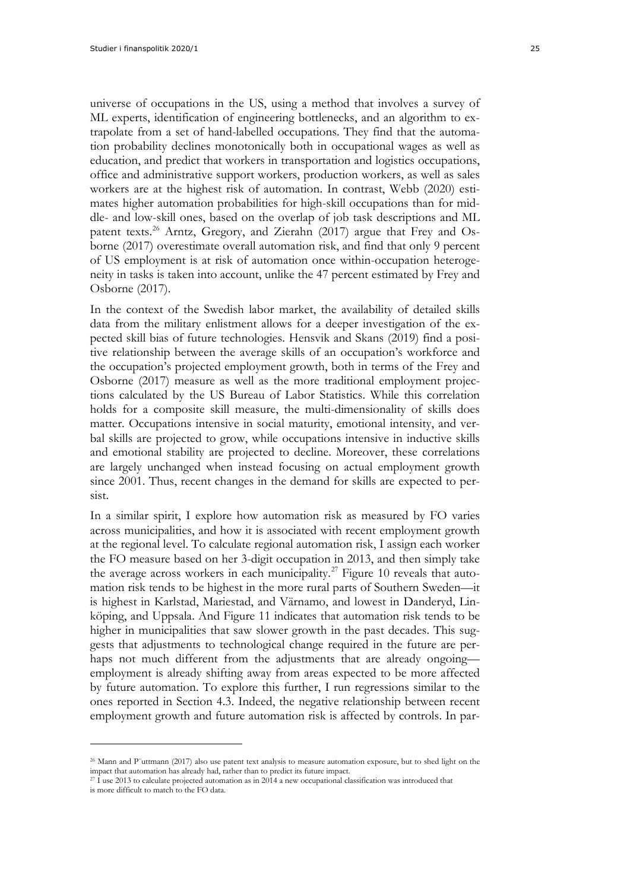universe of occupations in the US, using a method that involves a survey of ML experts, identification of engineering bottlenecks, and an algorithm to extrapolate from a set of hand-labelled occupations. They find that the automation probability declines monotonically both in occupational wages as well as education, and predict that workers in transportation and logistics occupations, office and administrative support workers, production workers, as well as sales workers are at the highest risk of automation. In contrast, Webb (2020) estimates higher automation probabilities for high-skill occupations than for middle- and low-skill ones, based on the overlap of job task descriptions and ML patent texts.[26] Arntz, Gregory, and Zierahn (2017) argue that Frey and Osborne (2017) overestimate overall automation risk, and find that only 9 percent of US employment is at risk of automation once within-occupation heterogeneity in tasks is taken into account, unlike the 47 percent estimated by Frey and Osborne (2017).

In the context of the Swedish labor market, the availability of detailed skills data from the military enlistment allows for a deeper investigation of the expected skill bias of future technologies. Hensvik and Skans (2019) find a positive relationship between the average skills of an occupation's workforce and the occupation's projected employment growth, both in terms of the Frey and Osborne (2017) measure as well as the more traditional employment projections calculated by the US Bureau of Labor Statistics. While this correlation holds for a composite skill measure, the multi-dimensionality of skills does matter. Occupations intensive in social maturity, emotional intensity, and verbal skills are projected to grow, while occupations intensive in inductive skills and emotional stability are projected to decline. Moreover, these correlations are largely unchanged when instead focusing on actual employment growth since 2001. Thus, recent changes in the demand for skills are expected to persist.

In a similar spirit, I explore how automation risk as measured by FO varies across municipalities, and how it is associated with recent employment growth at the regional level. To calculate regional automation risk, I assign each worker the FO measure based on her 3-digit occupation in 2013, and then simply take the average across workers in each municipality.[27] Figure 10 reveals that automation risk tends to be highest in the more rural parts of Southern Sweden—it is highest in Karlstad, Mariestad, and Värnamo, and lowest in Danderyd, Linköping, and Uppsala. And Figure 11 indicates that automation risk tends to be higher in municipalities that saw slower growth in the past decades. This suggests that adjustments to technological change required in the future are perhaps not much different from the adjustments that are already ongoing—employment is already shifting away from areas expected to be more affected by future automation. To explore this further, I run regressions similar to the ones reported in Section 4.3. Indeed, the negative relationship between recent employment growth and future automation risk is affected by controls. In par-

---

[26] Mann and Püttmann (2017) also use patent text analysis to measure automation exposure, but to shed light on the impact that automation has already had, rather than to predict its future impact.

[27] I use 2013 to calculate projected automation as in 2014 a new occupational classification was introduced that is more difficult to match to the FO data.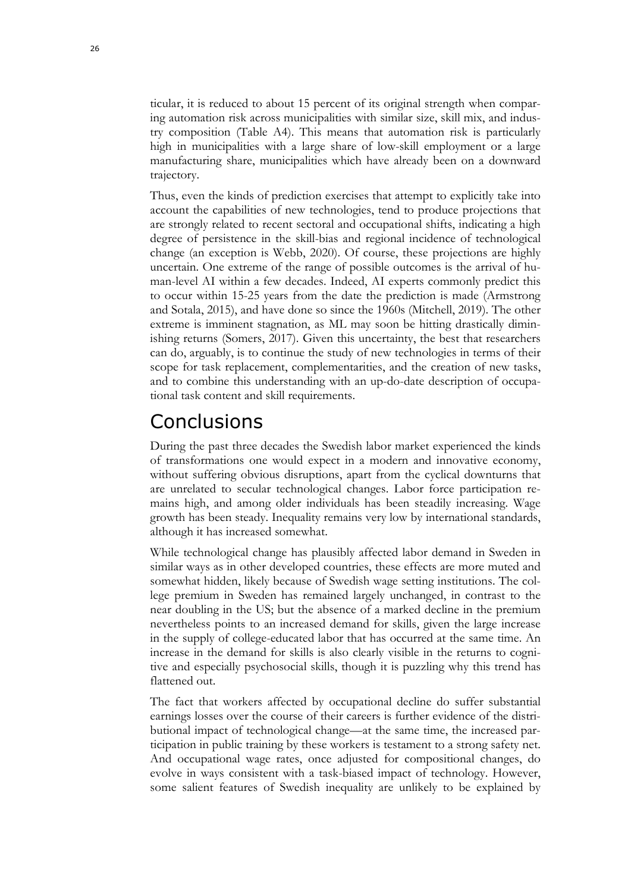ticular, it is reduced to about 15 percent of its original strength when comparing automation risk across municipalities with similar size, skill mix, and industry composition (Table A4). This means that automation risk is particularly high in municipalities with a large share of low-skill employment or a large manufacturing share, municipalities which have already been on a downward trajectory.

Thus, even the kinds of prediction exercises that attempt to explicitly take into account the capabilities of new technologies, tend to produce projections that are strongly related to recent sectoral and occupational shifts, indicating a high degree of persistence in the skill-bias and regional incidence of technological change (an exception is Webb, 2020). Of course, these projections are highly uncertain. One extreme of the range of possible outcomes is the arrival of human-level AI within a few decades. Indeed, AI experts commonly predict this to occur within 15-25 years from the date the prediction is made (Armstrong and Sotala, 2015), and have done so since the 1960s (Mitchell, 2019). The other extreme is imminent stagnation, as ML may soon be hitting drastically diminishing returns (Somers, 2017). Given this uncertainty, the best that researchers can do, arguably, is to continue the study of new technologies in terms of their scope for task replacement, complementarities, and the creation of new tasks, and to combine this understanding with an up-do-date description of occupational task content and skill requirements.

# Conclusions

During the past three decades the Swedish labor market experienced the kinds of transformations one would expect in a modern and innovative economy, without suffering obvious disruptions, apart from the cyclical downturns that are unrelated to secular technological changes. Labor force participation remains high, and among older individuals has been steadily increasing. Wage growth has been steady. Inequality remains very low by international standards, although it has increased somewhat.

While technological change has plausibly affected labor demand in Sweden in similar ways as in other developed countries, these effects are more muted and somewhat hidden, likely because of Swedish wage setting institutions. The college premium in Sweden has remained largely unchanged, in contrast to the near doubling in the US; but the absence of a marked decline in the premium nevertheless points to an increased demand for skills, given the large increase in the supply of college-educated labor that has occurred at the same time. An increase in the demand for skills is also clearly visible in the returns to cognitive and especially psychosocial skills, though it is puzzling why this trend has flattened out.

The fact that workers affected by occupational decline do suffer substantial earnings losses over the course of their careers is further evidence of the distributional impact of technological change—at the same time, the increased participation in public training by these workers is testament to a strong safety net. And occupational wage rates, once adjusted for compositional changes, do evolve in ways consistent with a task-biased impact of technology. However, some salient features of Swedish inequality are unlikely to be explained by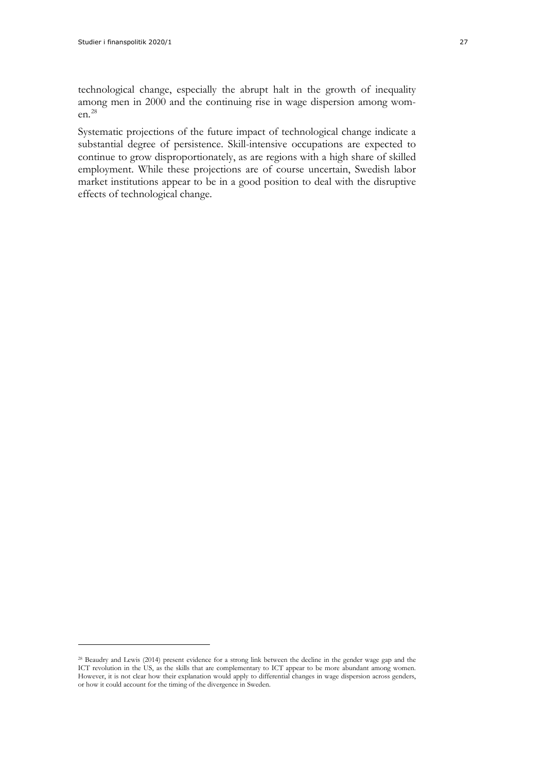technological change, especially the abrupt halt in the growth of inequality among men in 2000 and the continuing rise in wage dispersion among women.[28]

Systematic projections of the future impact of technological change indicate a substantial degree of persistence. Skill-intensive occupations are expected to continue to grow disproportionately, as are regions with a high share of skilled employment. While these projections are of course uncertain, Swedish labor market institutions appear to be in a good position to deal with the disruptive effects of technological change.

[28] Beaudry and Lewis (2014) present evidence for a strong link between the decline in the gender wage gap and the ICT revolution in the US, as the skills that are complementary to ICT appear to be more abundant among women. However, it is not clear how their explanation would apply to differential changes in wage dispersion across genders, or how it could account for the timing of the divergence in Sweden.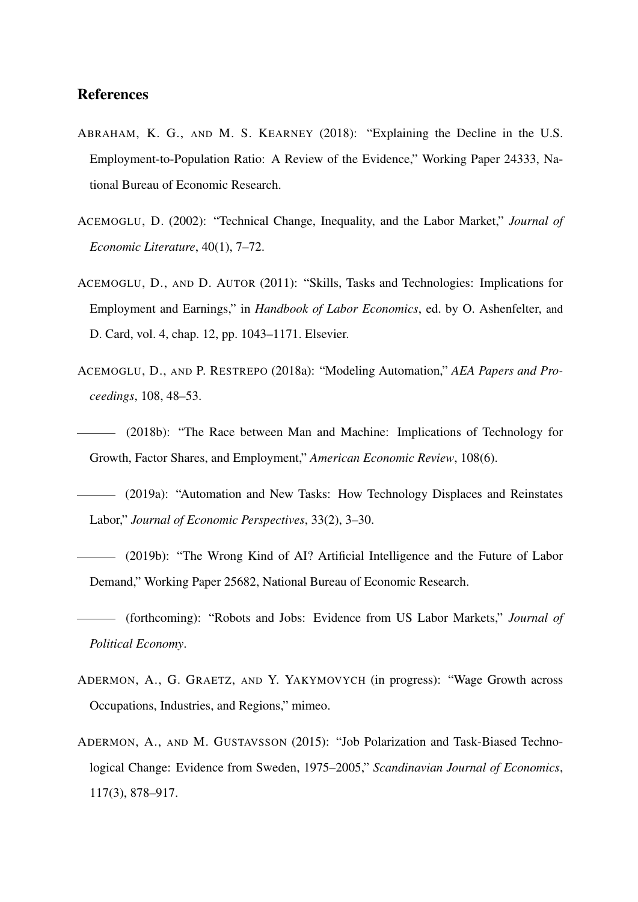## References

ABRAHAM, K. G., AND M. S. KEARNEY (2018): "Explaining the Decline in the U.S. Employment-to-Population Ratio: A Review of the Evidence," Working Paper 24333, National Bureau of Economic Research.

ACEMOGLU, D. (2002): "Technical Change, Inequality, and the Labor Market," *Journal of Economic Literature*, 40(1), 7–72.

ACEMOGLU, D., AND D. AUTOR (2011): "Skills, Tasks and Technologies: Implications for Employment and Earnings," in *Handbook of Labor Economics*, ed. by O. Ashenfelter, and D. Card, vol. 4, chap. 12, pp. 1043–1171. Elsevier.

ACEMOGLU, D., AND P. RESTREPO (2018a): "Modeling Automation," *AEA Papers and Proceedings*, 108, 48–53.

——— (2018b): "The Race between Man and Machine: Implications of Technology for Growth, Factor Shares, and Employment," *American Economic Review*, 108(6).

——— (2019a): "Automation and New Tasks: How Technology Displaces and Reinstates Labor," *Journal of Economic Perspectives*, 33(2), 3–30.

——— (2019b): "The Wrong Kind of AI? Artificial Intelligence and the Future of Labor Demand," Working Paper 25682, National Bureau of Economic Research.

——— (forthcoming): "Robots and Jobs: Evidence from US Labor Markets," *Journal of Political Economy*.

ADERMON, A., G. GRAETZ, AND Y. YAKYMOVYCH (in progress): "Wage Growth across Occupations, Industries, and Regions," mimeo.

ADERMON, A., AND M. GUSTAVSSON (2015): "Job Polarization and Task-Biased Technological Change: Evidence from Sweden, 1975–2005," *Scandinavian Journal of Economics*, 117(3), 878–917.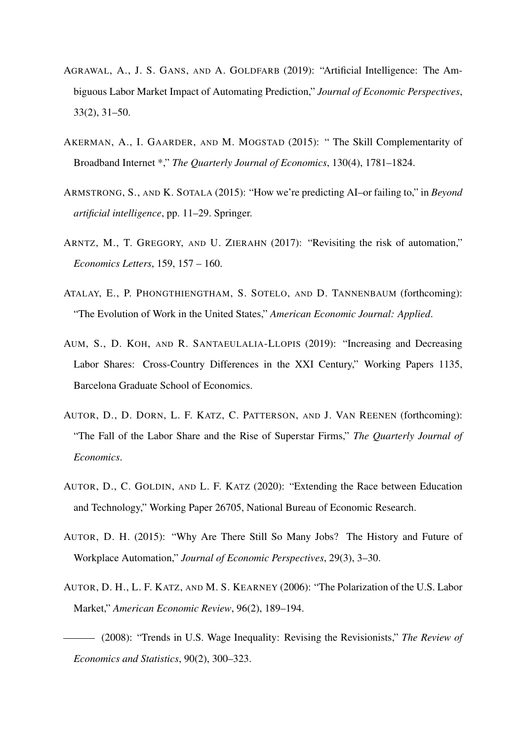AGRAWAL, A., J. S. GANS, AND A. GOLDFARB (2019): "Artificial Intelligence: The Ambiguous Labor Market Impact of Automating Prediction," *Journal of Economic Perspectives*, 33(2), 31–50.

AKERMAN, A., I. GAARDER, AND M. MOGSTAD (2015): " The Skill Complementarity of Broadband Internet *," *The Quarterly Journal of Economics*, 130(4), 1781–1824.

ARMSTRONG, S., AND K. SOTALA (2015): "How we're predicting AI–or failing to," in *Beyond artificial intelligence*, pp. 11–29. Springer.

ARNTZ, M., T. GREGORY, AND U. ZIERAHN (2017): "Revisiting the risk of automation," *Economics Letters*, 159, 157 – 160.

ATALAY, E., P. PHONGTHIENGTHAM, S. SOTELO, AND D. TANNENBAUM (forthcoming): "The Evolution of Work in the United States," *American Economic Journal: Applied*.

AUM, S., D. KOH, AND R. SANTAEULALIA-LLOPIS (2019): "Increasing and Decreasing Labor Shares: Cross-Country Differences in the XXI Century," Working Papers 1135, Barcelona Graduate School of Economics.

AUTOR, D., D. DORN, L. F. KATZ, C. PATTERSON, AND J. VAN REENEN (forthcoming): "The Fall of the Labor Share and the Rise of Superstar Firms," *The Quarterly Journal of Economics*.

AUTOR, D., C. GOLDIN, AND L. F. KATZ (2020): "Extending the Race between Education and Technology," Working Paper 26705, National Bureau of Economic Research.

AUTOR, D. H. (2015): "Why Are There Still So Many Jobs? The History and Future of Workplace Automation," *Journal of Economic Perspectives*, 29(3), 3–30.

AUTOR, D. H., L. F. KATZ, AND M. S. KEARNEY (2006): "The Polarization of the U.S. Labor Market," *American Economic Review*, 96(2), 189–194.

——— (2008): "Trends in U.S. Wage Inequality: Revising the Revisionists," *The Review of Economics and Statistics*, 90(2), 300–323.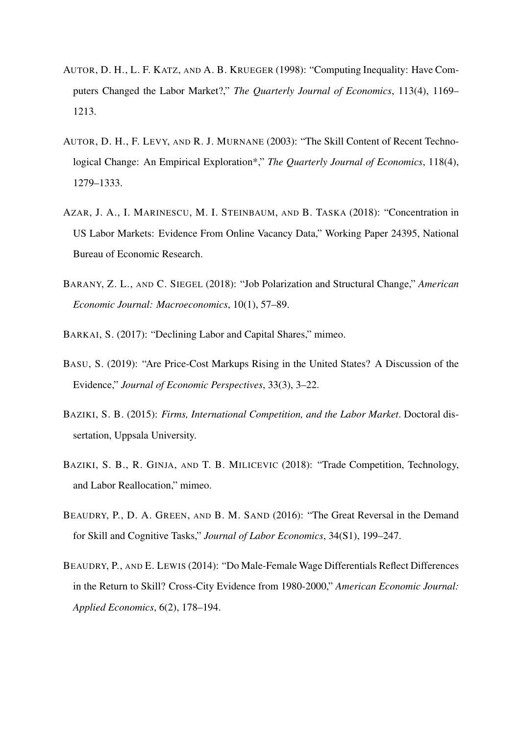AUTOR, D. H., L. F. KATZ, AND A. B. KRUEGER (1998): "Computing Inequality: Have Computers Changed the Labor Market?," *The Quarterly Journal of Economics*, 113(4), 1169–1213.

AUTOR, D. H., F. LEVY, AND R. J. MURNANE (2003): "The Skill Content of Recent Technological Change: An Empirical Exploration*," *The Quarterly Journal of Economics*, 118(4), 1279–1333.

AZAR, J. A., I. MARINESCU, M. I. STEINBAUM, AND B. TASKA (2018): "Concentration in US Labor Markets: Evidence From Online Vacancy Data," Working Paper 24395, National Bureau of Economic Research.

BARANY, Z. L., AND C. SIEGEL (2018): "Job Polarization and Structural Change," *American Economic Journal: Macroeconomics*, 10(1), 57–89.

BARKAI, S. (2017): "Declining Labor and Capital Shares," mimeo.

BASU, S. (2019): "Are Price-Cost Markups Rising in the United States? A Discussion of the Evidence," *Journal of Economic Perspectives*, 33(3), 3–22.

BAZIKI, S. B. (2015): *Firms, International Competition, and the Labor Market*. Doctoral dissertation, Uppsala University.

BAZIKI, S. B., R. GINJA, AND T. B. MILICEVIC (2018): "Trade Competition, Technology, and Labor Reallocation," mimeo.

BEAUDRY, P., D. A. GREEN, AND B. M. SAND (2016): "The Great Reversal in the Demand for Skill and Cognitive Tasks," *Journal of Labor Economics*, 34(S1), 199–247.

BEAUDRY, P., AND E. LEWIS (2014): "Do Male-Female Wage Differentials Reflect Differences in the Return to Skill? Cross-City Evidence from 1980-2000," *American Economic Journal: Applied Economics*, 6(2), 178–194.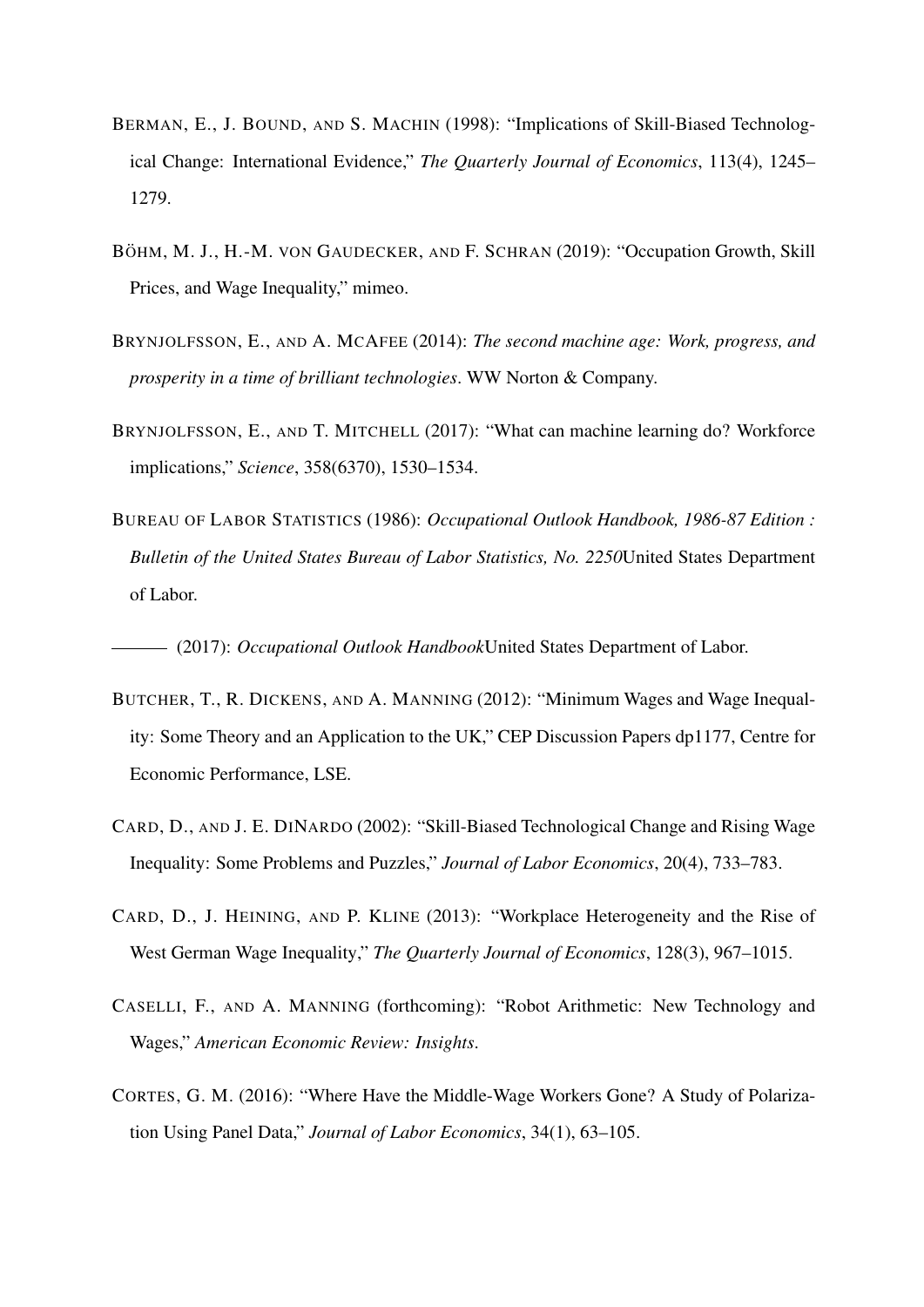BERMAN, E., J. BOUND, AND S. MACHIN (1998): "Implications of Skill-Biased Technological Change: International Evidence," *The Quarterly Journal of Economics*, 113(4), 1245–1279.

BÖHM, M. J., H.-M. VON GAUDECKER, AND F. SCHRAN (2019): "Occupation Growth, Skill Prices, and Wage Inequality," mimeo.

BRYNJOLFSSON, E., AND A. MCAFEE (2014): *The second machine age: Work, progress, and prosperity in a time of brilliant technologies*. WW Norton & Company.

BRYNJOLFSSON, E., AND T. MITCHELL (2017): "What can machine learning do? Workforce implications," *Science*, 358(6370), 1530–1534.

BUREAU OF LABOR STATISTICS (1986): *Occupational Outlook Handbook, 1986-87 Edition : Bulletin of the United States Bureau of Labor Statistics, No. 2250*United States Department of Labor.

——— (2017): *Occupational Outlook Handbook*United States Department of Labor.

BUTCHER, T., R. DICKENS, AND A. MANNING (2012): "Minimum Wages and Wage Inequality: Some Theory and an Application to the UK," CEP Discussion Papers dp1177, Centre for Economic Performance, LSE.

CARD, D., AND J. E. DINARDO (2002): "Skill-Biased Technological Change and Rising Wage Inequality: Some Problems and Puzzles," *Journal of Labor Economics*, 20(4), 733–783.

CARD, D., J. HEINING, AND P. KLINE (2013): "Workplace Heterogeneity and the Rise of West German Wage Inequality," *The Quarterly Journal of Economics*, 128(3), 967–1015.

CASELLI, F., AND A. MANNING (forthcoming): "Robot Arithmetic: New Technology and Wages," *American Economic Review: Insights*.

CORTES, G. M. (2016): "Where Have the Middle-Wage Workers Gone? A Study of Polarization Using Panel Data," *Journal of Labor Economics*, 34(1), 63–105.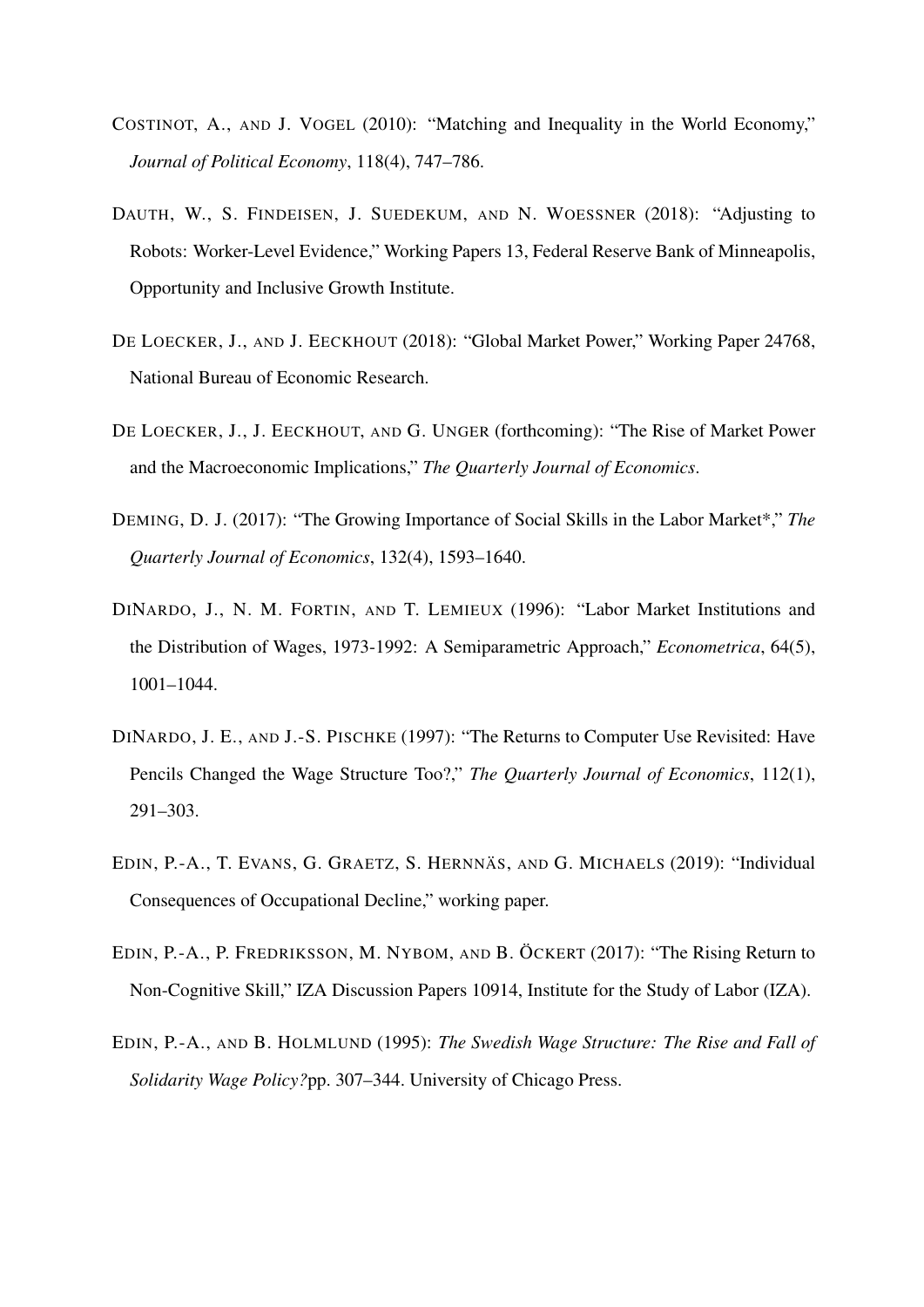Costinot, A., and J. Vogel (2010): "Matching and Inequality in the World Economy," *Journal of Political Economy*, 118(4), 747–786.

Dauth, W., S. Findeisen, J. Suedekum, and N. Woessner (2018): "Adjusting to Robots: Worker-Level Evidence," Working Papers 13, Federal Reserve Bank of Minneapolis, Opportunity and Inclusive Growth Institute.

De Loecker, J., and J. Eeckhout (2018): "Global Market Power," Working Paper 24768, National Bureau of Economic Research.

De Loecker, J., J. Eeckhout, and G. Unger (forthcoming): "The Rise of Market Power and the Macroeconomic Implications," *The Quarterly Journal of Economics*.

Deming, D. J. (2017): "The Growing Importance of Social Skills in the Labor Market*," *The Quarterly Journal of Economics*, 132(4), 1593–1640.

DiNardo, J., N. M. Fortin, and T. Lemieux (1996): "Labor Market Institutions and the Distribution of Wages, 1973-1992: A Semiparametric Approach," *Econometrica*, 64(5), 1001–1044.

DiNardo, J. E., and J.-S. Pischke (1997): "The Returns to Computer Use Revisited: Have Pencils Changed the Wage Structure Too?," *The Quarterly Journal of Economics*, 112(1), 291–303.

Edin, P.-A., T. Evans, G. Graetz, S. Hernnäs, and G. Michaels (2019): "Individual Consequences of Occupational Decline," working paper.

Edin, P.-A., P. Fredriksson, M. Nybom, and B. Öckert (2017): "The Rising Return to Non-Cognitive Skill," IZA Discussion Papers 10914, Institute for the Study of Labor (IZA).

Edin, P.-A., and B. Holmlund (1995): *The Swedish Wage Structure: The Rise and Fall of Solidarity Wage Policy?*pp. 307–344. University of Chicago Press.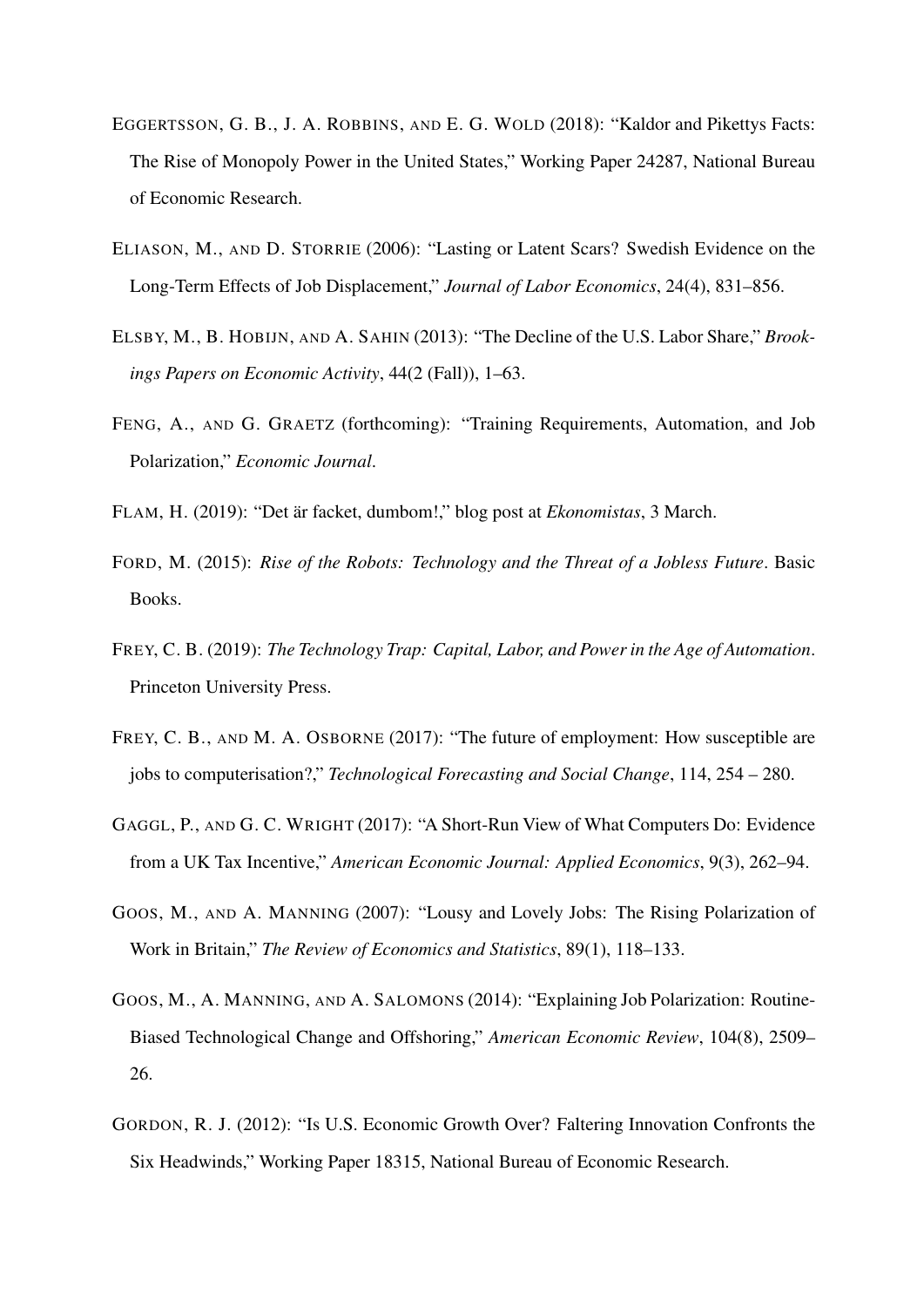EGGERTSSON, G. B., J. A. ROBBINS, AND E. G. WOLD (2018): "Kaldor and Pikettys Facts: The Rise of Monopoly Power in the United States," Working Paper 24287, National Bureau of Economic Research.

ELIASON, M., AND D. STORRIE (2006): "Lasting or Latent Scars? Swedish Evidence on the Long-Term Effects of Job Displacement," *Journal of Labor Economics*, 24(4), 831–856.

ELSBY, M., B. HOBIJN, AND A. SAHIN (2013): "The Decline of the U.S. Labor Share," *Brookings Papers on Economic Activity*, 44(2 (Fall)), 1–63.

FENG, A., AND G. GRAETZ (forthcoming): "Training Requirements, Automation, and Job Polarization," *Economic Journal*.

FLAM, H. (2019): "Det är facket, dumbom!," blog post at *Ekonomistas*, 3 March.

FORD, M. (2015): *Rise of the Robots: Technology and the Threat of a Jobless Future*. Basic Books.

FREY, C. B. (2019): *The Technology Trap: Capital, Labor, and Power in the Age of Automation*. Princeton University Press.

FREY, C. B., AND M. A. OSBORNE (2017): "The future of employment: How susceptible are jobs to computerisation?," *Technological Forecasting and Social Change*, 114, 254 – 280.

GAGGL, P., AND G. C. WRIGHT (2017): "A Short-Run View of What Computers Do: Evidence from a UK Tax Incentive," *American Economic Journal: Applied Economics*, 9(3), 262–94.

GOOS, M., AND A. MANNING (2007): "Lousy and Lovely Jobs: The Rising Polarization of Work in Britain," *The Review of Economics and Statistics*, 89(1), 118–133.

GOOS, M., A. MANNING, AND A. SALOMONS (2014): "Explaining Job Polarization: Routine-Biased Technological Change and Offshoring," *American Economic Review*, 104(8), 2509–26.

GORDON, R. J. (2012): "Is U.S. Economic Growth Over? Faltering Innovation Confronts the Six Headwinds," Working Paper 18315, National Bureau of Economic Research.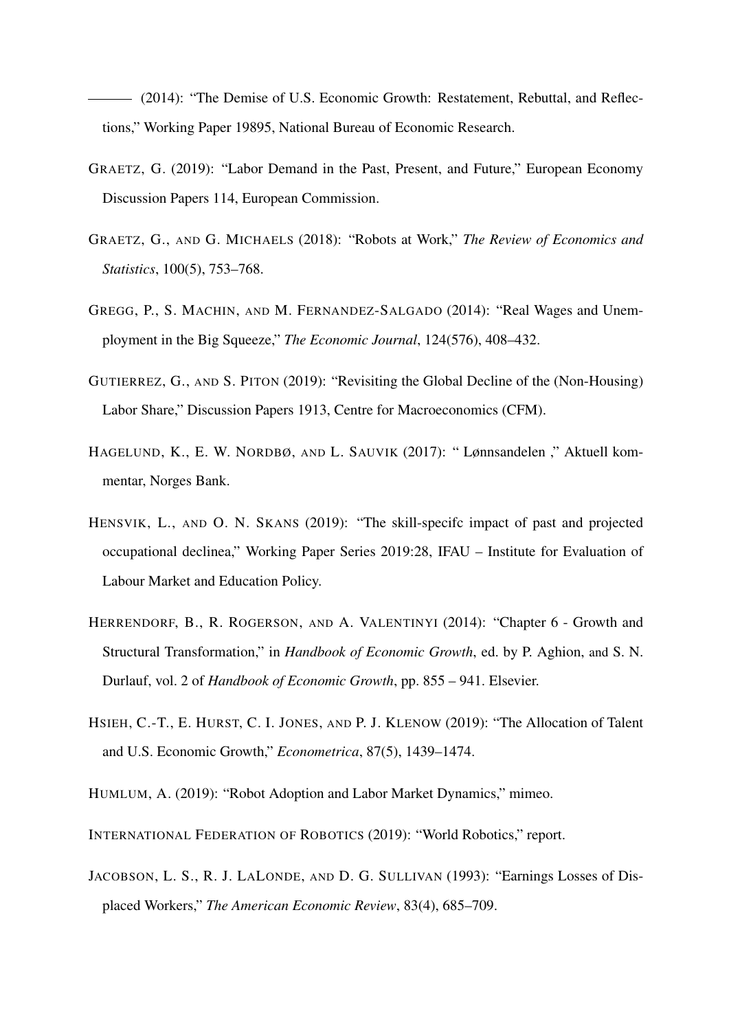——— (2014): "The Demise of U.S. Economic Growth: Restatement, Rebuttal, and Reflections," Working Paper 19895, National Bureau of Economic Research.

GRAETZ, G. (2019): "Labor Demand in the Past, Present, and Future," European Economy Discussion Papers 114, European Commission.

GRAETZ, G., AND G. MICHAELS (2018): "Robots at Work," *The Review of Economics and Statistics*, 100(5), 753–768.

GREGG, P., S. MACHIN, AND M. FERNANDEZ-SALGADO (2014): "Real Wages and Unemployment in the Big Squeeze," *The Economic Journal*, 124(576), 408–432.

GUTIERREZ, G., AND S. PITON (2019): "Revisiting the Global Decline of the (Non-Housing) Labor Share," Discussion Papers 1913, Centre for Macroeconomics (CFM).

HAGELUND, K., E. W. NORDBØ, AND L. SAUVIK (2017): " Lønnsandelen ," Aktuell kommentar, Norges Bank.

HENSVIK, L., AND O. N. SKANS (2019): "The skill-specifc impact of past and projected occupational declinea," Working Paper Series 2019:28, IFAU – Institute for Evaluation of Labour Market and Education Policy.

HERRENDORF, B., R. ROGERSON, AND A. VALENTINYI (2014): "Chapter 6 - Growth and Structural Transformation," in *Handbook of Economic Growth*, ed. by P. Aghion, and S. N. Durlauf, vol. 2 of *Handbook of Economic Growth*, pp. 855 – 941. Elsevier.

HSIEH, C.-T., E. HURST, C. I. JONES, AND P. J. KLENOW (2019): "The Allocation of Talent and U.S. Economic Growth," *Econometrica*, 87(5), 1439–1474.

HUMLUM, A. (2019): "Robot Adoption and Labor Market Dynamics," mimeo.

INTERNATIONAL FEDERATION OF ROBOTICS (2019): "World Robotics," report.

JACOBSON, L. S., R. J. LALONDE, AND D. G. SULLIVAN (1993): "Earnings Losses of Displaced Workers," *The American Economic Review*, 83(4), 685–709.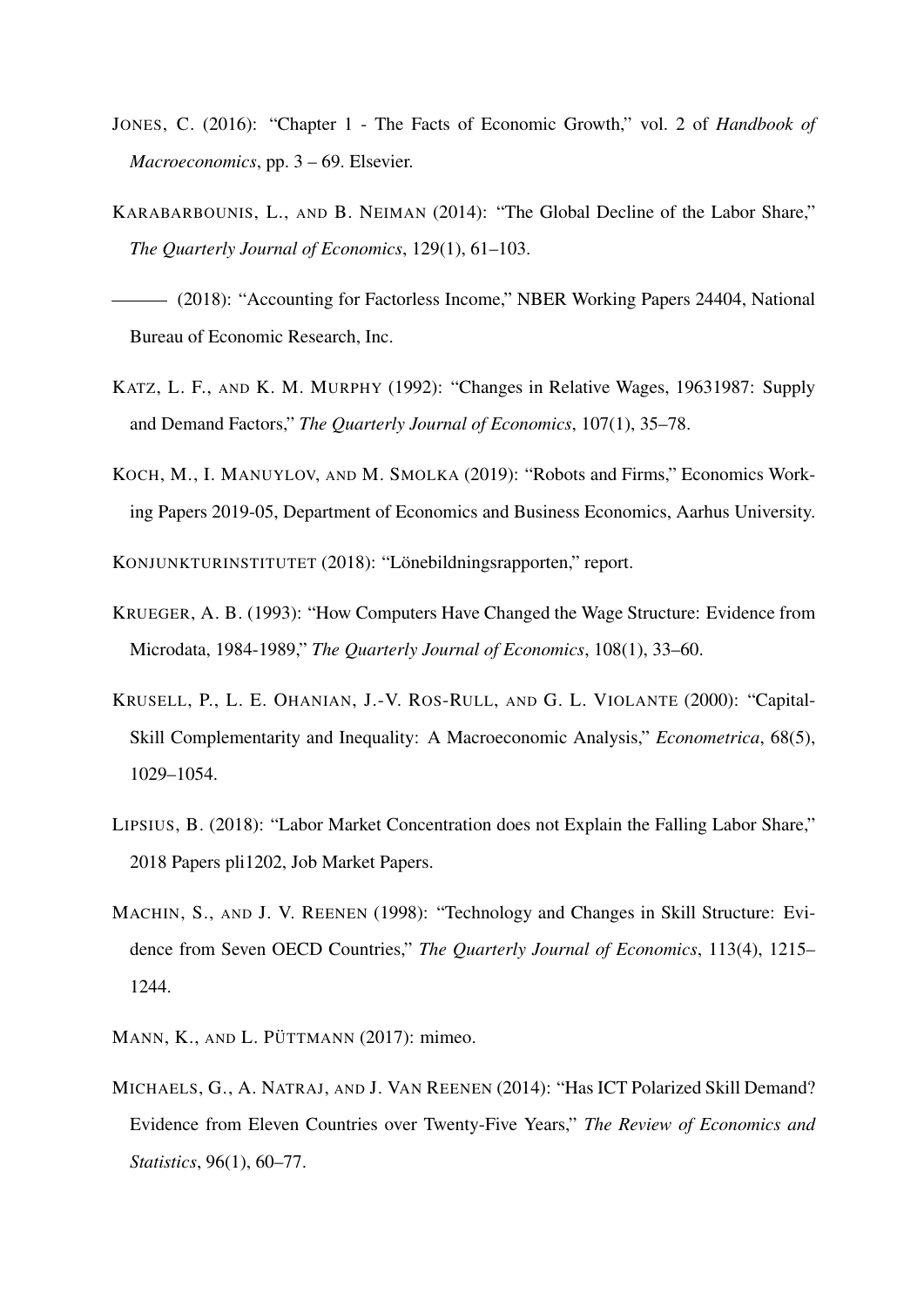JONES, C. (2016): "Chapter 1 - The Facts of Economic Growth," vol. 2 of *Handbook of Macroeconomics*, pp. 3 – 69. Elsevier.

KARABARBOUNIS, L., AND B. NEIMAN (2014): "The Global Decline of the Labor Share," *The Quarterly Journal of Economics*, 129(1), 61–103.

——— (2018): "Accounting for Factorless Income," NBER Working Papers 24404, National Bureau of Economic Research, Inc.

KATZ, L. F., AND K. M. MURPHY (1992): "Changes in Relative Wages, 19631987: Supply and Demand Factors," *The Quarterly Journal of Economics*, 107(1), 35–78.

KOCH, M., I. MANUYLOV, AND M. SMOLKA (2019): "Robots and Firms," Economics Working Papers 2019-05, Department of Economics and Business Economics, Aarhus University.

KONJUNKTURINSTITUTET (2018): "Lönebildningsrapporten," report.

KRUEGER, A. B. (1993): "How Computers Have Changed the Wage Structure: Evidence from Microdata, 1984-1989," *The Quarterly Journal of Economics*, 108(1), 33–60.

KRUSELL, P., L. E. OHANIAN, J.-V. ROS-RULL, AND G. L. VIOLANTE (2000): "Capital-Skill Complementarity and Inequality: A Macroeconomic Analysis," *Econometrica*, 68(5), 1029–1054.

LIPSIUS, B. (2018): "Labor Market Concentration does not Explain the Falling Labor Share," 2018 Papers pli1202, Job Market Papers.

MACHIN, S., AND J. V. REENEN (1998): "Technology and Changes in Skill Structure: Evidence from Seven OECD Countries," *The Quarterly Journal of Economics*, 113(4), 1215–1244.

MANN, K., AND L. PÜTTMANN (2017): mimeo.

MICHAELS, G., A. NATRAJ, AND J. VAN REENEN (2014): "Has ICT Polarized Skill Demand? Evidence from Eleven Countries over Twenty-Five Years," *The Review of Economics and Statistics*, 96(1), 60–77.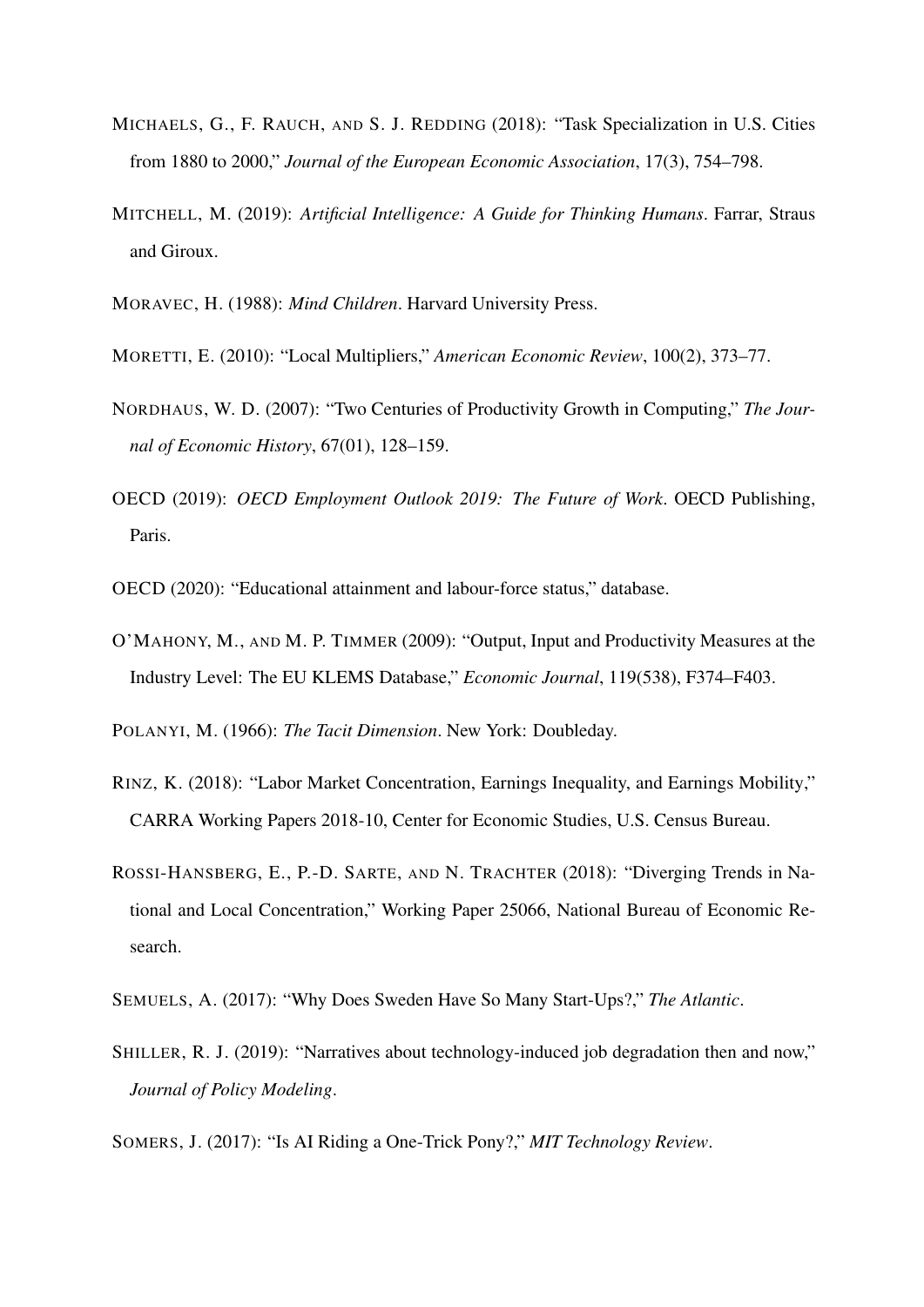MICHAELS, G., F. RAUCH, AND S. J. REDDING (2018): "Task Specialization in U.S. Cities from 1880 to 2000," *Journal of the European Economic Association*, 17(3), 754–798.

MITCHELL, M. (2019): *Artificial Intelligence: A Guide for Thinking Humans*. Farrar, Straus and Giroux.

MORAVEC, H. (1988): *Mind Children*. Harvard University Press.

MORETTI, E. (2010): "Local Multipliers," *American Economic Review*, 100(2), 373–77.

NORDHAUS, W. D. (2007): "Two Centuries of Productivity Growth in Computing," *The Journal of Economic History*, 67(01), 128–159.

OECD (2019): *OECD Employment Outlook 2019: The Future of Work*. OECD Publishing, Paris.

OECD (2020): "Educational attainment and labour-force status," database.

O'MAHONY, M., AND M. P. TIMMER (2009): "Output, Input and Productivity Measures at the Industry Level: The EU KLEMS Database," *Economic Journal*, 119(538), F374–F403.

POLANYI, M. (1966): *The Tacit Dimension*. New York: Doubleday.

RINZ, K. (2018): "Labor Market Concentration, Earnings Inequality, and Earnings Mobility," CARRA Working Papers 2018-10, Center for Economic Studies, U.S. Census Bureau.

ROSSI-HANSBERG, E., P.-D. SARTE, AND N. TRACHTER (2018): "Diverging Trends in National and Local Concentration," Working Paper 25066, National Bureau of Economic Research.

SEMUELS, A. (2017): "Why Does Sweden Have So Many Start-Ups?," *The Atlantic*.

SHILLER, R. J. (2019): "Narratives about technology-induced job degradation then and now," *Journal of Policy Modeling*.

SOMERS, J. (2017): "Is AI Riding a One-Trick Pony?," *MIT Technology Review*.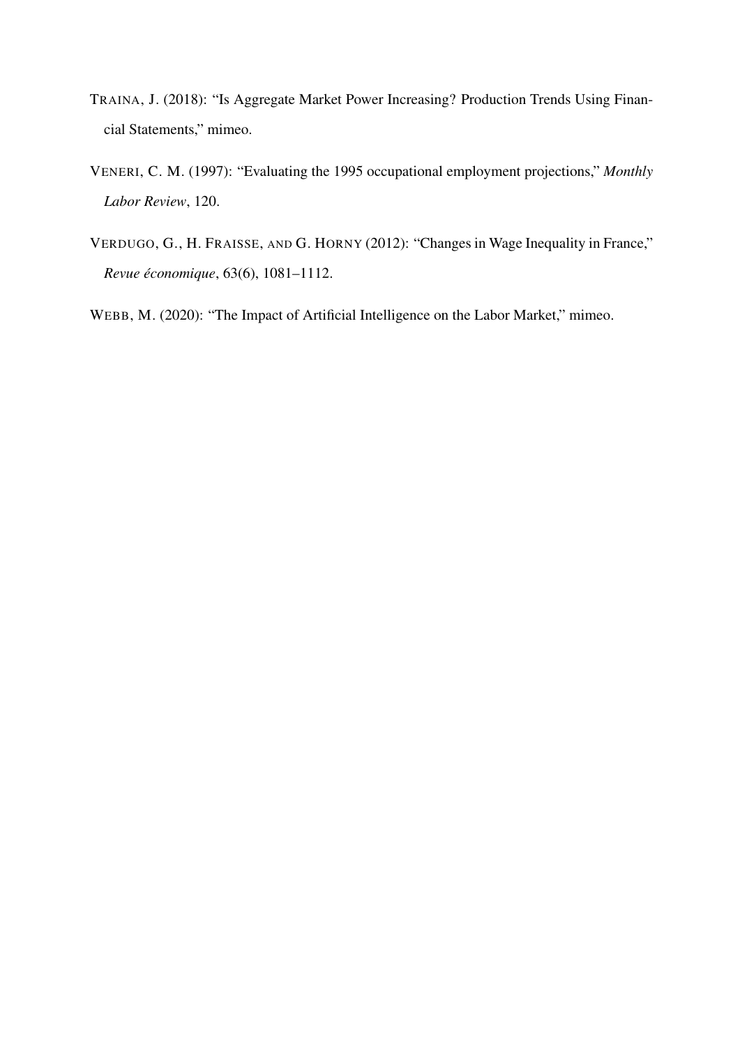TRAINA, J. (2018): "Is Aggregate Market Power Increasing? Production Trends Using Financial Statements," mimeo.

VENERI, C. M. (1997): "Evaluating the 1995 occupational employment projections," *Monthly Labor Review*, 120.

VERDUGO, G., H. FRAISSE, AND G. HORNY (2012): "Changes in Wage Inequality in France," *Revue économique*, 63(6), 1081–1112.

WEBB, M. (2020): "The Impact of Artificial Intelligence on the Labor Market," mimeo.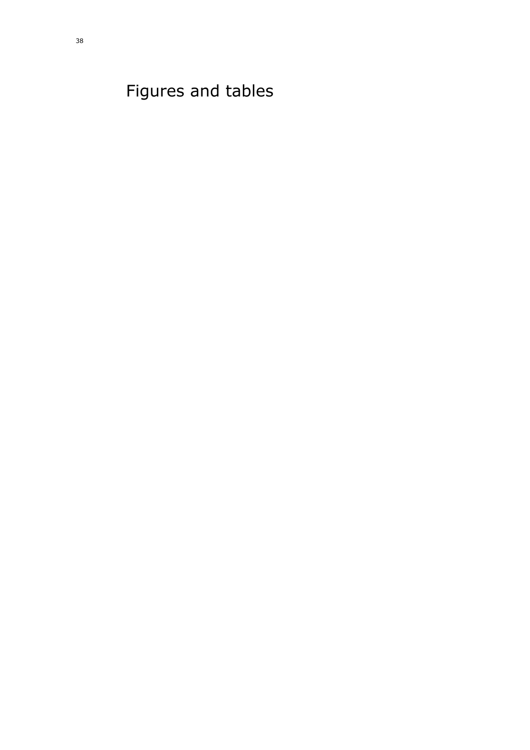# Figures and tables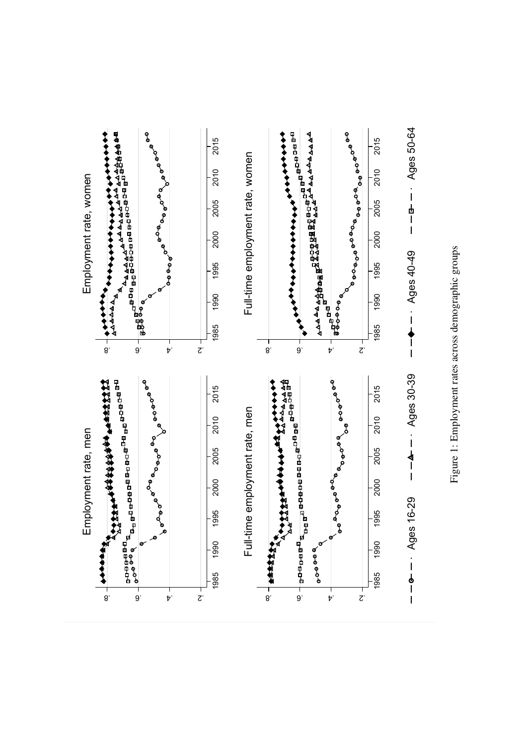Figure 1: Employment rates across demographic groups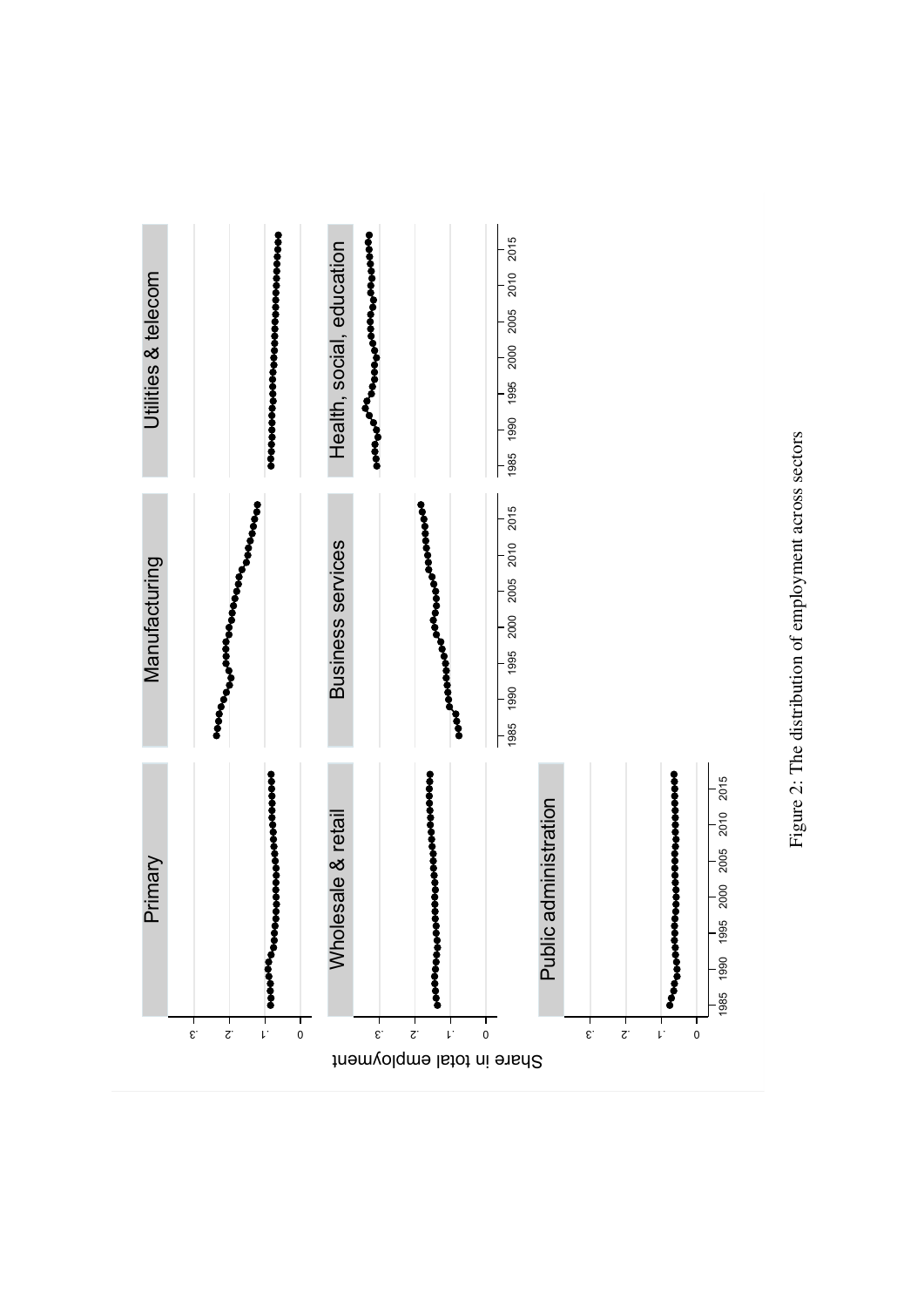Figure 2: The distribution of employment across sectors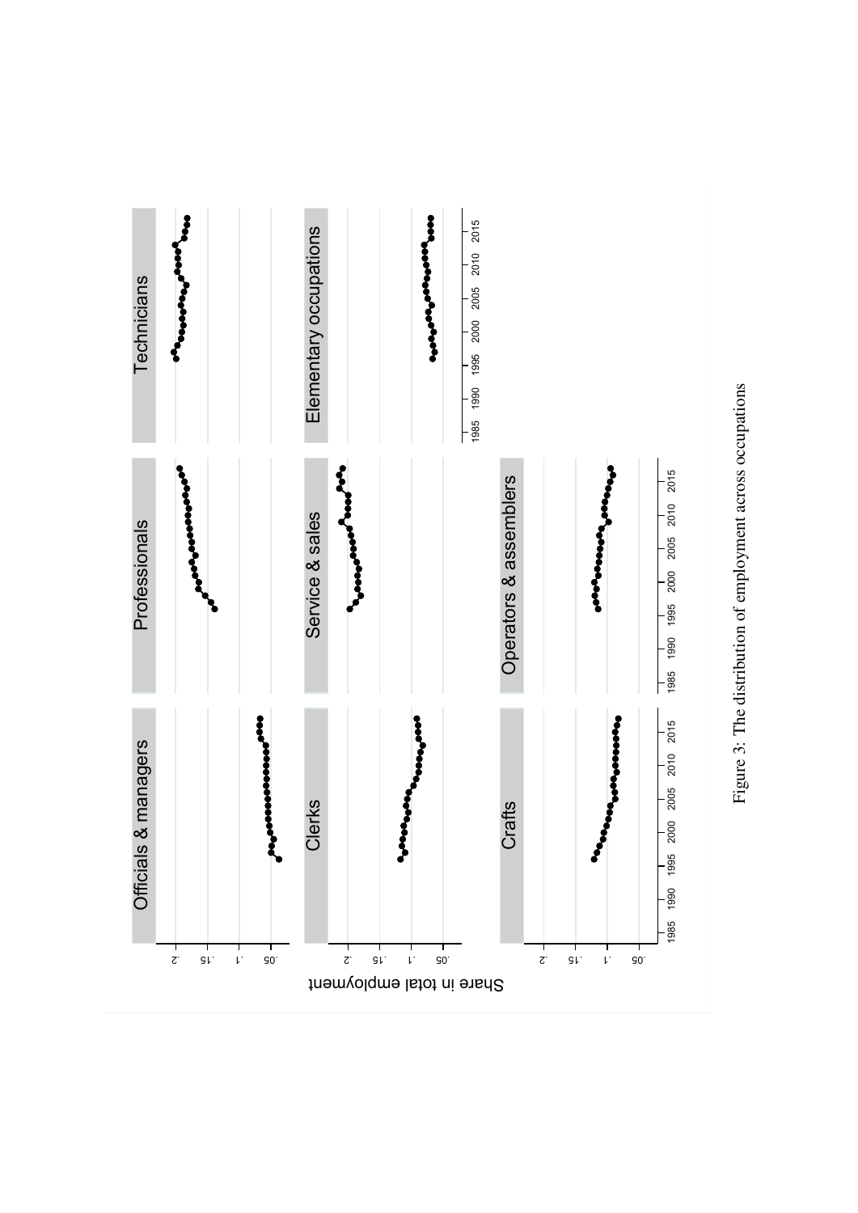Figure 3: The distribution of employment across occupations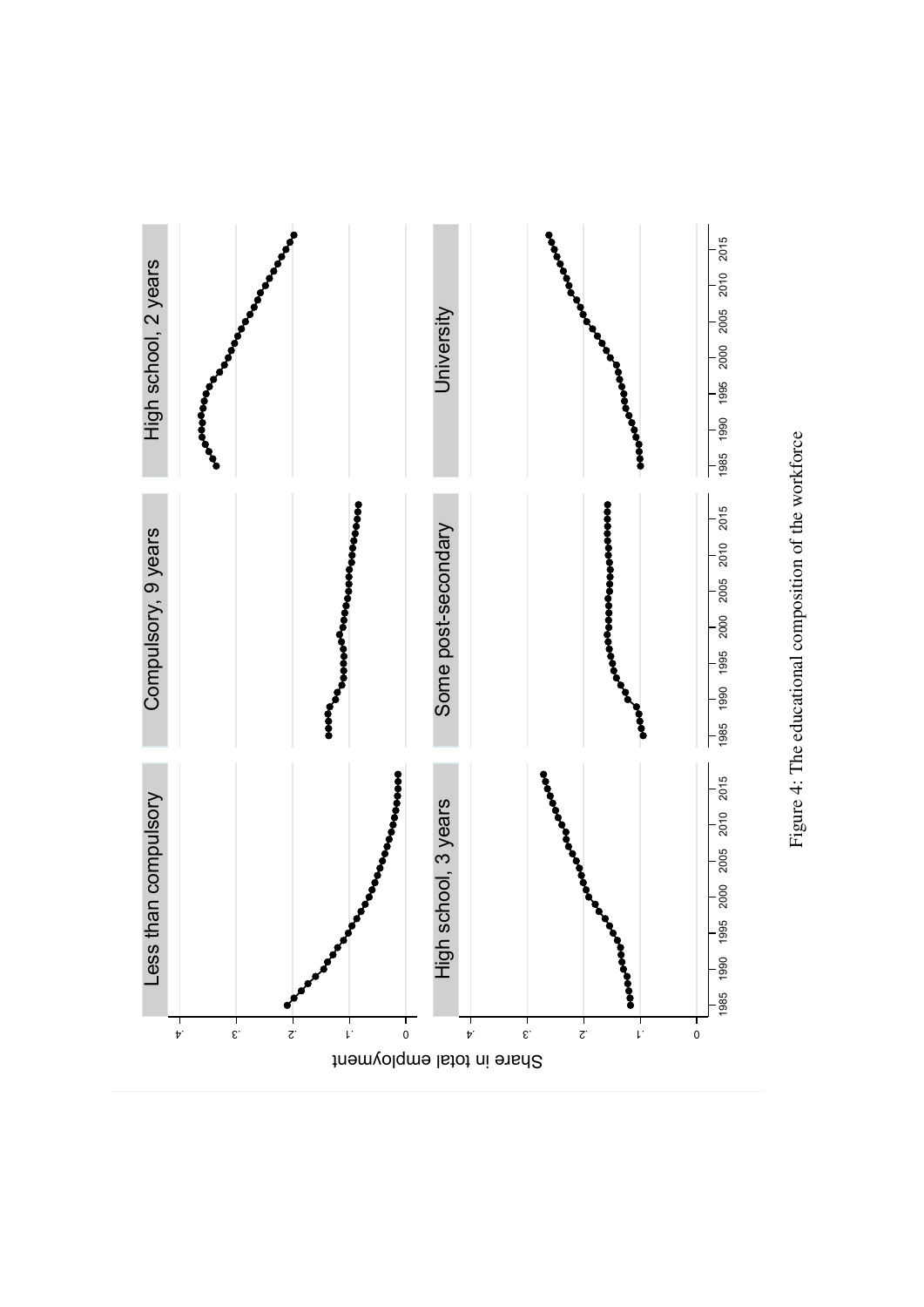Figure 4: The educational composition of the workforce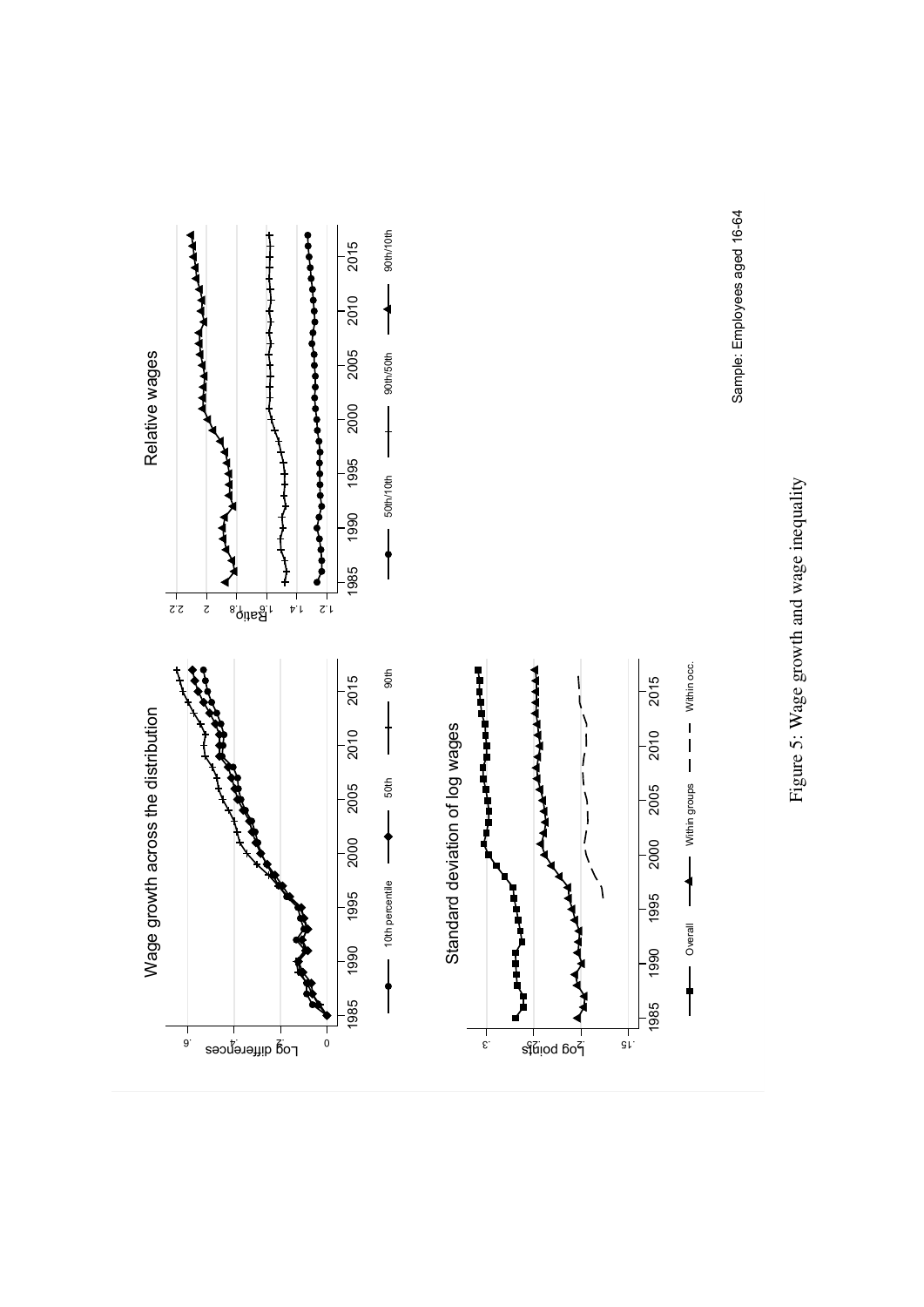Figure 5: Wage growth and wage inequality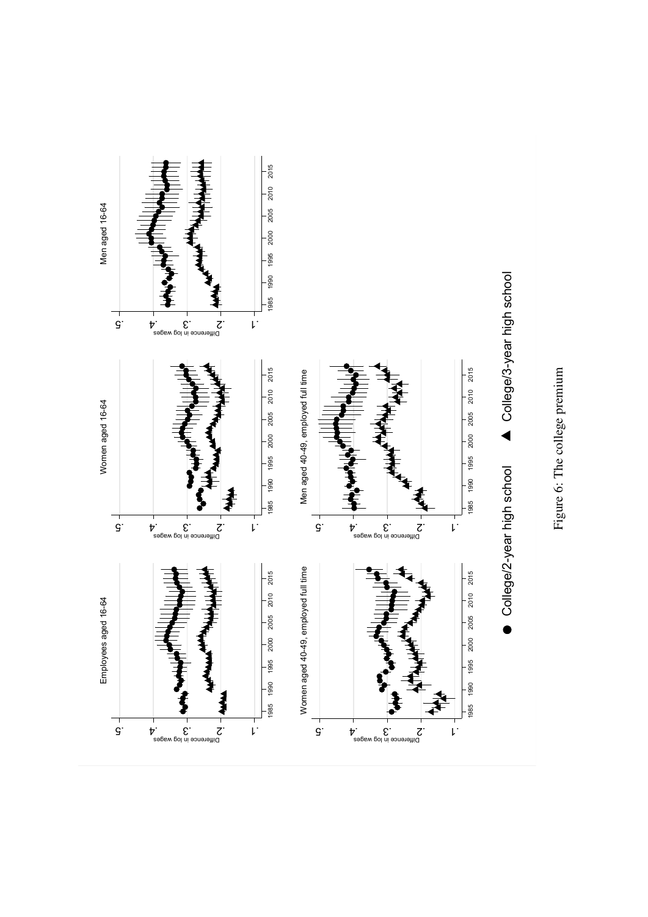Figure 6: The college premium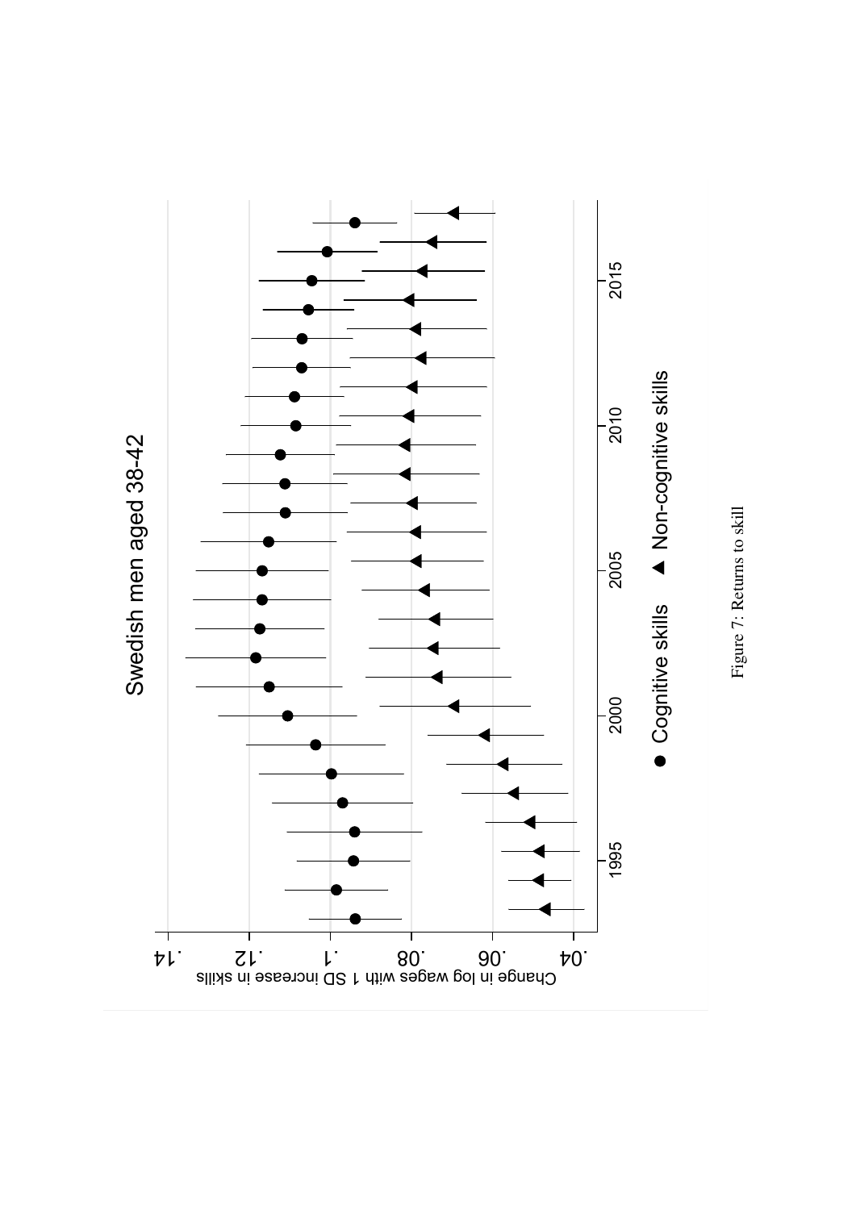Figure 7: Returns to skill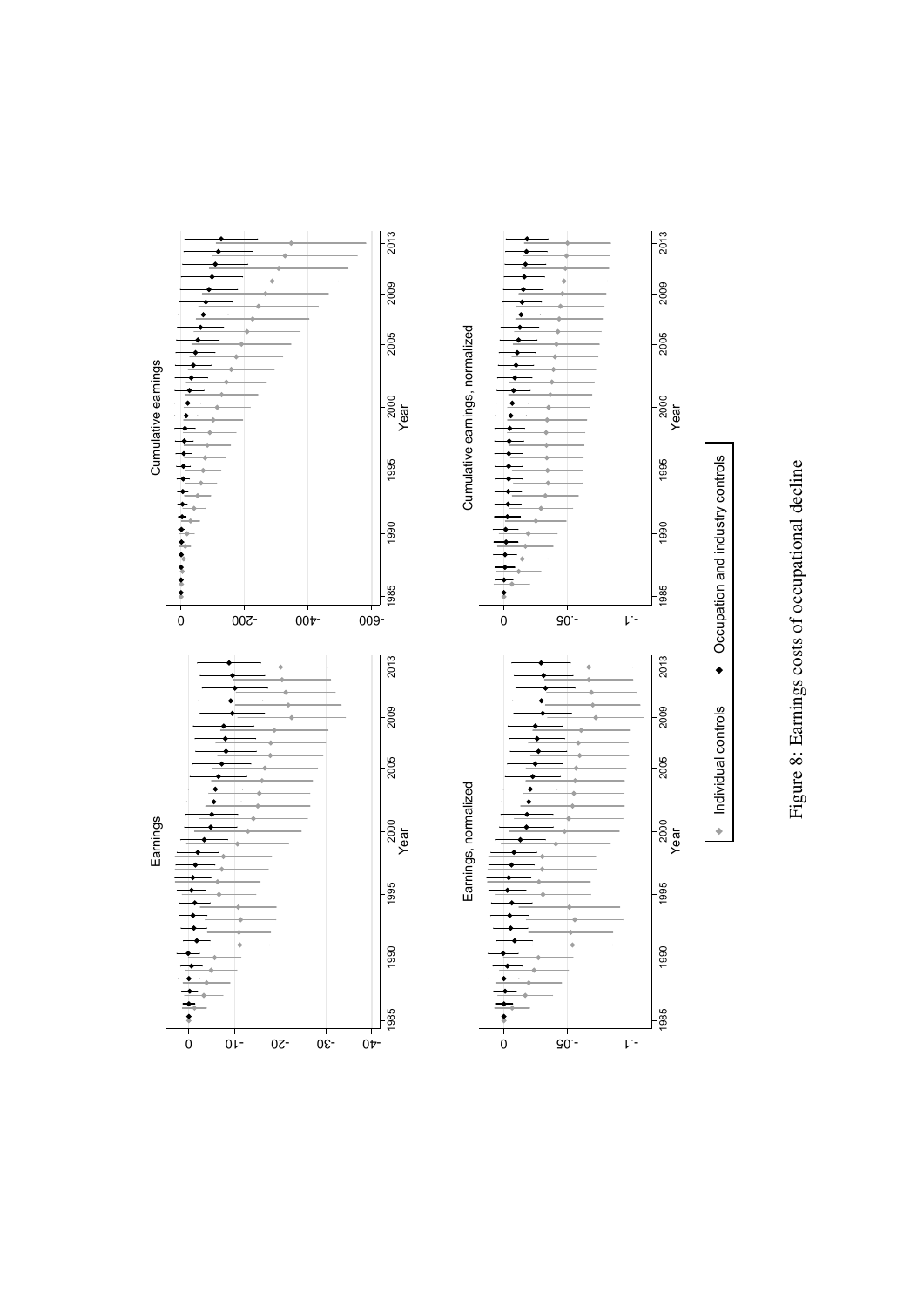Figure 8: Earnings costs of occupational decline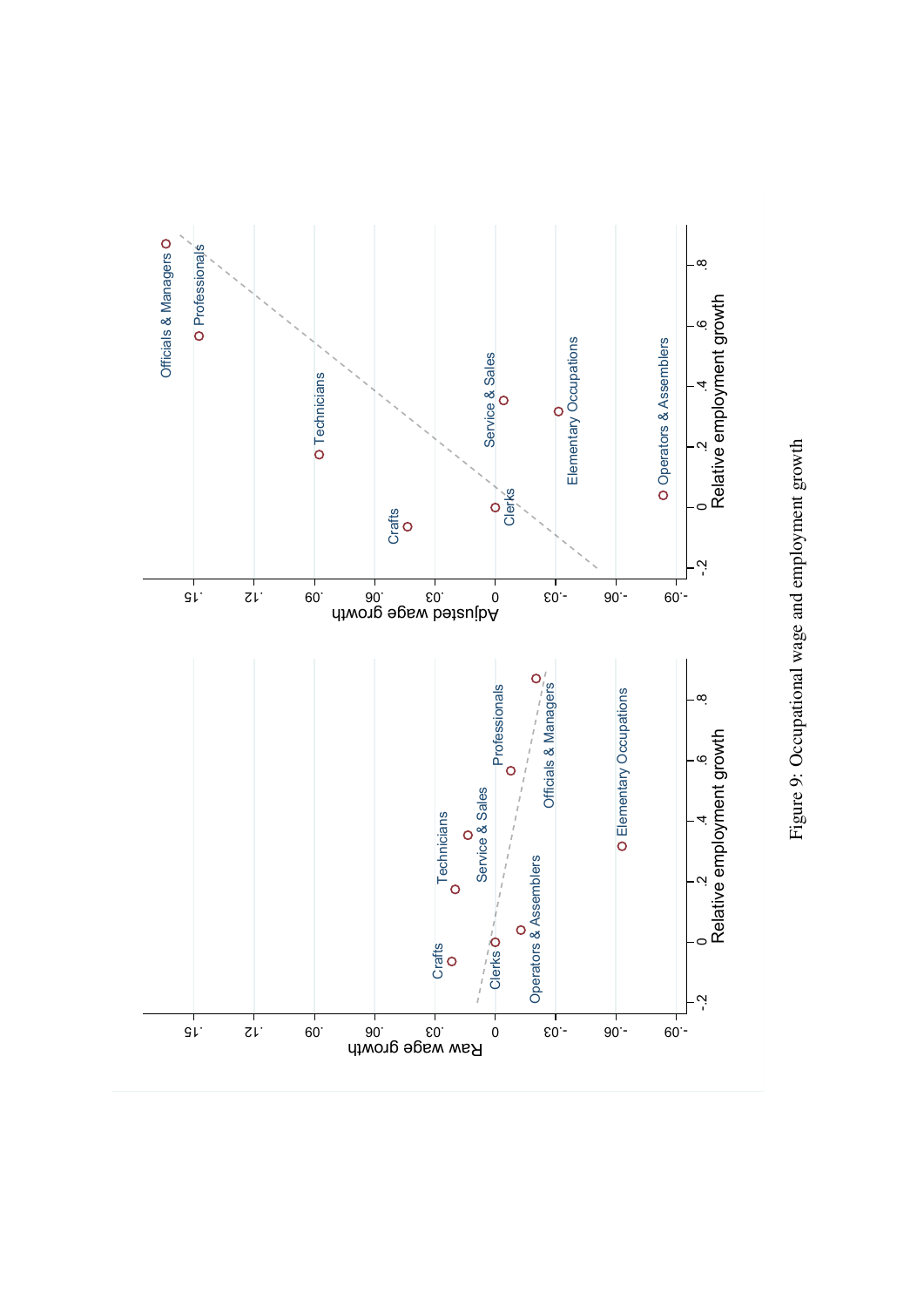Figure 9: Occupational wage and employment growth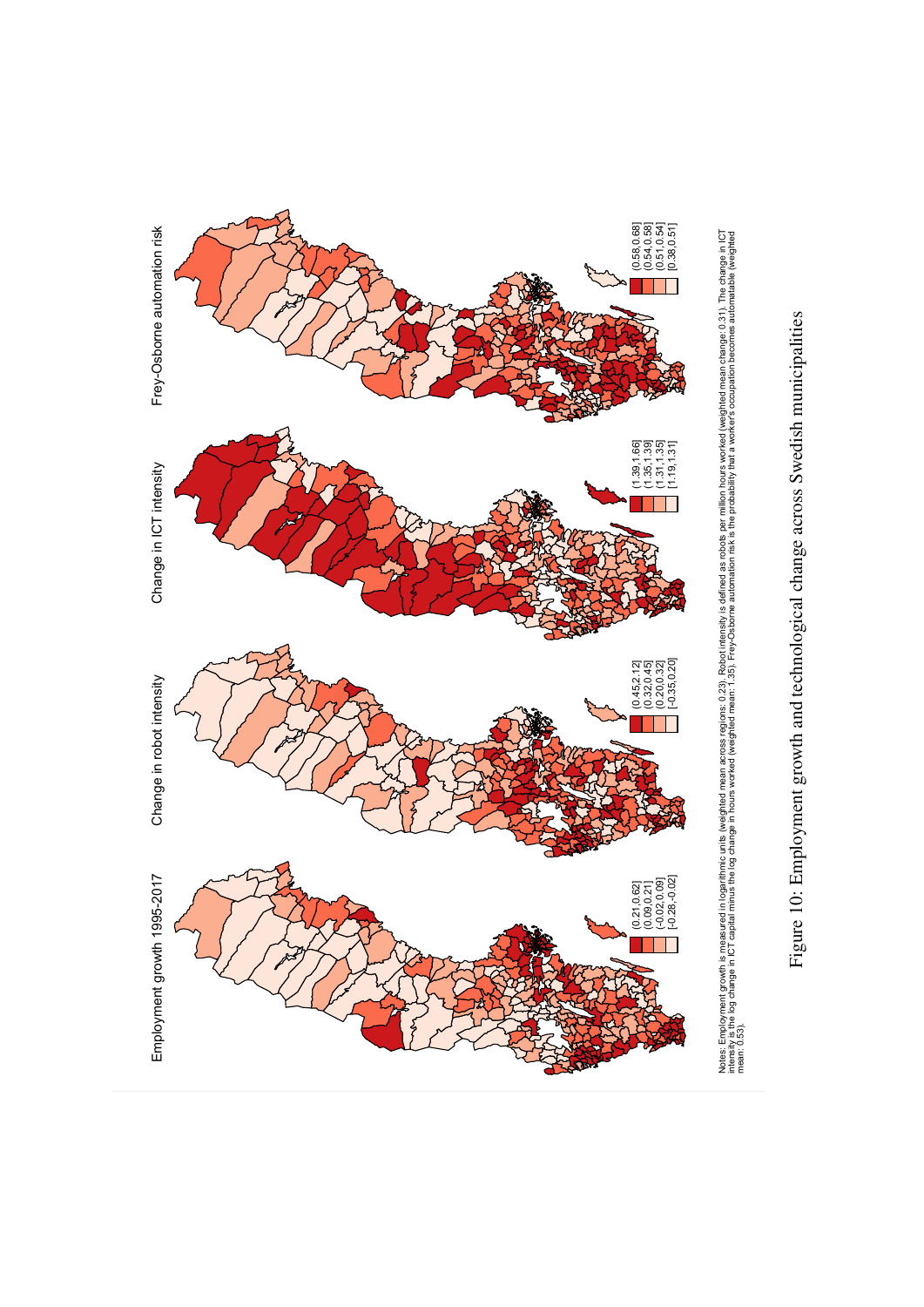Employment growth 1995-2017

[-0.28,-0.02]
(-0.02,0.09]
(0.09,0.21]
(0.21,0.62]

Change in robot intensity

[-0.35,0.20]
(0.20,0.32]
(0.32,0.45]
(0.45,2.12]

Change in ICT intensity

[1.19,1.31]
(1.31,1.35]
(1.35,1.39]
(1.39,1.66]

Frey-Osborne automation risk

[0.38,0.51]
(0.51,0.54]
(0.54,0.58]
(0.58,0.68]

Notes: Employment growth is measured in logarithmic units (weighted mean across regions: 0.23). Robot intensity is defined as robots per million hours worked (weighted mean change: 0.31). The change in ICT intensity is the log change in ICT capital minus the log change in hours worked (weighted mean: 1.35). Frey-Osborne automation risk is the probability that a worker's occupation becomes automatable (weighted mean: 0.53).

Figure 10: Employment growth and technological change across Swedish municipalities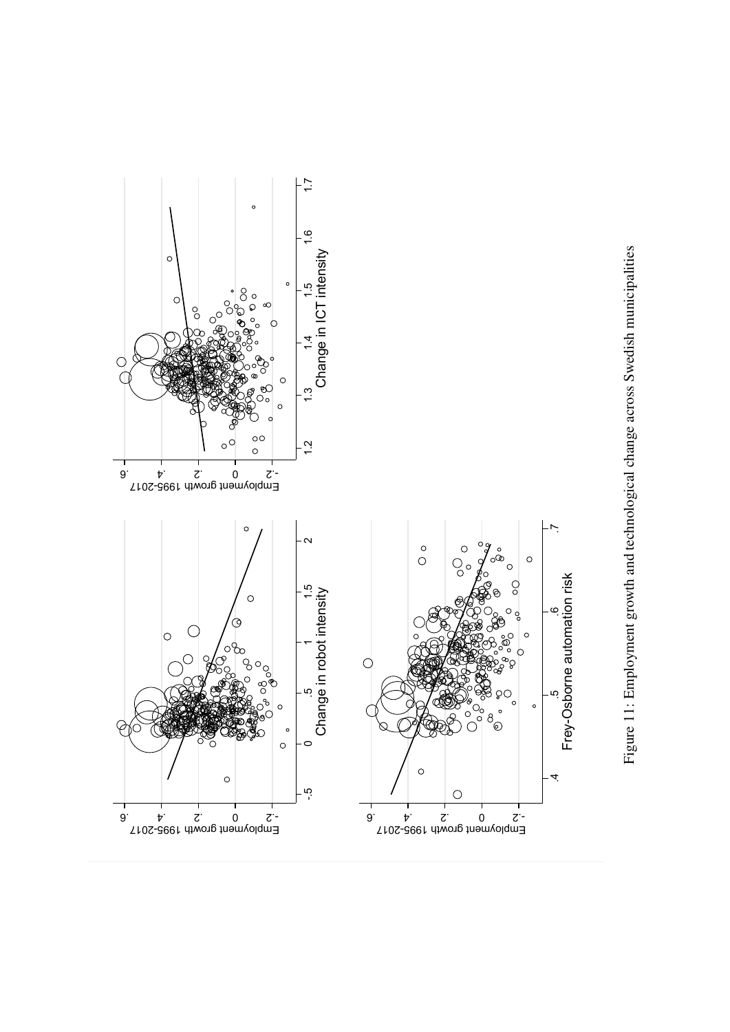Figure 11: Employment growth and technological change across Swedish municipalities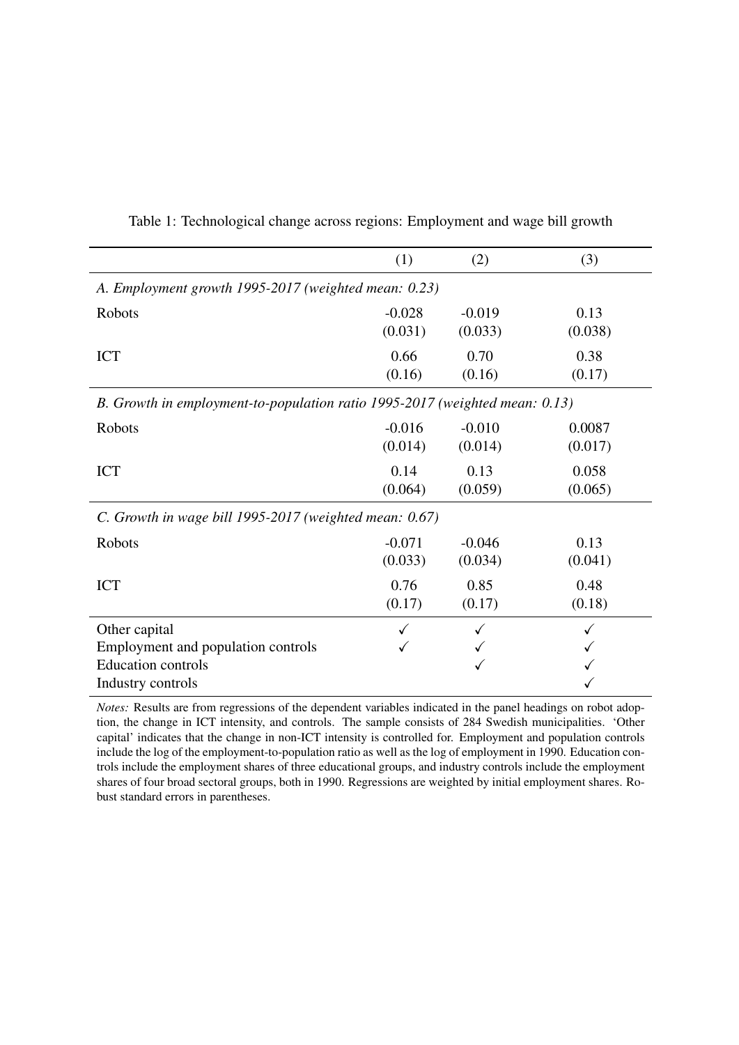Table 1: Technological change across regions: Employment and wage bill growth

| | (1) | (2) | (3) |
|---|---|---|---|
| *A. Employment growth 1995-2017 (weighted mean: 0.23)* | | | |
| Robots | -0.028 | -0.019 | 0.13 |
| | (0.031) | (0.033) | (0.038) |
| ICT | 0.66 | 0.70 | 0.38 |
| | (0.16) | (0.16) | (0.17) |
| *B. Growth in employment-to-population ratio 1995-2017 (weighted mean: 0.13)* | | | |
| Robots | -0.016 | -0.010 | 0.0087 |
| | (0.014) | (0.014) | (0.017) |
| ICT | 0.14 | 0.13 | 0.058 |
| | (0.064) | (0.059) | (0.065) |
| *C. Growth in wage bill 1995-2017 (weighted mean: 0.67)* | | | |
| Robots | -0.071 | -0.046 | 0.13 |
| | (0.033) | (0.034) | (0.041) |
| ICT | 0.76 | 0.85 | 0.48 |
| | (0.17) | (0.17) | (0.18) |
| Other capital | ✓ | ✓ | ✓ |
| Employment and population controls | ✓ | ✓ | ✓ |
| Education controls | | ✓ | ✓ |
| Industry controls | | | ✓ |

*Notes:* Results are from regressions of the dependent variables indicated in the panel headings on robot adoption, the change in ICT intensity, and controls. The sample consists of 284 Swedish municipalities. 'Other capital' indicates that the change in non-ICT intensity is controlled for. Employment and population controls include the log of the employment-to-population ratio as well as the log of employment in 1990. Education controls include the employment shares of three educational groups, and industry controls include the employment shares of four broad sectoral groups, both in 1990. Regressions are weighted by initial employment shares. Robust standard errors in parentheses.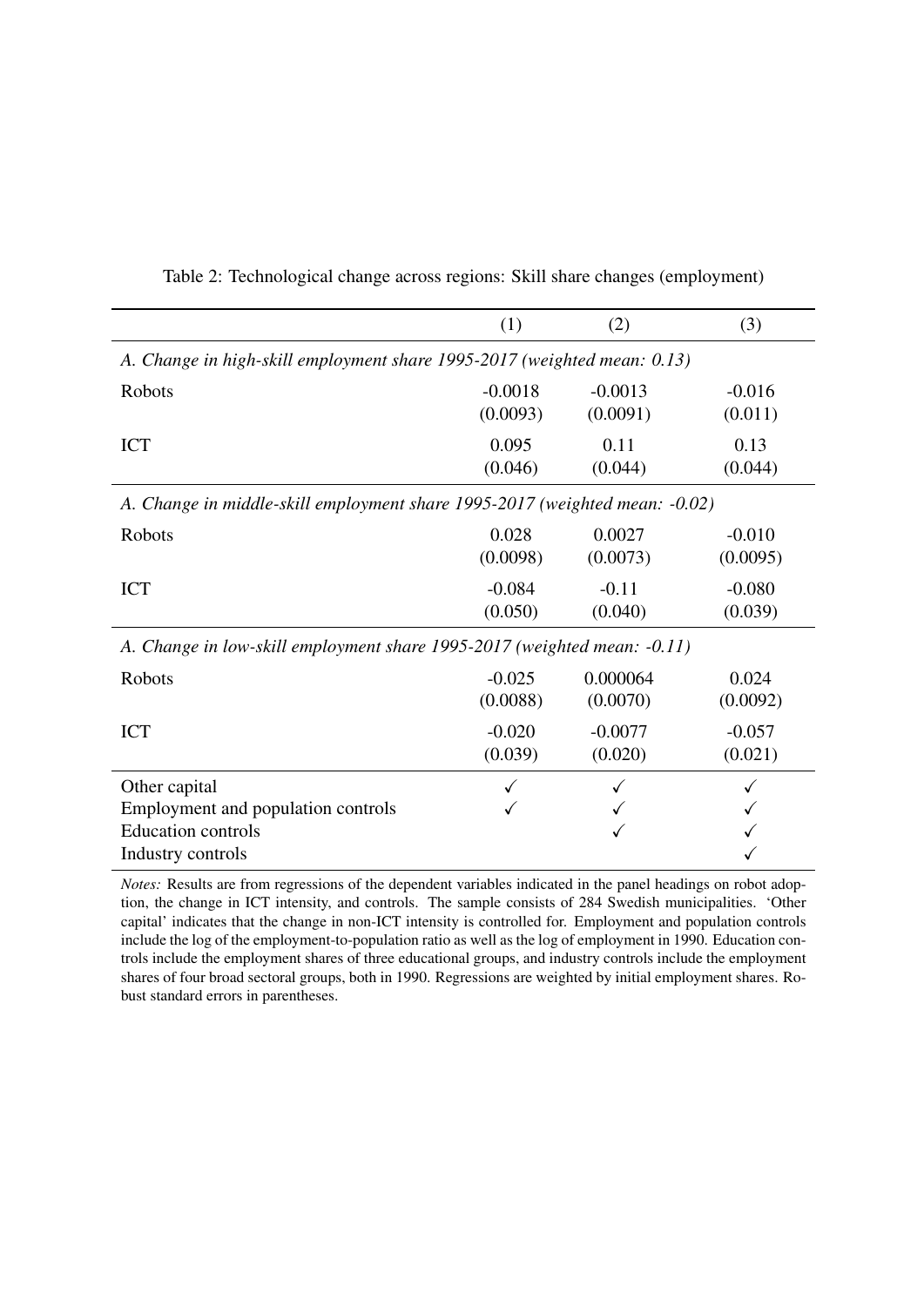Table 2: Technological change across regions: Skill share changes (employment)

| | (1) | (2) | (3) |
|---|---|---|---|
| *A. Change in high-skill employment share 1995-2017 (weighted mean: 0.13)* | | | |
| Robots | -0.0018 | -0.0013 | -0.016 |
| | (0.0093) | (0.0091) | (0.011) |
| ICT | 0.095 | 0.11 | 0.13 |
| | (0.046) | (0.044) | (0.044) |
| *A. Change in middle-skill employment share 1995-2017 (weighted mean: -0.02)* | | | |
| Robots | 0.028 | 0.0027 | -0.010 |
| | (0.0098) | (0.0073) | (0.0095) |
| ICT | -0.084 | -0.11 | -0.080 |
| | (0.050) | (0.040) | (0.039) |
| *A. Change in low-skill employment share 1995-2017 (weighted mean: -0.11)* | | | |
| Robots | -0.025 | 0.000064 | 0.024 |
| | (0.0088) | (0.0070) | (0.0092) |
| ICT | -0.020 | -0.0077 | -0.057 |
| | (0.039) | (0.020) | (0.021) |
| Other capital | ✓ | ✓ | ✓ |
| Employment and population controls | ✓ | ✓ | ✓ |
| Education controls | | ✓ | ✓ |
| Industry controls | | | ✓ |

*Notes:* Results are from regressions of the dependent variables indicated in the panel headings on robot adoption, the change in ICT intensity, and controls. The sample consists of 284 Swedish municipalities. 'Other capital' indicates that the change in non-ICT intensity is controlled for. Employment and population controls include the log of the employment-to-population ratio as well as the log of employment in 1990. Education controls include the employment shares of three educational groups, and industry controls include the employment shares of four broad sectoral groups, both in 1990. Regressions are weighted by initial employment shares. Robust standard errors in parentheses.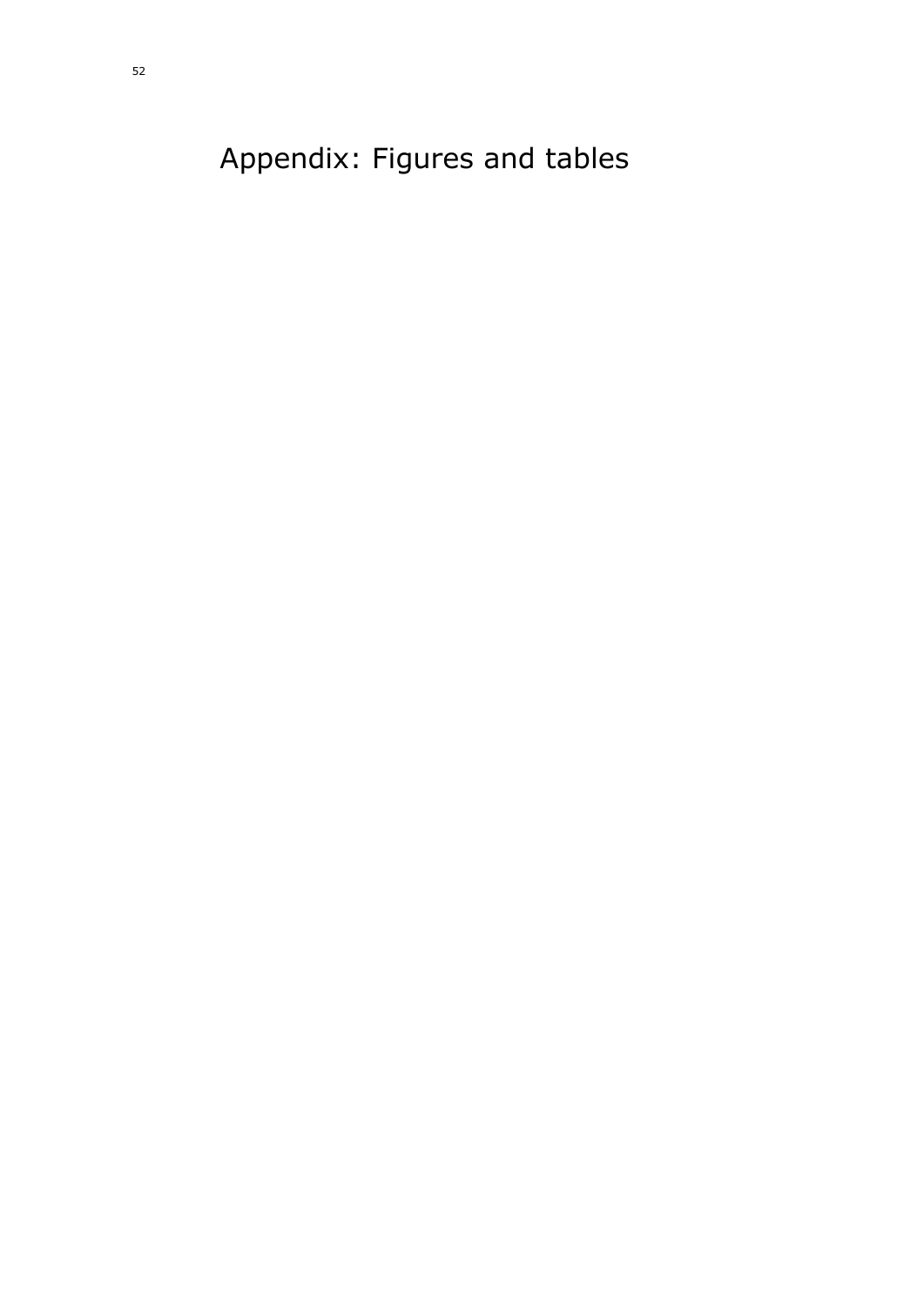# Appendix: Figures and tables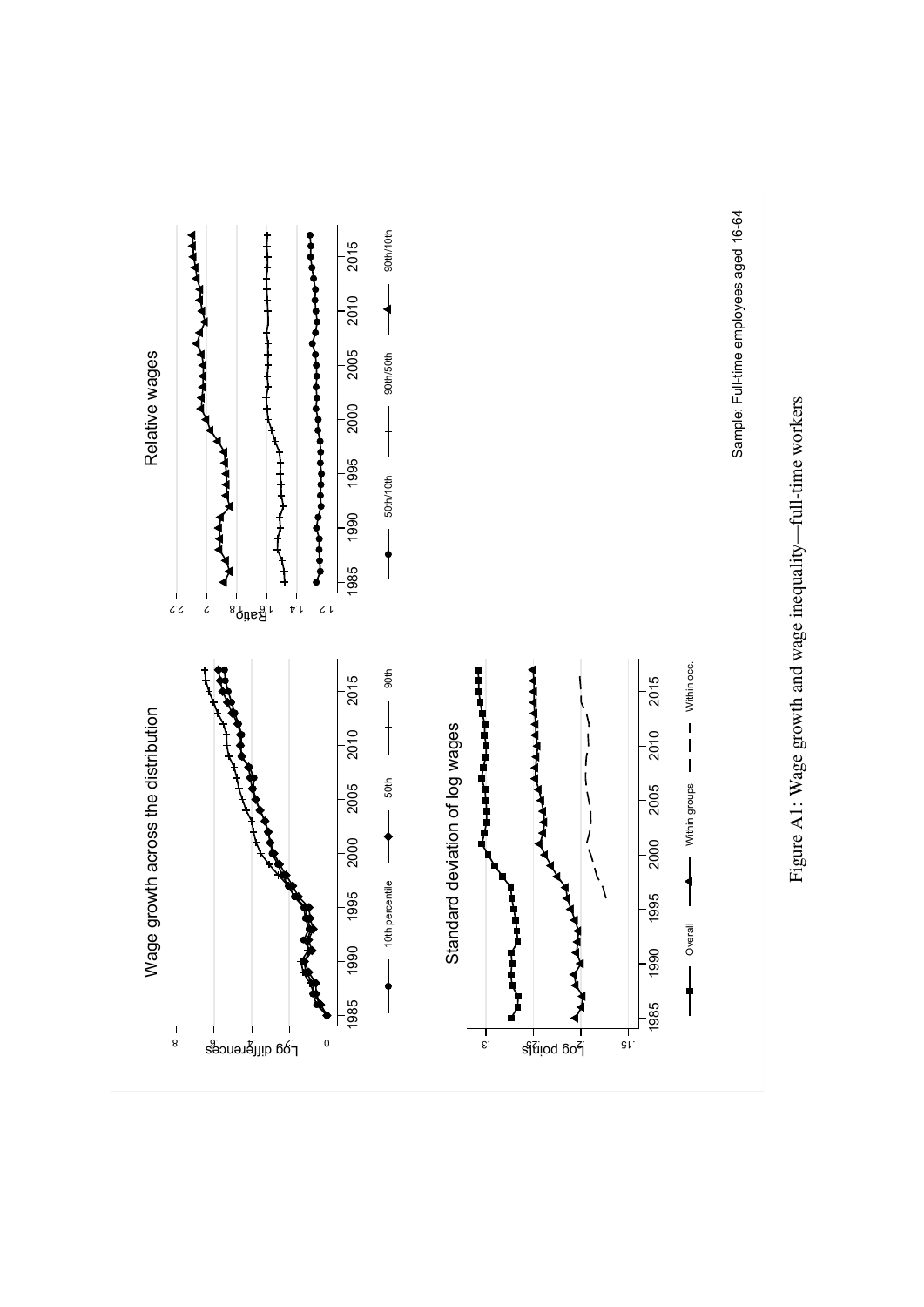Sample: Full-time employees aged 16-64

Figure A1: Wage growth and wage inequality—full-time workers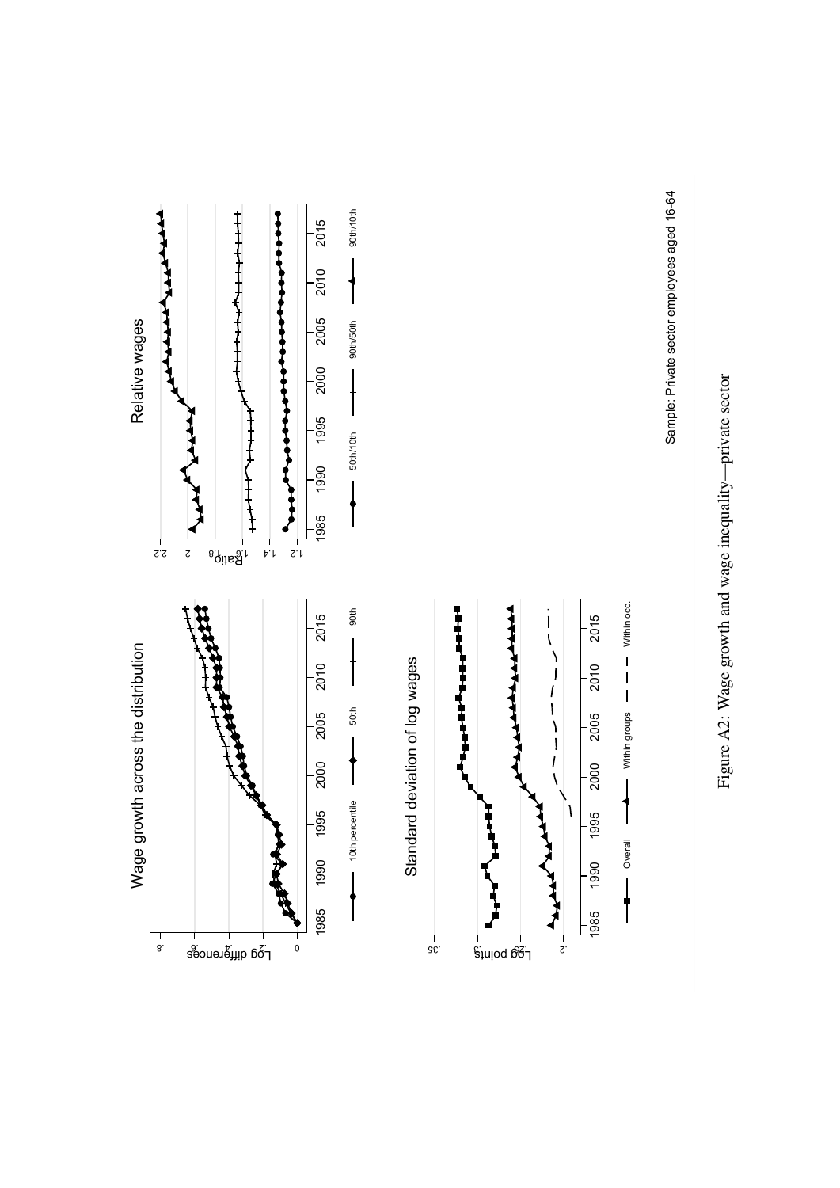Sample: Private sector employees aged 16-64

Figure A2: Wage growth and wage inequality—private sector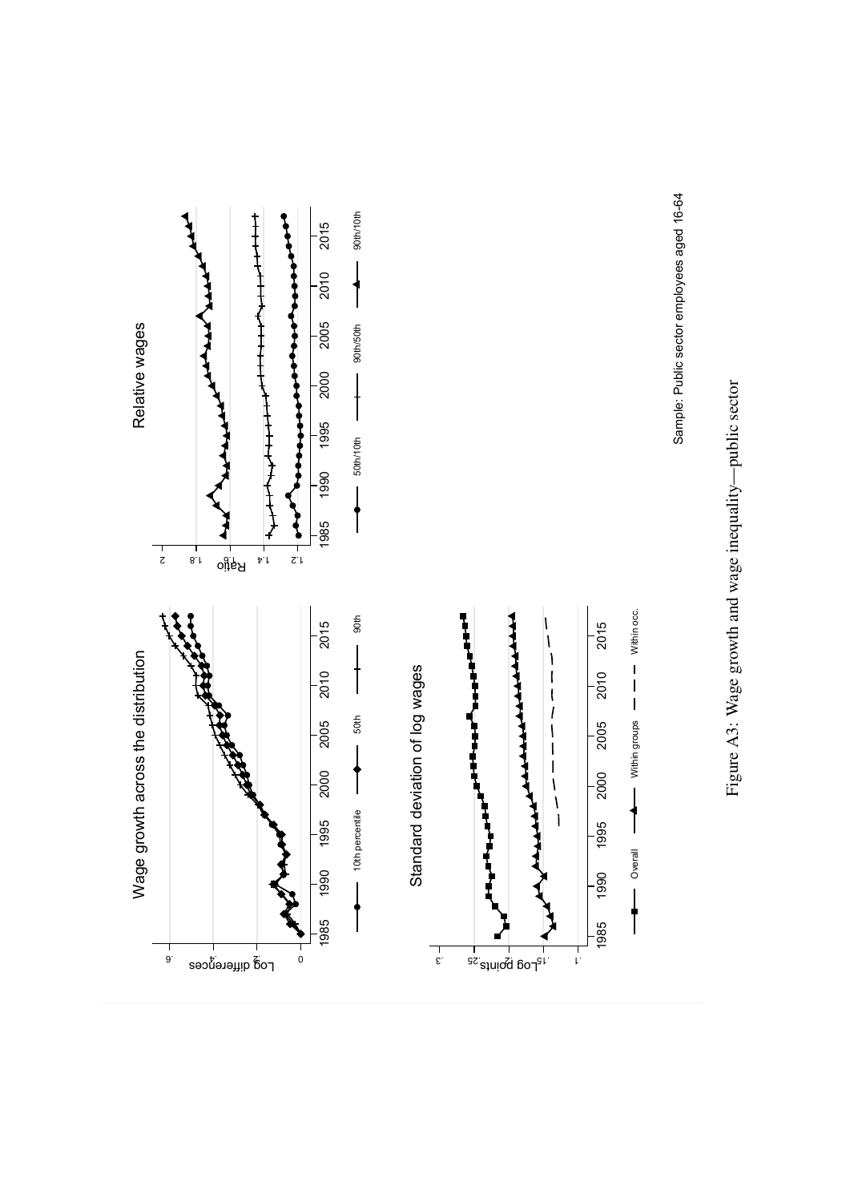Sample: Public sector employees aged 16-64

Figure A3: Wage growth and wage inequality—public sector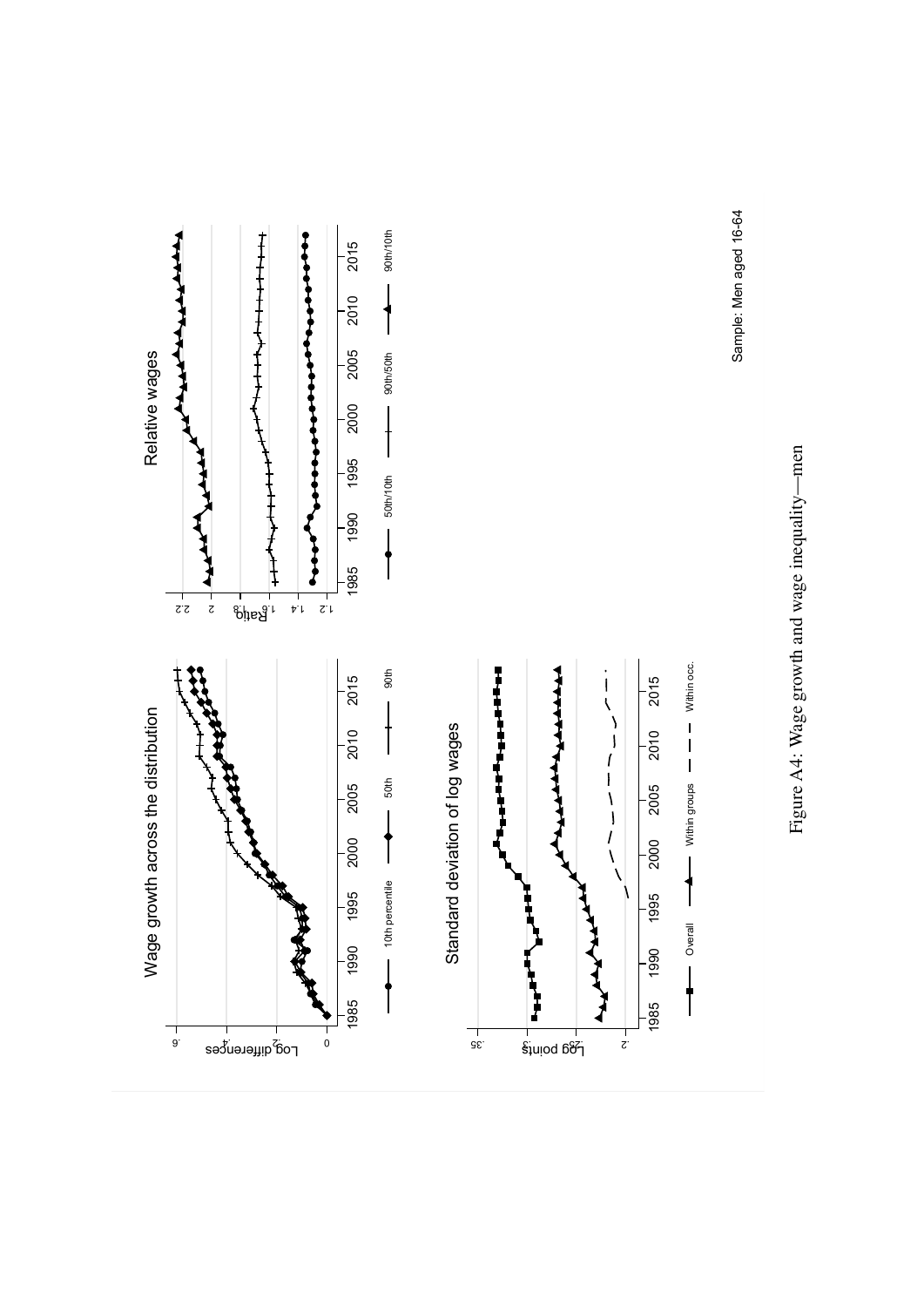Figure A4: Wage growth and wage inequality—men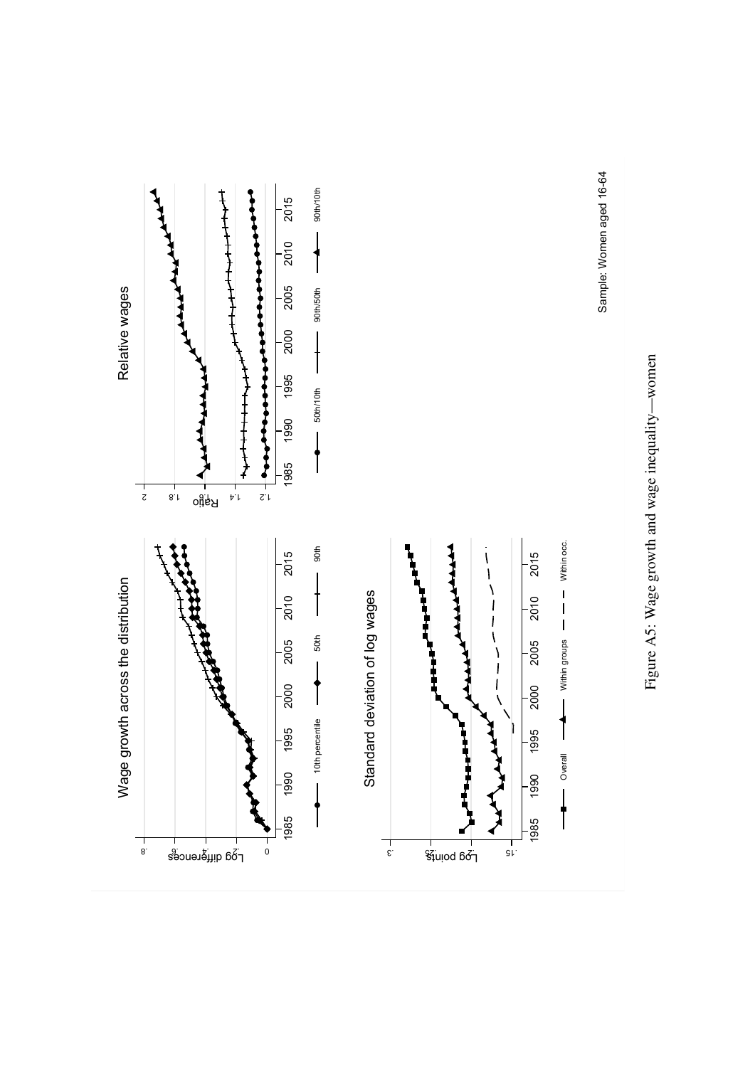Figure A5: Wage growth and wage inequality—women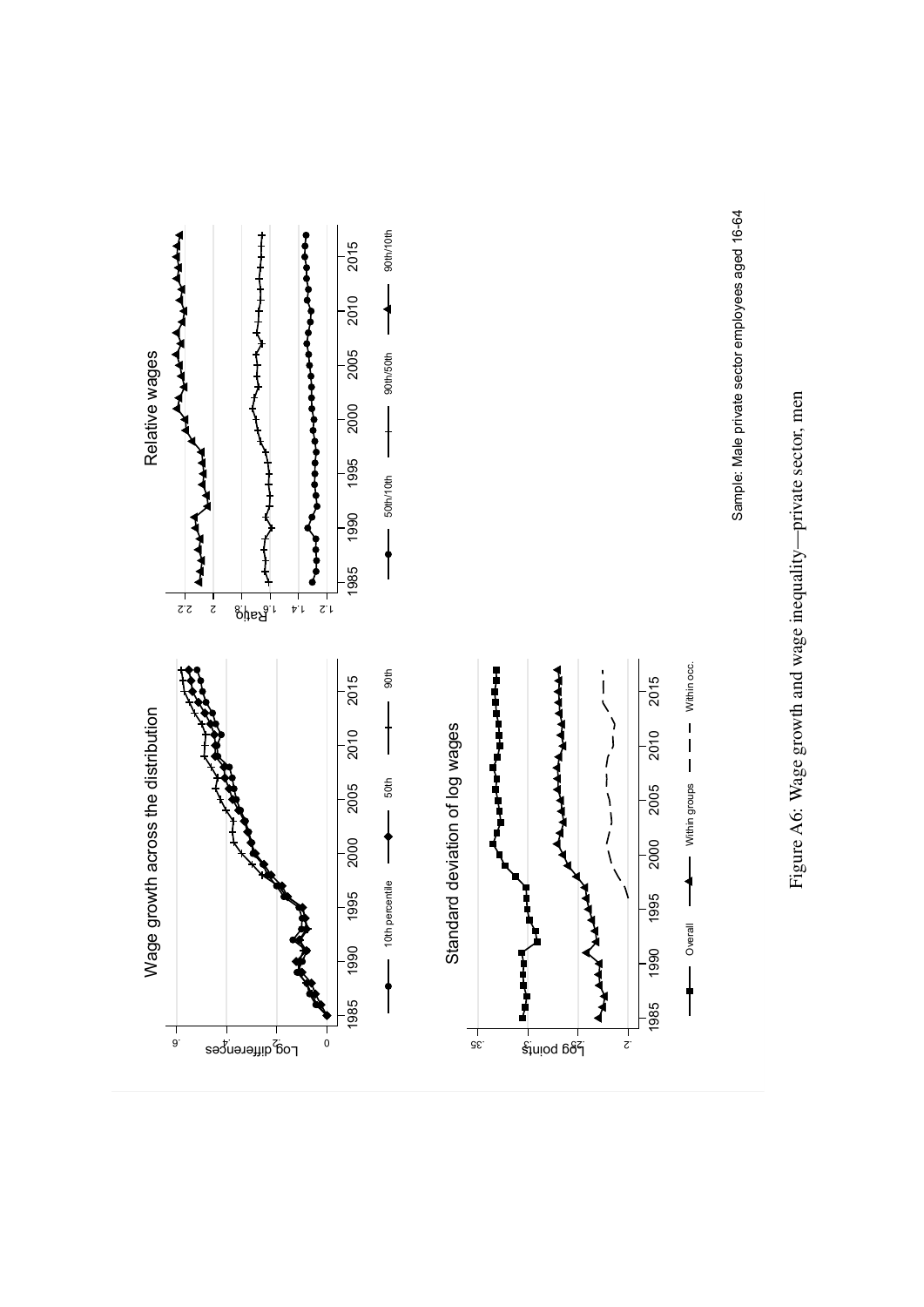Sample: Male private sector employees aged 16-64

Figure A6: Wage growth and wage inequality—private sector, men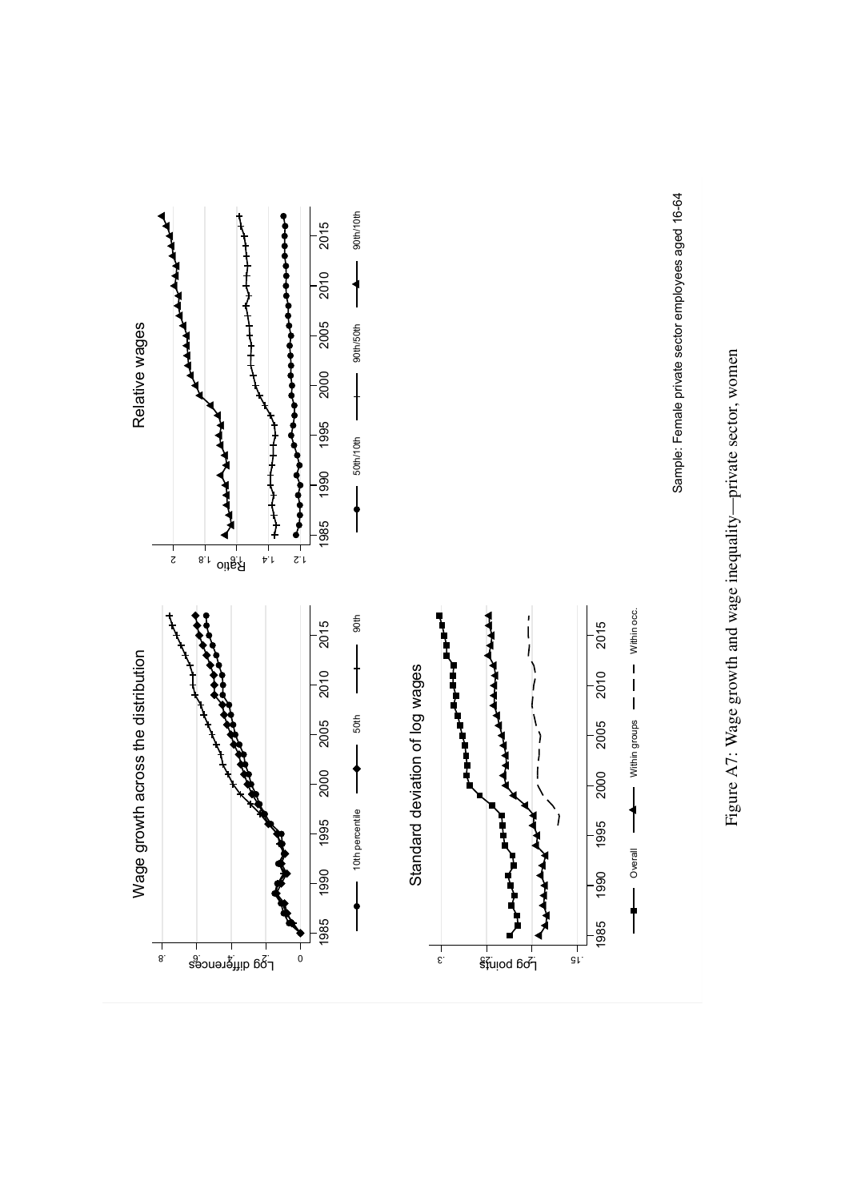Sample: Female private sector employees aged 16-64

Figure A7: Wage growth and wage inequality—private sector, women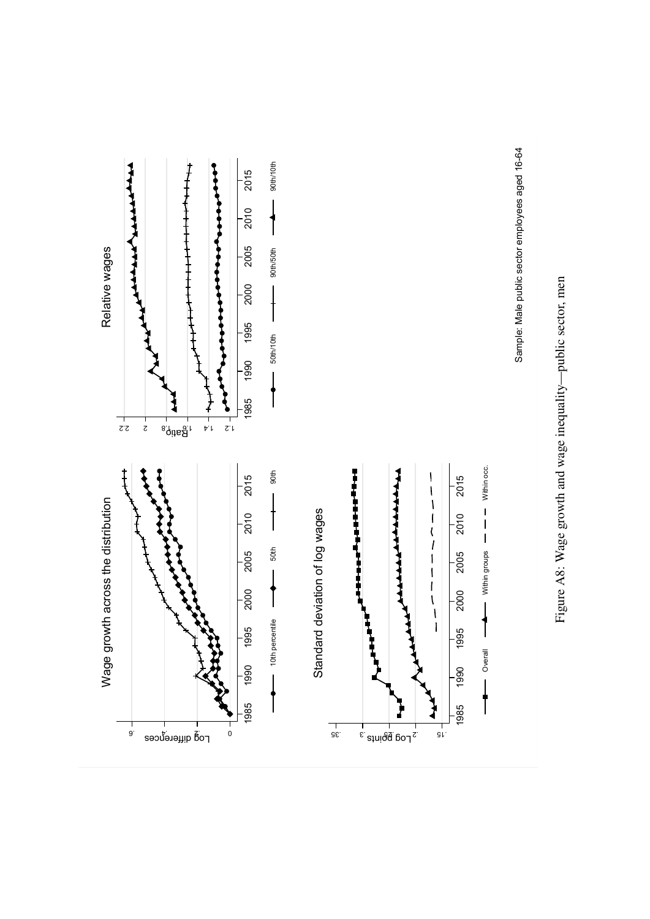Sample: Male public sector employees aged 16-64

Figure A8: Wage growth and wage inequality—public sector, men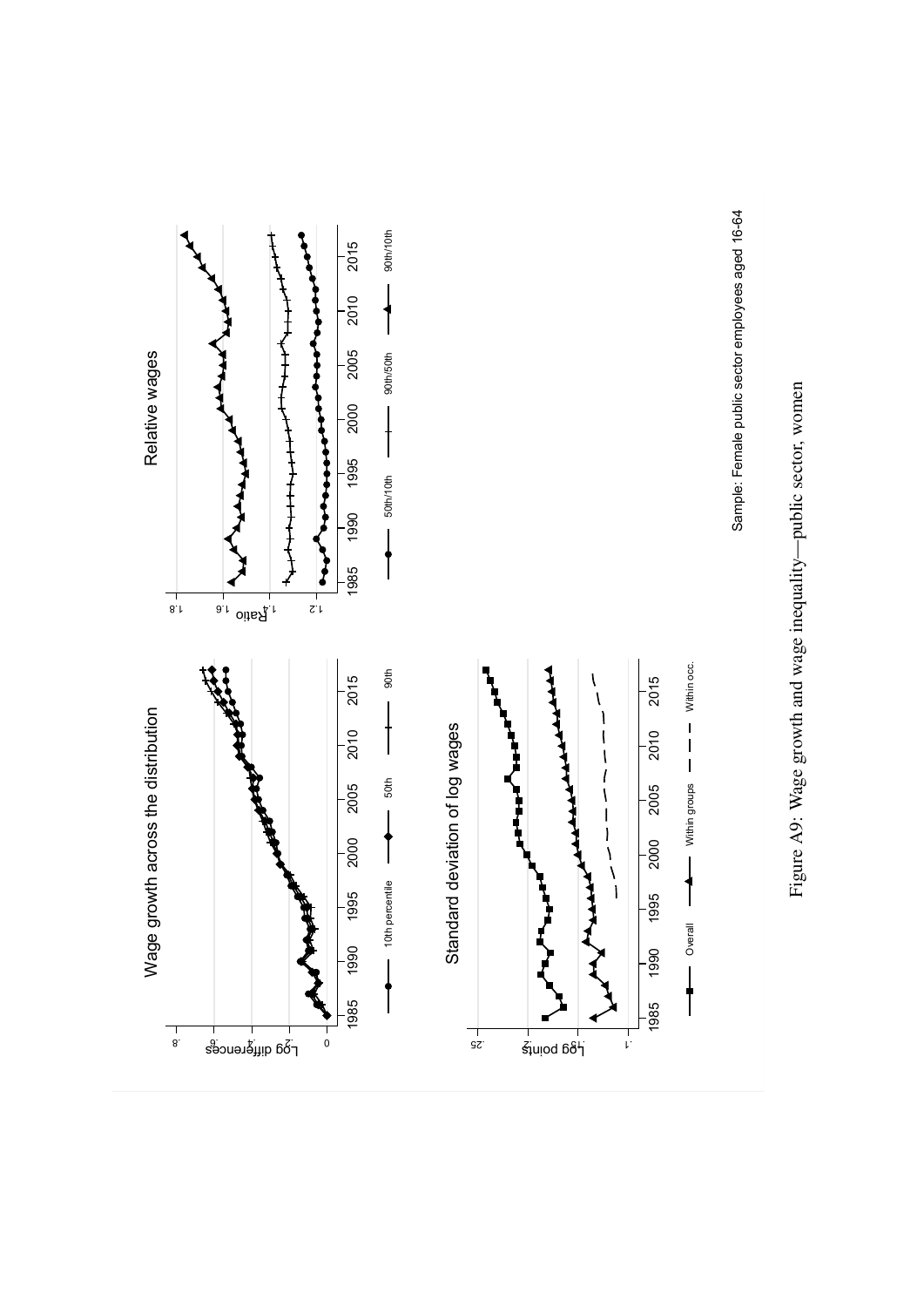Sample: Female public sector employees aged 16-64

Figure A9: Wage growth and wage inequality—public sector, women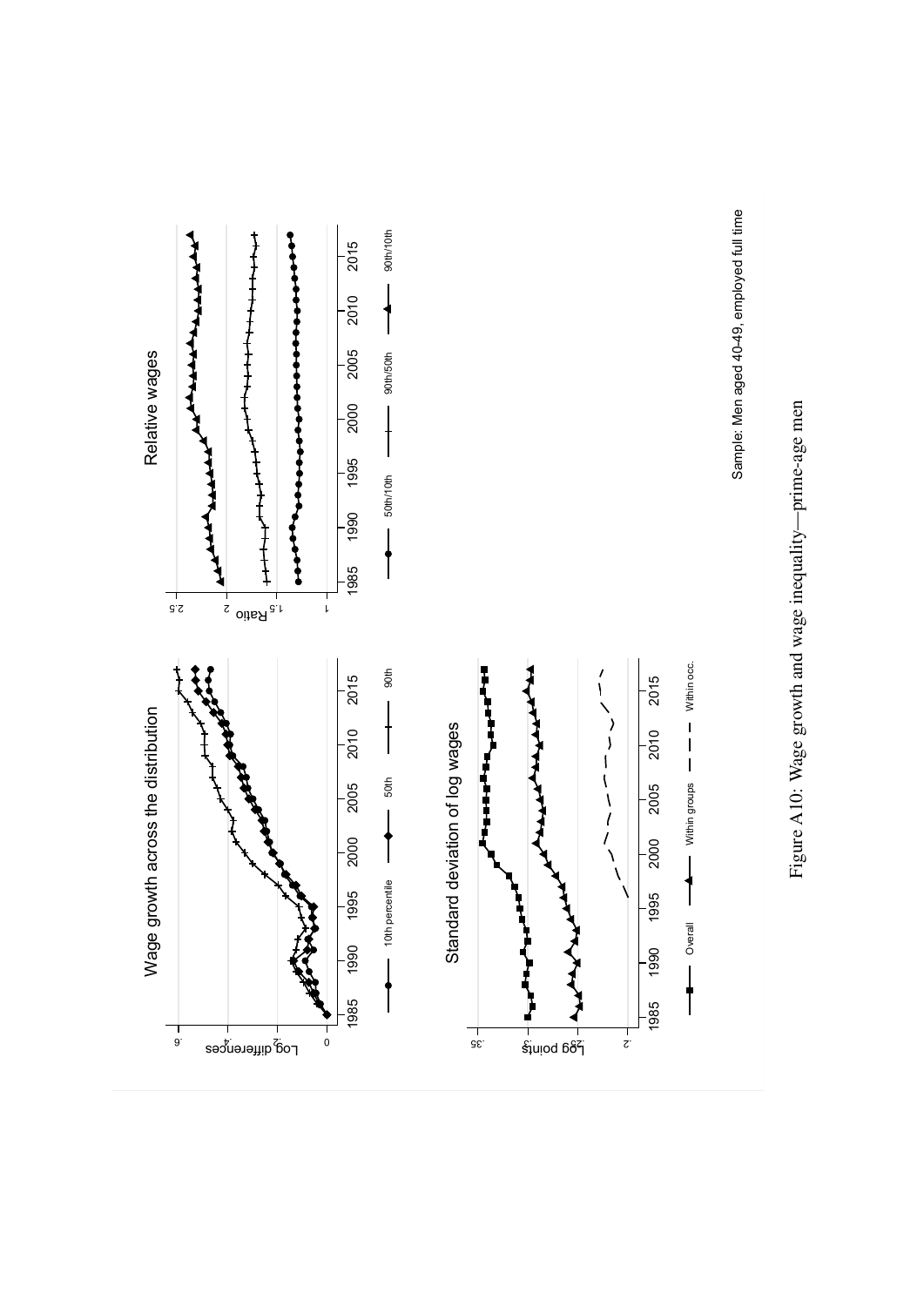Figure A10: Wage growth and wage inequality—prime-age men

Sample: Men aged 40-49, employed full time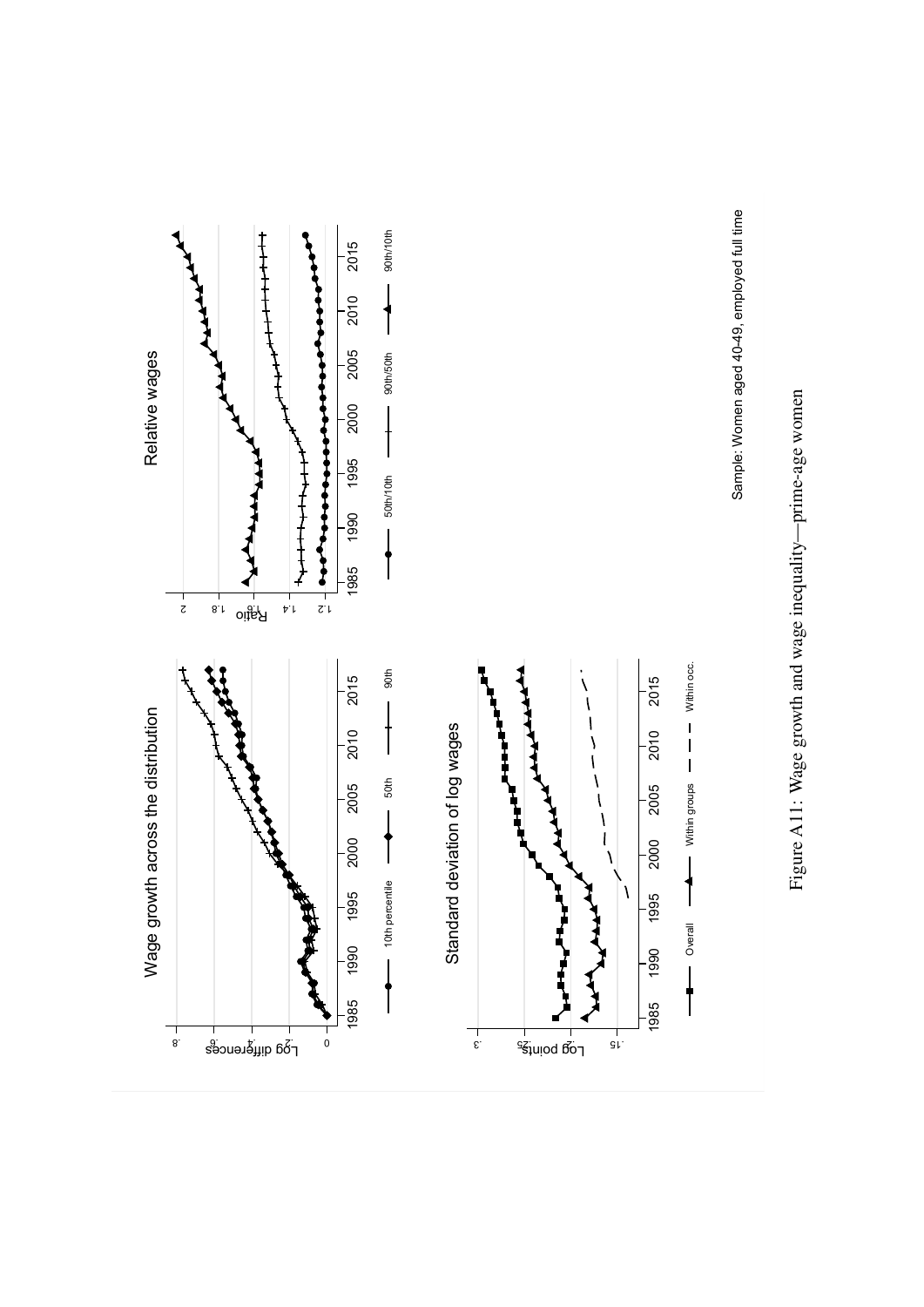Figure A11: Wage growth and wage inequality—prime-age women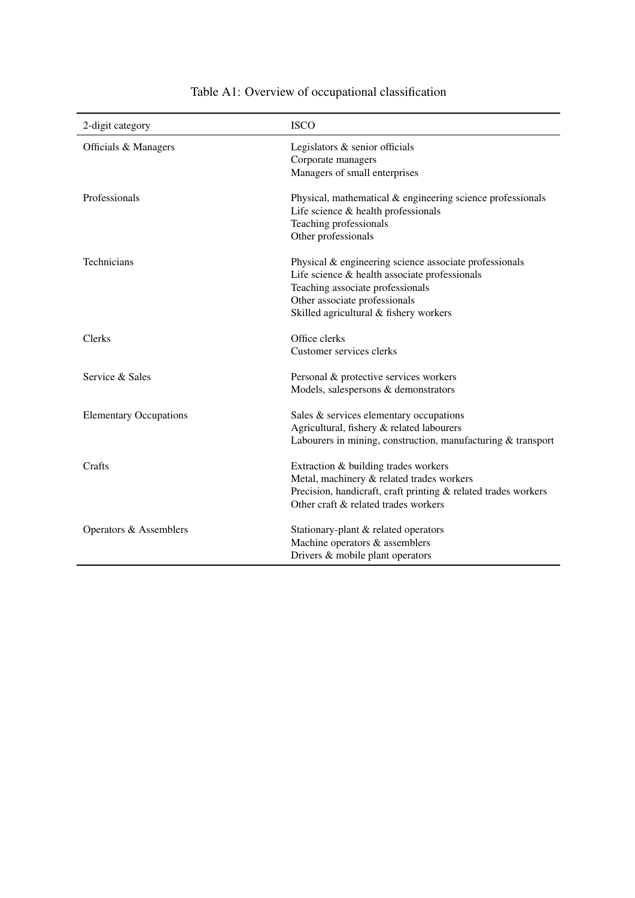Table A1: Overview of occupational classification

| 2-digit category | ISCO |
|---|---|
| Officials & Managers | Legislators & senior officials |
| | Corporate managers |
| | Managers of small enterprises |
| Professionals | Physical, mathematical & engineering science professionals |
| | Life science & health professionals |
| | Teaching professionals |
| | Other professionals |
| Technicians | Physical & engineering science associate professionals |
| | Life science & health associate professionals |
| | Teaching associate professionals |
| | Other associate professionals |
| | Skilled agricultural & fishery workers |
| Clerks | Office clerks |
| | Customer services clerks |
| Service & Sales | Personal & protective services workers |
| | Models, salespersons & demonstrators |
| Elementary Occupations | Sales & services elementary occupations |
| | Agricultural, fishery & related labourers |
| | Labourers in mining, construction, manufacturing & transport |
| Crafts | Extraction & building trades workers |
| | Metal, machinery & related trades workers |
| | Precision, handicraft, craft printing & related trades workers |
| | Other craft & related trades workers |
| Operators & Assemblers | Stationary-plant & related operators |
| | Machine operators & assemblers |
| | Drivers & mobile plant operators |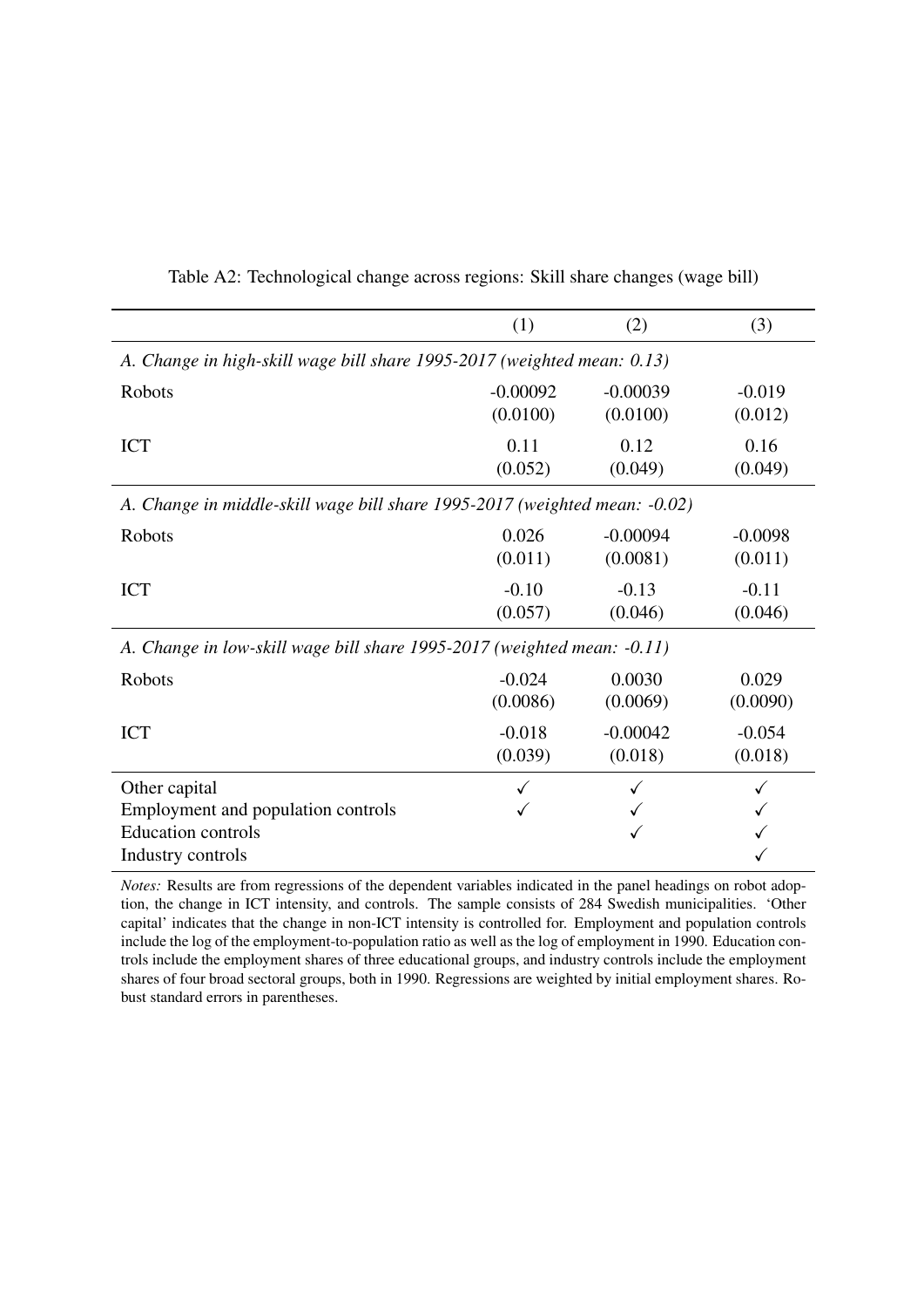Table A2: Technological change across regions: Skill share changes (wage bill)

| | (1) | (2) | (3) |
|---|---|---|---|
| *A. Change in high-skill wage bill share 1995-2017 (weighted mean: 0.13)* | | | |
| Robots | -0.00092 | -0.00039 | -0.019 |
| | (0.0100) | (0.0100) | (0.012) |
| ICT | 0.11 | 0.12 | 0.16 |
| | (0.052) | (0.049) | (0.049) |
| *A. Change in middle-skill wage bill share 1995-2017 (weighted mean: -0.02)* | | | |
| Robots | 0.026 | -0.00094 | -0.0098 |
| | (0.011) | (0.0081) | (0.011) |
| ICT | -0.10 | -0.13 | -0.11 |
| | (0.057) | (0.046) | (0.046) |
| *A. Change in low-skill wage bill share 1995-2017 (weighted mean: -0.11)* | | | |
| Robots | -0.024 | 0.0030 | 0.029 |
| | (0.0086) | (0.0069) | (0.0090) |
| ICT | -0.018 | -0.00042 | -0.054 |
| | (0.039) | (0.018) | (0.018) |
| Other capital | ✓ | ✓ | ✓ |
| Employment and population controls | ✓ | ✓ | ✓ |
| Education controls | | ✓ | ✓ |
| Industry controls | | | ✓ |

*Notes:* Results are from regressions of the dependent variables indicated in the panel headings on robot adoption, the change in ICT intensity, and controls. The sample consists of 284 Swedish municipalities. 'Other capital' indicates that the change in non-ICT intensity is controlled for. Employment and population controls include the log of the employment-to-population ratio as well as the log of employment in 1990. Education controls include the employment shares of three educational groups, and industry controls include the employment shares of four broad sectoral groups, both in 1990. Regressions are weighted by initial employment shares. Robust standard errors in parentheses.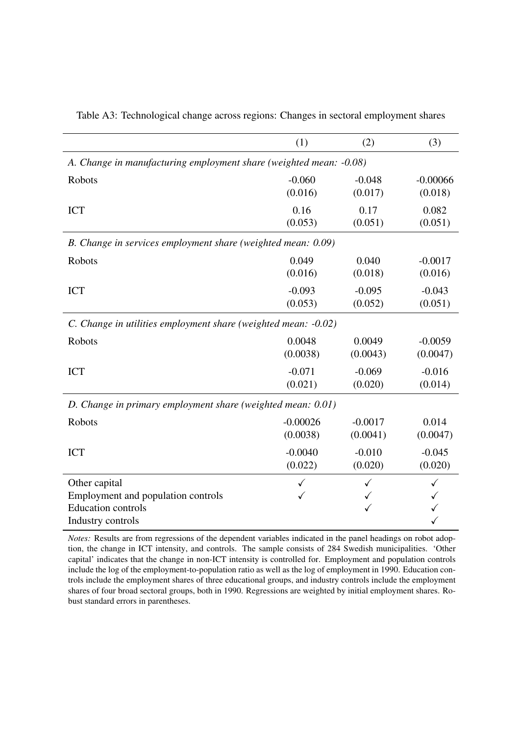Table A3: Technological change across regions: Changes in sectoral employment shares

| | (1) | (2) | (3) |
|---|---|---|---|
| *A. Change in manufacturing employment share (weighted mean: -0.08)* | | | |
| Robots | -0.060 | -0.048 | -0.00066 |
| | (0.016) | (0.017) | (0.018) |
| ICT | 0.16 | 0.17 | 0.082 |
| | (0.053) | (0.051) | (0.051) |
| *B. Change in services employment share (weighted mean: 0.09)* | | | |
| Robots | 0.049 | 0.040 | -0.0017 |
| | (0.016) | (0.018) | (0.016) |
| ICT | -0.093 | -0.095 | -0.043 |
| | (0.053) | (0.052) | (0.051) |
| *C. Change in utilities employment share (weighted mean: -0.02)* | | | |
| Robots | 0.0048 | 0.0049 | -0.0059 |
| | (0.0038) | (0.0043) | (0.0047) |
| ICT | -0.071 | -0.069 | -0.016 |
| | (0.021) | (0.020) | (0.014) |
| *D. Change in primary employment share (weighted mean: 0.01)* | | | |
| Robots | -0.00026 | -0.0017 | 0.014 |
| | (0.0038) | (0.0041) | (0.0047) |
| ICT | -0.0040 | -0.010 | -0.045 |
| | (0.022) | (0.020) | (0.020) |
| Other capital | ✓ | ✓ | ✓ |
| Employment and population controls | ✓ | ✓ | ✓ |
| Education controls | | ✓ | ✓ |
| Industry controls | | | ✓ |

*Notes:* Results are from regressions of the dependent variables indicated in the panel headings on robot adoption, the change in ICT intensity, and controls. The sample consists of 284 Swedish municipalities. 'Other capital' indicates that the change in non-ICT intensity is controlled for. Employment and population controls include the log of the employment-to-population ratio as well as the log of employment in 1990. Education controls include the employment shares of three educational groups, and industry controls include the employment shares of four broad sectoral groups, both in 1990. Regressions are weighted by initial employment shares. Robust standard errors in parentheses.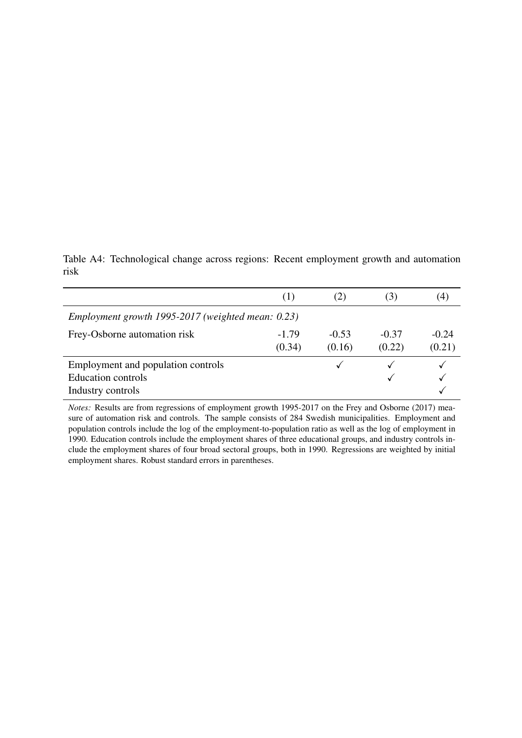Table A4: Technological change across regions: Recent employment growth and automation risk

| | (1) | (2) | (3) | (4) |
|---|---|---|---|---|
| *Employment growth 1995-2017 (weighted mean: 0.23)* | | | | |
| Frey-Osborne automation risk | -1.79 | -0.53 | -0.37 | -0.24 |
| | (0.34) | (0.16) | (0.22) | (0.21) |
| Employment and population controls | | ✓ | ✓ | ✓ |
| Education controls | | | ✓ | ✓ |
| Industry controls | | | | ✓ |

*Notes:* Results are from regressions of employment growth 1995-2017 on the Frey and Osborne (2017) measure of automation risk and controls. The sample consists of 284 Swedish municipalities. Employment and population controls include the log of the employment-to-population ratio as well as the log of employment in 1990. Education controls include the employment shares of three educational groups, and industry controls include the employment shares of four broad sectoral groups, both in 1990. Regressions are weighted by initial employment shares. Robust standard errors in parentheses.